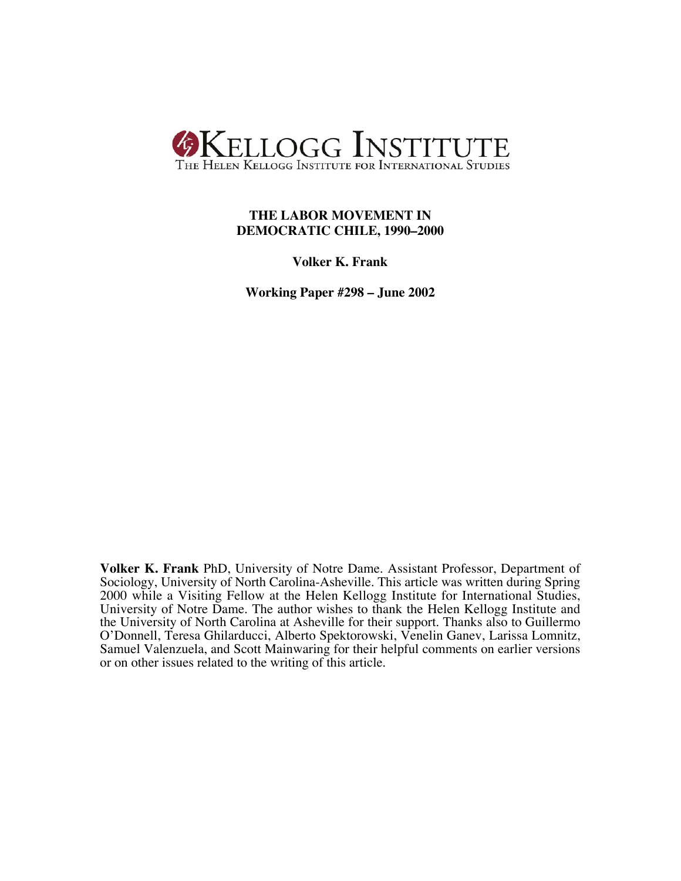KELLOGG INSTITUTE

THE HELEN KELLOGG INSTITUTE FOR INTERNATIONAL STUDIES

# THE LABOR MOVEMENT IN DEMOCRATIC CHILE, 1990–2000

**Volker K. Frank**

**Working Paper #298 – June 2002**

**Volker K. Frank** PhD, University of Notre Dame. Assistant Professor, Department of Sociology, University of North Carolina-Asheville. This article was written during Spring 2000 while a Visiting Fellow at the Helen Kellogg Institute for International Studies, University of Notre Dame. The author wishes to thank the Helen Kellogg Institute and the University of North Carolina at Asheville for their support. Thanks also to Guillermo O'Donnell, Teresa Ghilarducci, Alberto Spektorowski, Venelin Ganev, Larissa Lomnitz, Samuel Valenzuela, and Scott Mainwaring for their helpful comments on earlier versions or on other issues related to the writing of this article.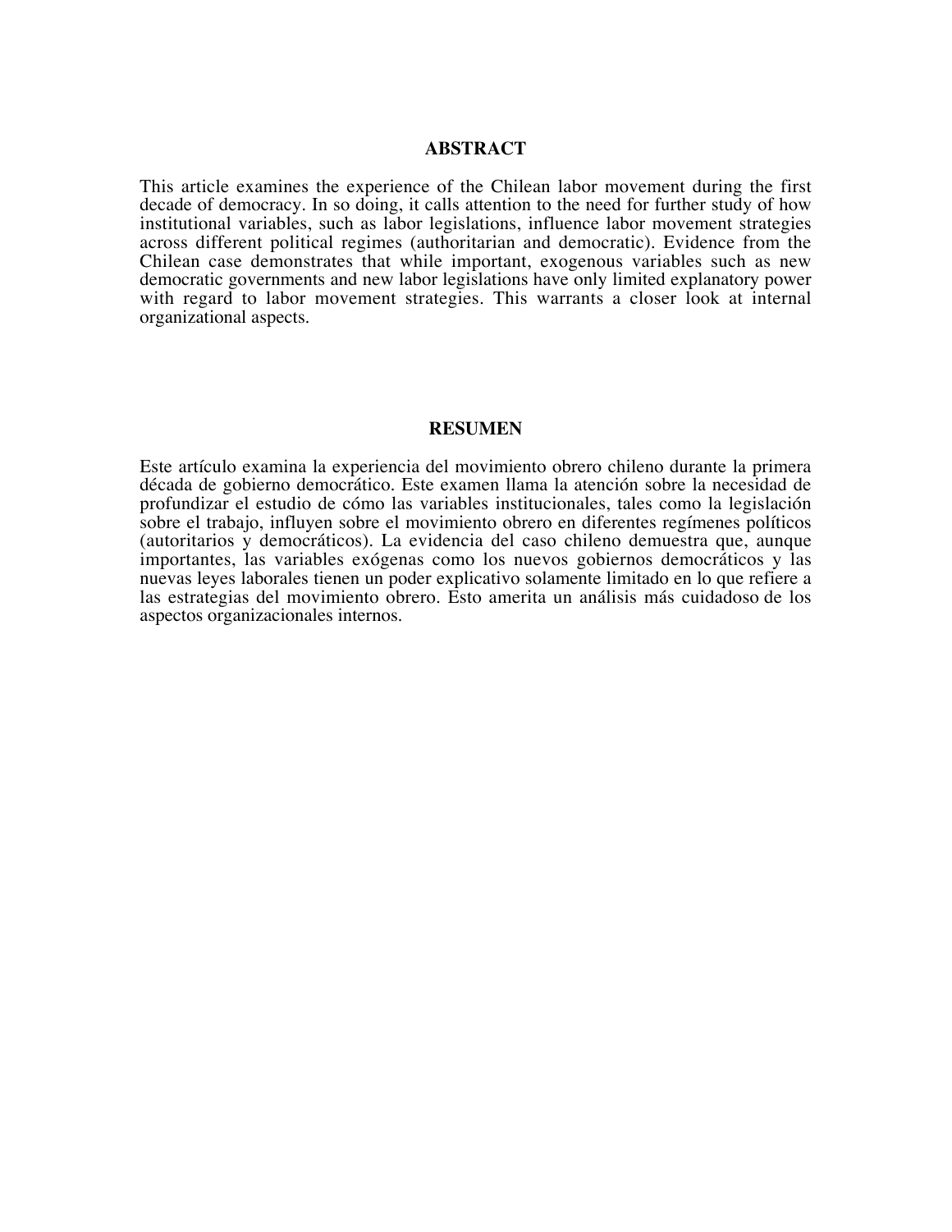## ABSTRACT

This article examines the experience of the Chilean labor movement during the first decade of democracy. In so doing, it calls attention to the need for further study of how institutional variables, such as labor legislations, influence labor movement strategies across different political regimes (authoritarian and democratic). Evidence from the Chilean case demonstrates that while important, exogenous variables such as new democratic governments and new labor legislations have only limited explanatory power with regard to labor movement strategies. This warrants a closer look at internal organizational aspects.

## RESUMEN

Este artículo examina la experiencia del movimiento obrero chileno durante la primera década de gobierno democrático. Este examen llama la atención sobre la necesidad de profundizar el estudio de cómo las variables institucionales, tales como la legislación sobre el trabajo, influyen sobre el movimiento obrero en diferentes regímenes políticos (autoritarios y democráticos). La evidencia del caso chileno demuestra que, aunque importantes, las variables exógenas como los nuevos gobiernos democráticos y las nuevas leyes laborales tienen un poder explicativo solamente limitado en lo que refiere a las estrategias del movimiento obrero. Esto amerita un análisis más cuidadoso de los aspectos organizacionales internos.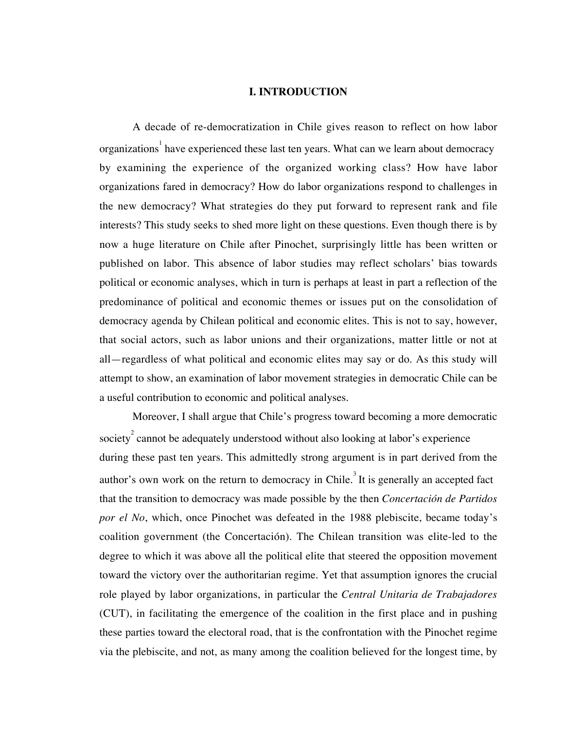# I. INTRODUCTION

A decade of re-democratization in Chile gives reason to reflect on how labor organizations[1] have experienced these last ten years. What can we learn about democracy by examining the experience of the organized working class? How have labor organizations fared in democracy? How do labor organizations respond to challenges in the new democracy? What strategies do they put forward to represent rank and file interests? This study seeks to shed more light on these questions. Even though there is by now a huge literature on Chile after Pinochet, surprisingly little has been written or published on labor. This absence of labor studies may reflect scholars' bias towards political or economic analyses, which in turn is perhaps at least in part a reflection of the predominance of political and economic themes or issues put on the consolidation of democracy agenda by Chilean political and economic elites. This is not to say, however, that social actors, such as labor unions and their organizations, matter little or not at all—regardless of what political and economic elites may say or do. As this study will attempt to show, an examination of labor movement strategies in democratic Chile can be a useful contribution to economic and political analyses.

Moreover, I shall argue that Chile's progress toward becoming a more democratic society[2] cannot be adequately understood without also looking at labor's experience during these past ten years. This admittedly strong argument is in part derived from the author's own work on the return to democracy in Chile.[3] It is generally an accepted fact that the transition to democracy was made possible by the then *Concertación de Partidos por el No*, which, once Pinochet was defeated in the 1988 plebiscite, became today's coalition government (the Concertación). The Chilean transition was elite-led to the degree to which it was above all the political elite that steered the opposition movement toward the victory over the authoritarian regime. Yet that assumption ignores the crucial role played by labor organizations, in particular the *Central Unitaria de Trabajadores* (CUT), in facilitating the emergence of the coalition in the first place and in pushing these parties toward the electoral road, that is the confrontation with the Pinochet regime via the plebiscite, and not, as many among the coalition believed for the longest time, by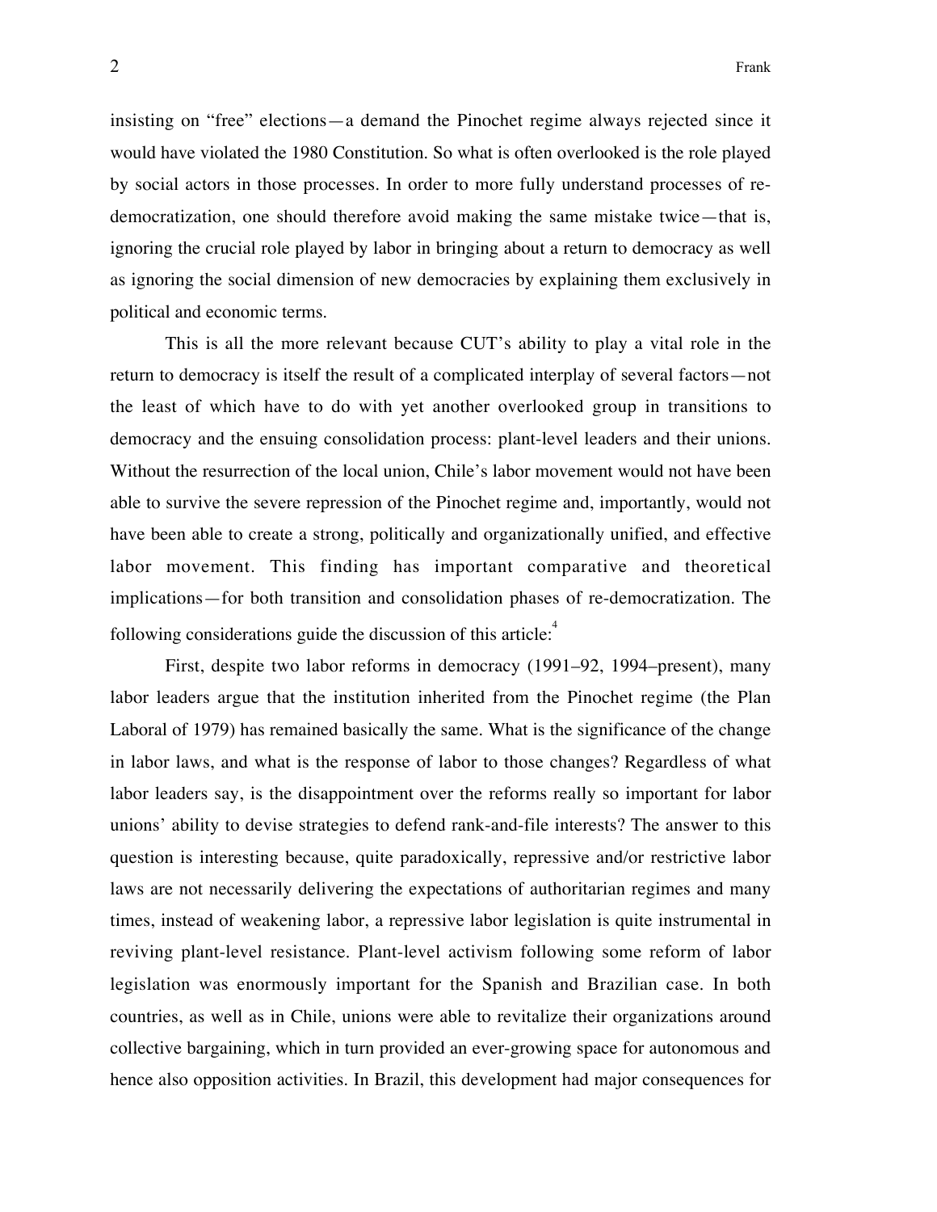insisting on "free" elections—a demand the Pinochet regime always rejected since it would have violated the 1980 Constitution. So what is often overlooked is the role played by social actors in those processes. In order to more fully understand processes of re-democratization, one should therefore avoid making the same mistake twice—that is, ignoring the crucial role played by labor in bringing about a return to democracy as well as ignoring the social dimension of new democracies by explaining them exclusively in political and economic terms.

This is all the more relevant because CUT's ability to play a vital role in the return to democracy is itself the result of a complicated interplay of several factors—not the least of which have to do with yet another overlooked group in transitions to democracy and the ensuing consolidation process: plant-level leaders and their unions. Without the resurrection of the local union, Chile's labor movement would not have been able to survive the severe repression of the Pinochet regime and, importantly, would not have been able to create a strong, politically and organizationally unified, and effective labor movement. This finding has important comparative and theoretical implications—for both transition and consolidation phases of re-democratization. The following considerations guide the discussion of this article:[4]

First, despite two labor reforms in democracy (1991–92, 1994–present), many labor leaders argue that the institution inherited from the Pinochet regime (the Plan Laboral of 1979) has remained basically the same. What is the significance of the change in labor laws, and what is the response of labor to those changes? Regardless of what labor leaders say, is the disappointment over the reforms really so important for labor unions' ability to devise strategies to defend rank-and-file interests? The answer to this question is interesting because, quite paradoxically, repressive and/or restrictive labor laws are not necessarily delivering the expectations of authoritarian regimes and many times, instead of weakening labor, a repressive labor legislation is quite instrumental in reviving plant-level resistance. Plant-level activism following some reform of labor legislation was enormously important for the Spanish and Brazilian case. In both countries, as well as in Chile, unions were able to revitalize their organizations around collective bargaining, which in turn provided an ever-growing space for autonomous and hence also opposition activities. In Brazil, this development had major consequences for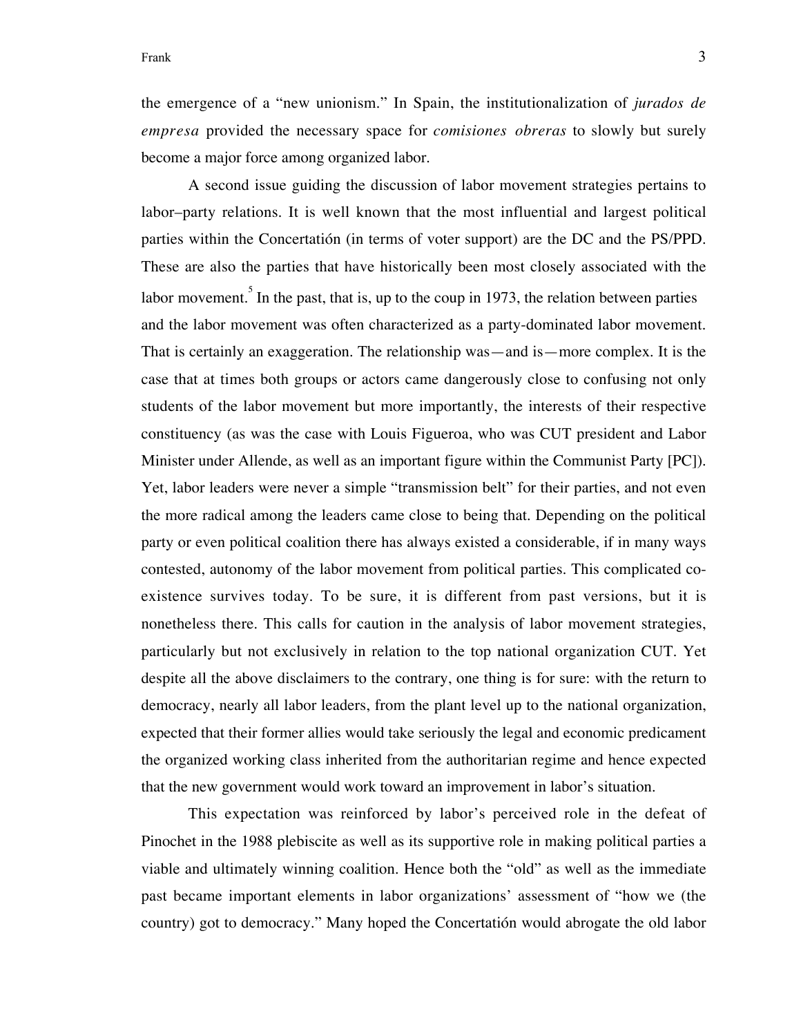the emergence of a "new unionism." In Spain, the institutionalization of *jurados de empresa* provided the necessary space for *comisiones obreras* to slowly but surely become a major force among organized labor.

A second issue guiding the discussion of labor movement strategies pertains to labor–party relations. It is well known that the most influential and largest political parties within the Concertatión (in terms of voter support) are the DC and the PS/PPD. These are also the parties that have historically been most closely associated with the labor movement.[5] In the past, that is, up to the coup in 1973, the relation between parties and the labor movement was often characterized as a party-dominated labor movement. That is certainly an exaggeration. The relationship was—and is—more complex. It is the case that at times both groups or actors came dangerously close to confusing not only students of the labor movement but more importantly, the interests of their respective constituency (as was the case with Louis Figueroa, who was CUT president and Labor Minister under Allende, as well as an important figure within the Communist Party [PC]). Yet, labor leaders were never a simple "transmission belt" for their parties, and not even the more radical among the leaders came close to being that. Depending on the political party or even political coalition there has always existed a considerable, if in many ways contested, autonomy of the labor movement from political parties. This complicated co-existence survives today. To be sure, it is different from past versions, but it is nonetheless there. This calls for caution in the analysis of labor movement strategies, particularly but not exclusively in relation to the top national organization CUT. Yet despite all the above disclaimers to the contrary, one thing is for sure: with the return to democracy, nearly all labor leaders, from the plant level up to the national organization, expected that their former allies would take seriously the legal and economic predicament the organized working class inherited from the authoritarian regime and hence expected that the new government would work toward an improvement in labor's situation.

This expectation was reinforced by labor's perceived role in the defeat of Pinochet in the 1988 plebiscite as well as its supportive role in making political parties a viable and ultimately winning coalition. Hence both the "old" as well as the immediate past became important elements in labor organizations' assessment of "how we (the country) got to democracy." Many hoped the Concertatión would abrogate the old labor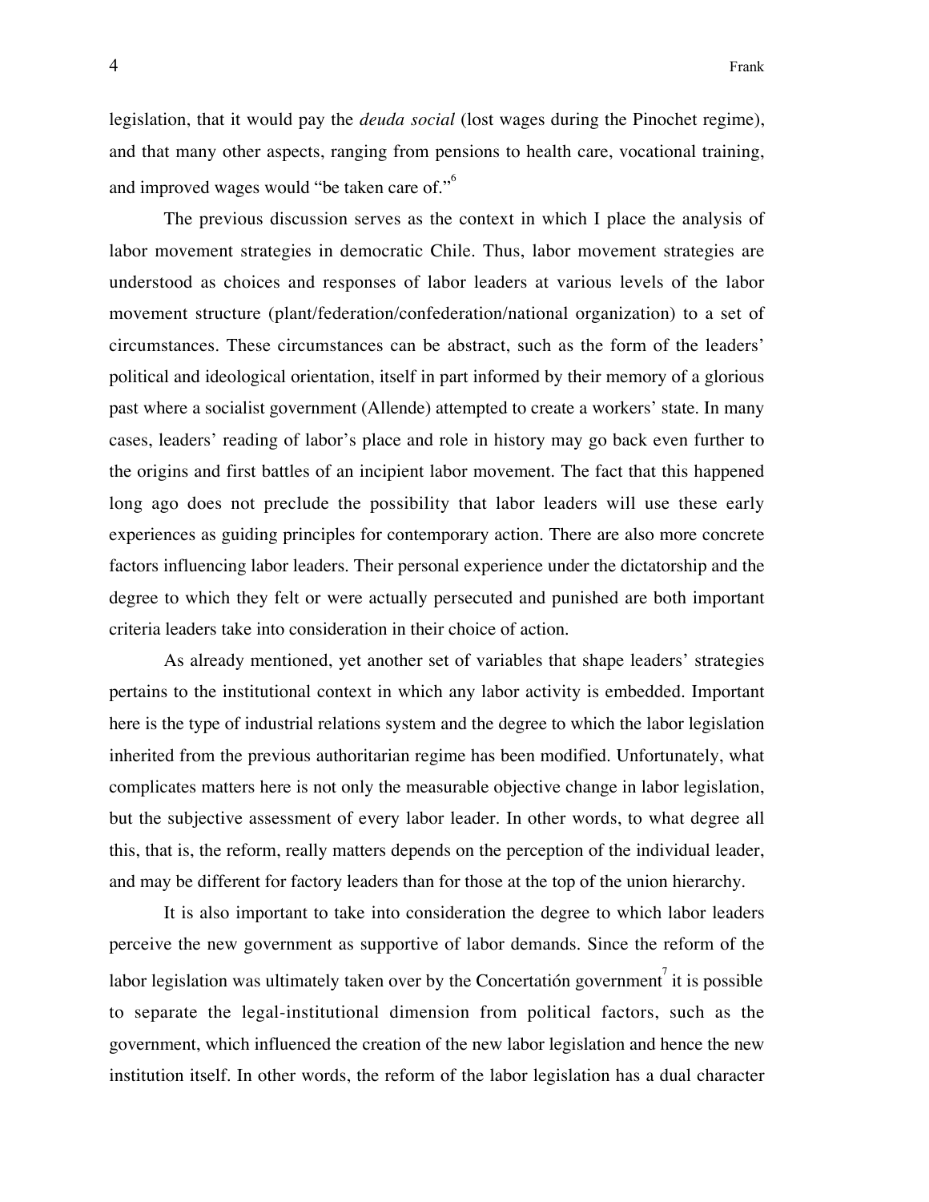legislation, that it would pay the *deuda social* (lost wages during the Pinochet regime), and that many other aspects, ranging from pensions to health care, vocational training, and improved wages would "be taken care of."[6]

The previous discussion serves as the context in which I place the analysis of labor movement strategies in democratic Chile. Thus, labor movement strategies are understood as choices and responses of labor leaders at various levels of the labor movement structure (plant/federation/confederation/national organization) to a set of circumstances. These circumstances can be abstract, such as the form of the leaders' political and ideological orientation, itself in part informed by their memory of a glorious past where a socialist government (Allende) attempted to create a workers' state. In many cases, leaders' reading of labor's place and role in history may go back even further to the origins and first battles of an incipient labor movement. The fact that this happened long ago does not preclude the possibility that labor leaders will use these early experiences as guiding principles for contemporary action. There are also more concrete factors influencing labor leaders. Their personal experience under the dictatorship and the degree to which they felt or were actually persecuted and punished are both important criteria leaders take into consideration in their choice of action.

As already mentioned, yet another set of variables that shape leaders' strategies pertains to the institutional context in which any labor activity is embedded. Important here is the type of industrial relations system and the degree to which the labor legislation inherited from the previous authoritarian regime has been modified. Unfortunately, what complicates matters here is not only the measurable objective change in labor legislation, but the subjective assessment of every labor leader. In other words, to what degree all this, that is, the reform, really matters depends on the perception of the individual leader, and may be different for factory leaders than for those at the top of the union hierarchy.

It is also important to take into consideration the degree to which labor leaders perceive the new government as supportive of labor demands. Since the reform of the labor legislation was ultimately taken over by the Concertatión government[7] it is possible to separate the legal-institutional dimension from political factors, such as the government, which influenced the creation of the new labor legislation and hence the new institution itself. In other words, the reform of the labor legislation has a dual character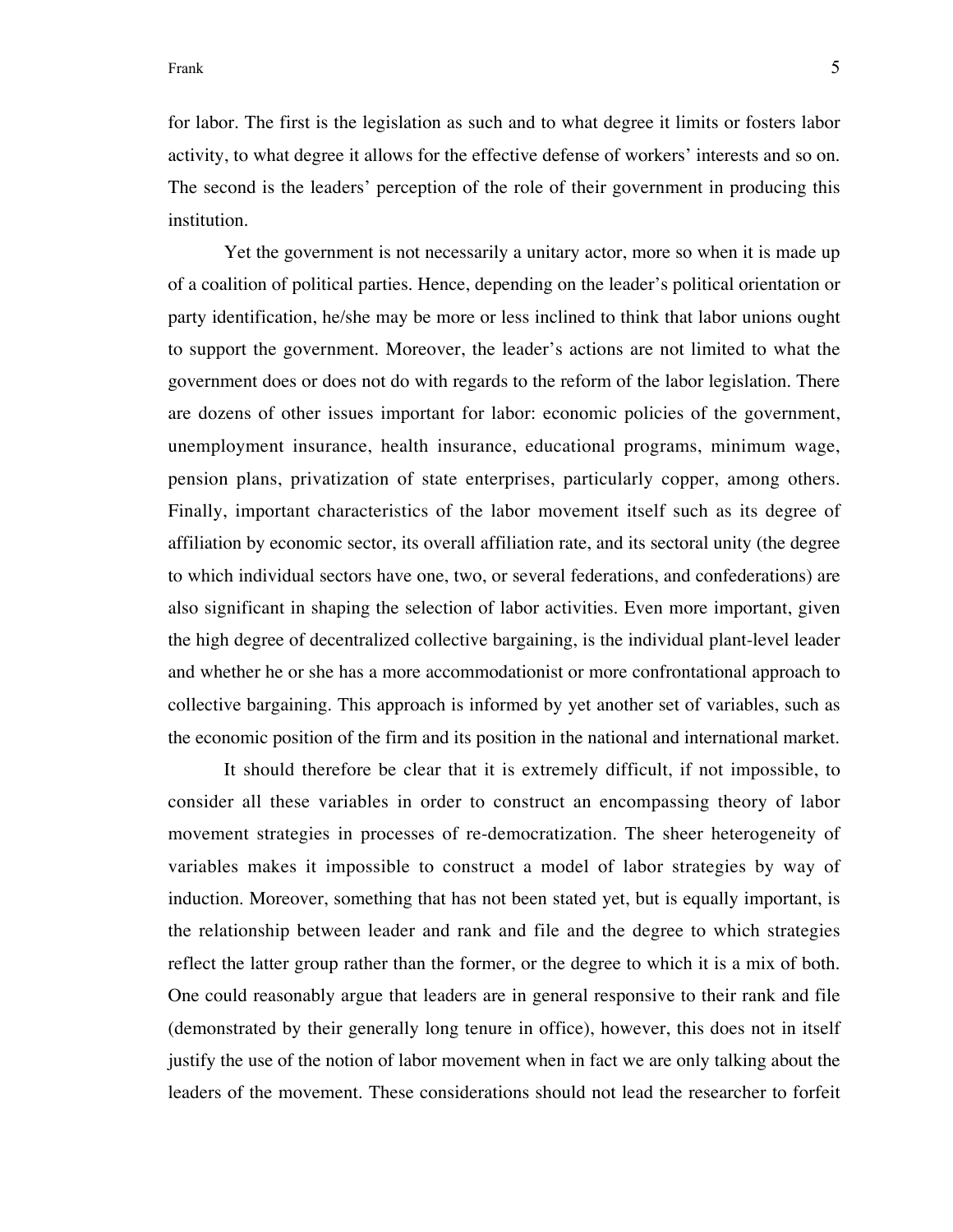for labor. The first is the legislation as such and to what degree it limits or fosters labor activity, to what degree it allows for the effective defense of workers' interests and so on. The second is the leaders' perception of the role of their government in producing this institution.

Yet the government is not necessarily a unitary actor, more so when it is made up of a coalition of political parties. Hence, depending on the leader's political orientation or party identification, he/she may be more or less inclined to think that labor unions ought to support the government. Moreover, the leader's actions are not limited to what the government does or does not do with regards to the reform of the labor legislation. There are dozens of other issues important for labor: economic policies of the government, unemployment insurance, health insurance, educational programs, minimum wage, pension plans, privatization of state enterprises, particularly copper, among others. Finally, important characteristics of the labor movement itself such as its degree of affiliation by economic sector, its overall affiliation rate, and its sectoral unity (the degree to which individual sectors have one, two, or several federations, and confederations) are also significant in shaping the selection of labor activities. Even more important, given the high degree of decentralized collective bargaining, is the individual plant-level leader and whether he or she has a more accommodationist or more confrontational approach to collective bargaining. This approach is informed by yet another set of variables, such as the economic position of the firm and its position in the national and international market.

It should therefore be clear that it is extremely difficult, if not impossible, to consider all these variables in order to construct an encompassing theory of labor movement strategies in processes of re-democratization. The sheer heterogeneity of variables makes it impossible to construct a model of labor strategies by way of induction. Moreover, something that has not been stated yet, but is equally important, is the relationship between leader and rank and file and the degree to which strategies reflect the latter group rather than the former, or the degree to which it is a mix of both. One could reasonably argue that leaders are in general responsive to their rank and file (demonstrated by their generally long tenure in office), however, this does not in itself justify the use of the notion of labor movement when in fact we are only talking about the leaders of the movement. These considerations should not lead the researcher to forfeit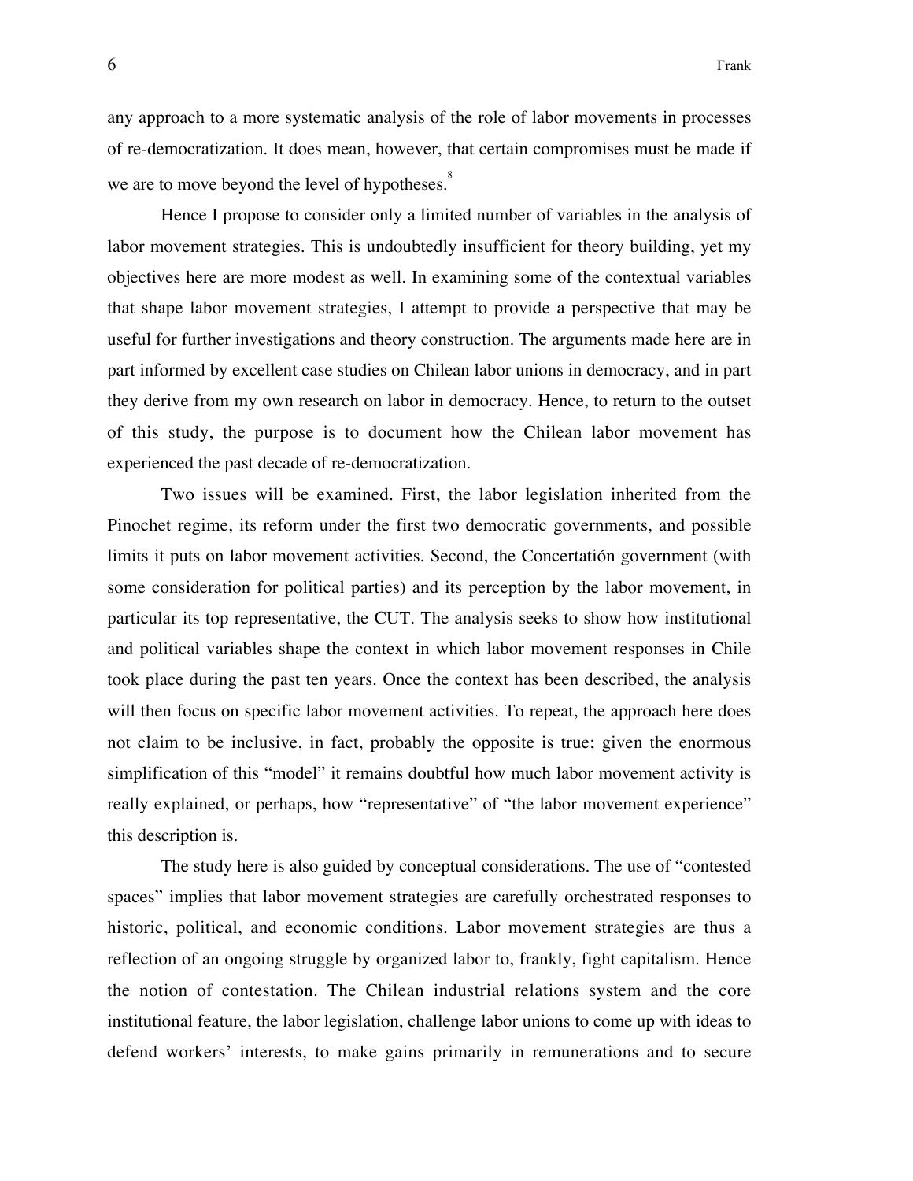any approach to a more systematic analysis of the role of labor movements in processes of re-democratization. It does mean, however, that certain compromises must be made if we are to move beyond the level of hypotheses.[8]

Hence I propose to consider only a limited number of variables in the analysis of labor movement strategies. This is undoubtedly insufficient for theory building, yet my objectives here are more modest as well. In examining some of the contextual variables that shape labor movement strategies, I attempt to provide a perspective that may be useful for further investigations and theory construction. The arguments made here are in part informed by excellent case studies on Chilean labor unions in democracy, and in part they derive from my own research on labor in democracy. Hence, to return to the outset of this study, the purpose is to document how the Chilean labor movement has experienced the past decade of re-democratization.

Two issues will be examined. First, the labor legislation inherited from the Pinochet regime, its reform under the first two democratic governments, and possible limits it puts on labor movement activities. Second, the Concertatión government (with some consideration for political parties) and its perception by the labor movement, in particular its top representative, the CUT. The analysis seeks to show how institutional and political variables shape the context in which labor movement responses in Chile took place during the past ten years. Once the context has been described, the analysis will then focus on specific labor movement activities. To repeat, the approach here does not claim to be inclusive, in fact, probably the opposite is true; given the enormous simplification of this "model" it remains doubtful how much labor movement activity is really explained, or perhaps, how "representative" of "the labor movement experience" this description is.

The study here is also guided by conceptual considerations. The use of "contested spaces" implies that labor movement strategies are carefully orchestrated responses to historic, political, and economic conditions. Labor movement strategies are thus a reflection of an ongoing struggle by organized labor to, frankly, fight capitalism. Hence the notion of contestation. The Chilean industrial relations system and the core institutional feature, the labor legislation, challenge labor unions to come up with ideas to defend workers' interests, to make gains primarily in remunerations and to secure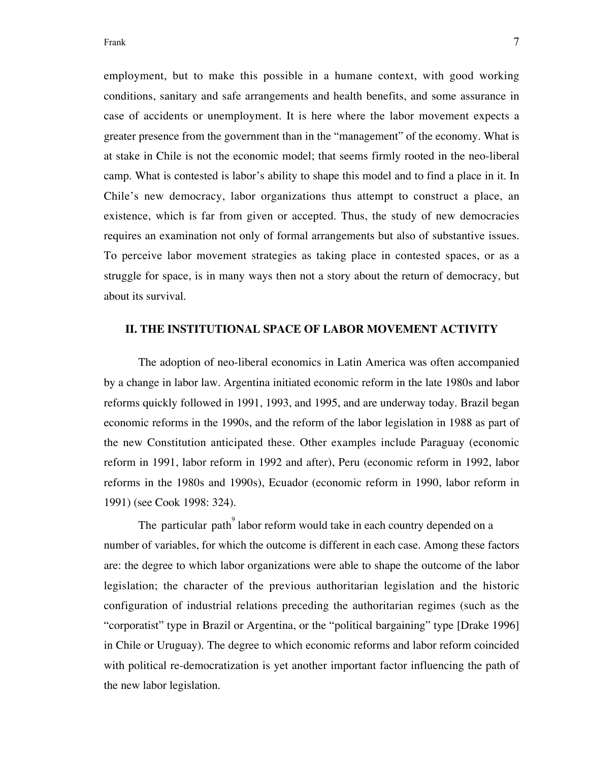employment, but to make this possible in a humane context, with good working conditions, sanitary and safe arrangements and health benefits, and some assurance in case of accidents or unemployment. It is here where the labor movement expects a greater presence from the government than in the "management" of the economy. What is at stake in Chile is not the economic model; that seems firmly rooted in the neo-liberal camp. What is contested is labor's ability to shape this model and to find a place in it. In Chile's new democracy, labor organizations thus attempt to construct a place, an existence, which is far from given or accepted. Thus, the study of new democracies requires an examination not only of formal arrangements but also of substantive issues. To perceive labor movement strategies as taking place in contested spaces, or as a struggle for space, is in many ways then not a story about the return of democracy, but about its survival.

## II. THE INSTITUTIONAL SPACE OF LABOR MOVEMENT ACTIVITY

The adoption of neo-liberal economics in Latin America was often accompanied by a change in labor law. Argentina initiated economic reform in the late 1980s and labor reforms quickly followed in 1991, 1993, and 1995, and are underway today. Brazil began economic reforms in the 1990s, and the reform of the labor legislation in 1988 as part of the new Constitution anticipated these. Other examples include Paraguay (economic reform in 1991, labor reform in 1992 and after), Peru (economic reform in 1992, labor reforms in the 1980s and 1990s), Ecuador (economic reform in 1990, labor reform in 1991) (see Cook 1998: 324).

The particular path[9] labor reform would take in each country depended on a number of variables, for which the outcome is different in each case. Among these factors are: the degree to which labor organizations were able to shape the outcome of the labor legislation; the character of the previous authoritarian legislation and the historic configuration of industrial relations preceding the authoritarian regimes (such as the "corporatist" type in Brazil or Argentina, or the "political bargaining" type [Drake 1996] in Chile or Uruguay). The degree to which economic reforms and labor reform coincided with political re-democratization is yet another important factor influencing the path of the new labor legislation.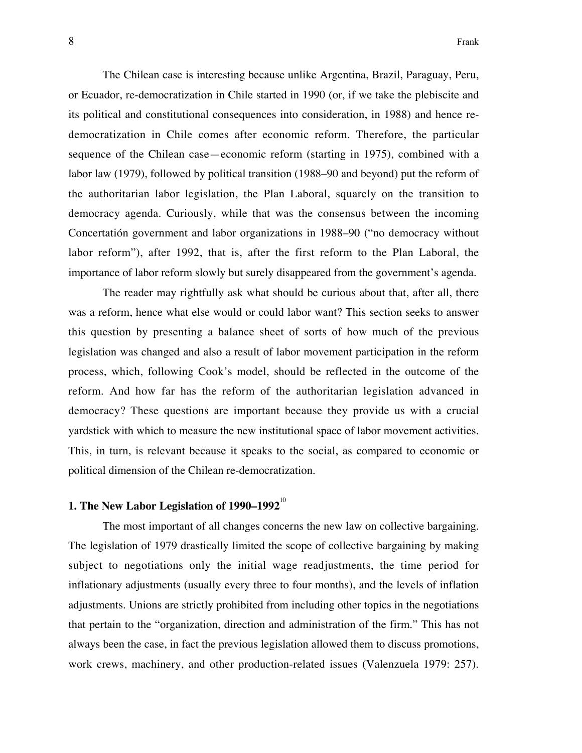The Chilean case is interesting because unlike Argentina, Brazil, Paraguay, Peru, or Ecuador, re-democratization in Chile started in 1990 (or, if we take the plebiscite and its political and constitutional consequences into consideration, in 1988) and hence re-democratization in Chile comes after economic reform. Therefore, the particular sequence of the Chilean case—economic reform (starting in 1975), combined with a labor law (1979), followed by political transition (1988–90 and beyond) put the reform of the authoritarian labor legislation, the Plan Laboral, squarely on the transition to democracy agenda. Curiously, while that was the consensus between the incoming Concertatión government and labor organizations in 1988–90 ("no democracy without labor reform"), after 1992, that is, after the first reform to the Plan Laboral, the importance of labor reform slowly but surely disappeared from the government's agenda.

The reader may rightfully ask what should be curious about that, after all, there was a reform, hence what else would or could labor want? This section seeks to answer this question by presenting a balance sheet of sorts of how much of the previous legislation was changed and also a result of labor movement participation in the reform process, which, following Cook's model, should be reflected in the outcome of the reform. And how far has the reform of the authoritarian legislation advanced in democracy? These questions are important because they provide us with a crucial yardstick with which to measure the new institutional space of labor movement activities. This, in turn, is relevant because it speaks to the social, as compared to economic or political dimension of the Chilean re-democratization.

## 1. The New Labor Legislation of 1990–1992[10]

The most important of all changes concerns the new law on collective bargaining. The legislation of 1979 drastically limited the scope of collective bargaining by making subject to negotiations only the initial wage readjustments, the time period for inflationary adjustments (usually every three to four months), and the levels of inflation adjustments. Unions are strictly prohibited from including other topics in the negotiations that pertain to the "organization, direction and administration of the firm." This has not always been the case, in fact the previous legislation allowed them to discuss promotions, work crews, machinery, and other production-related issues (Valenzuela 1979: 257).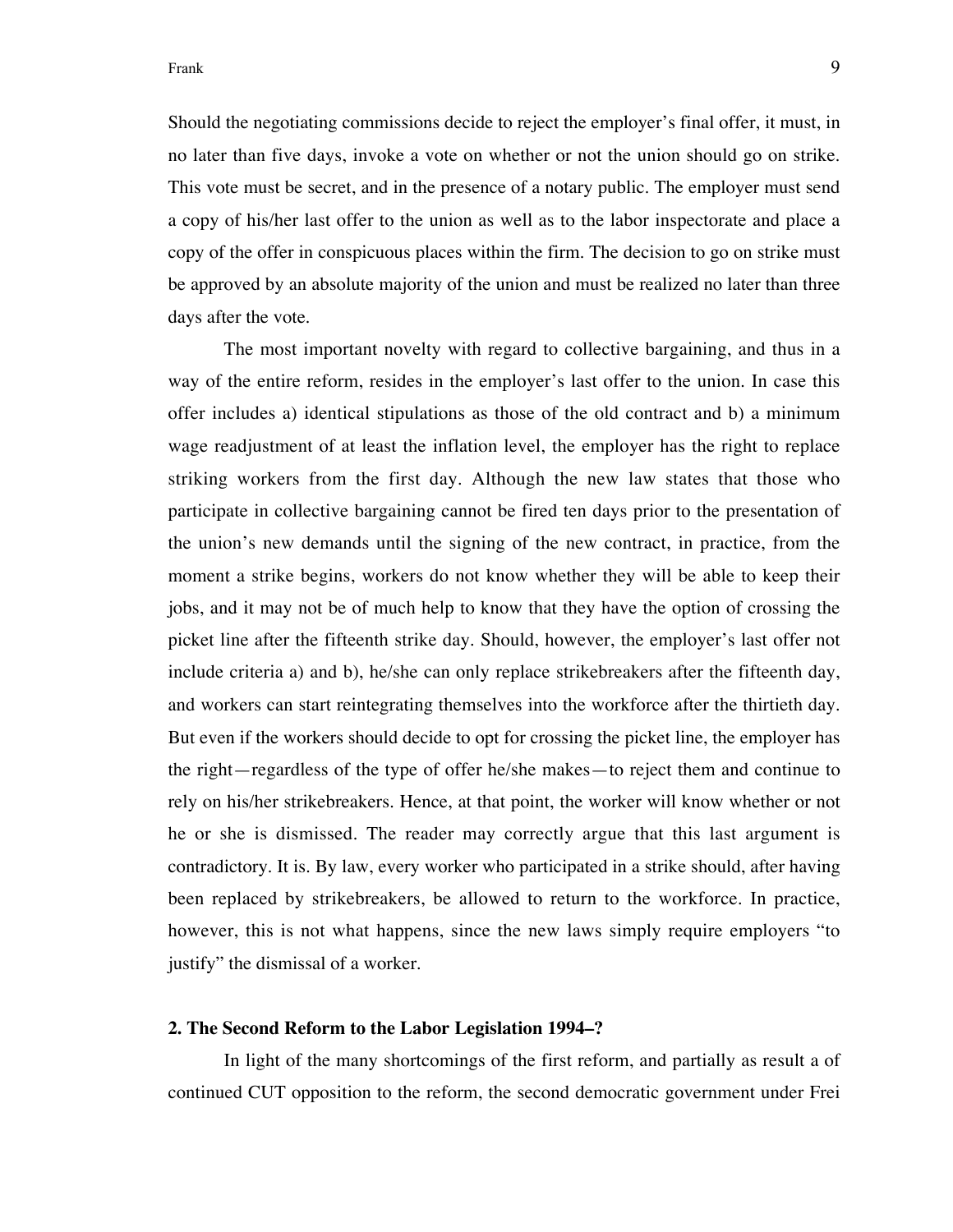Should the negotiating commissions decide to reject the employer's final offer, it must, in no later than five days, invoke a vote on whether or not the union should go on strike. This vote must be secret, and in the presence of a notary public. The employer must send a copy of his/her last offer to the union as well as to the labor inspectorate and place a copy of the offer in conspicuous places within the firm. The decision to go on strike must be approved by an absolute majority of the union and must be realized no later than three days after the vote.

The most important novelty with regard to collective bargaining, and thus in a way of the entire reform, resides in the employer's last offer to the union. In case this offer includes a) identical stipulations as those of the old contract and b) a minimum wage readjustment of at least the inflation level, the employer has the right to replace striking workers from the first day. Although the new law states that those who participate in collective bargaining cannot be fired ten days prior to the presentation of the union's new demands until the signing of the new contract, in practice, from the moment a strike begins, workers do not know whether they will be able to keep their jobs, and it may not be of much help to know that they have the option of crossing the picket line after the fifteenth strike day. Should, however, the employer's last offer not include criteria a) and b), he/she can only replace strikebreakers after the fifteenth day, and workers can start reintegrating themselves into the workforce after the thirtieth day. But even if the workers should decide to opt for crossing the picket line, the employer has the right—regardless of the type of offer he/she makes—to reject them and continue to rely on his/her strikebreakers. Hence, at that point, the worker will know whether or not he or she is dismissed. The reader may correctly argue that this last argument is contradictory. It is. By law, every worker who participated in a strike should, after having been replaced by strikebreakers, be allowed to return to the workforce. In practice, however, this is not what happens, since the new laws simply require employers "to justify" the dismissal of a worker.

### 2. The Second Reform to the Labor Legislation 1994–?

In light of the many shortcomings of the first reform, and partially as result a of continued CUT opposition to the reform, the second democratic government under Frei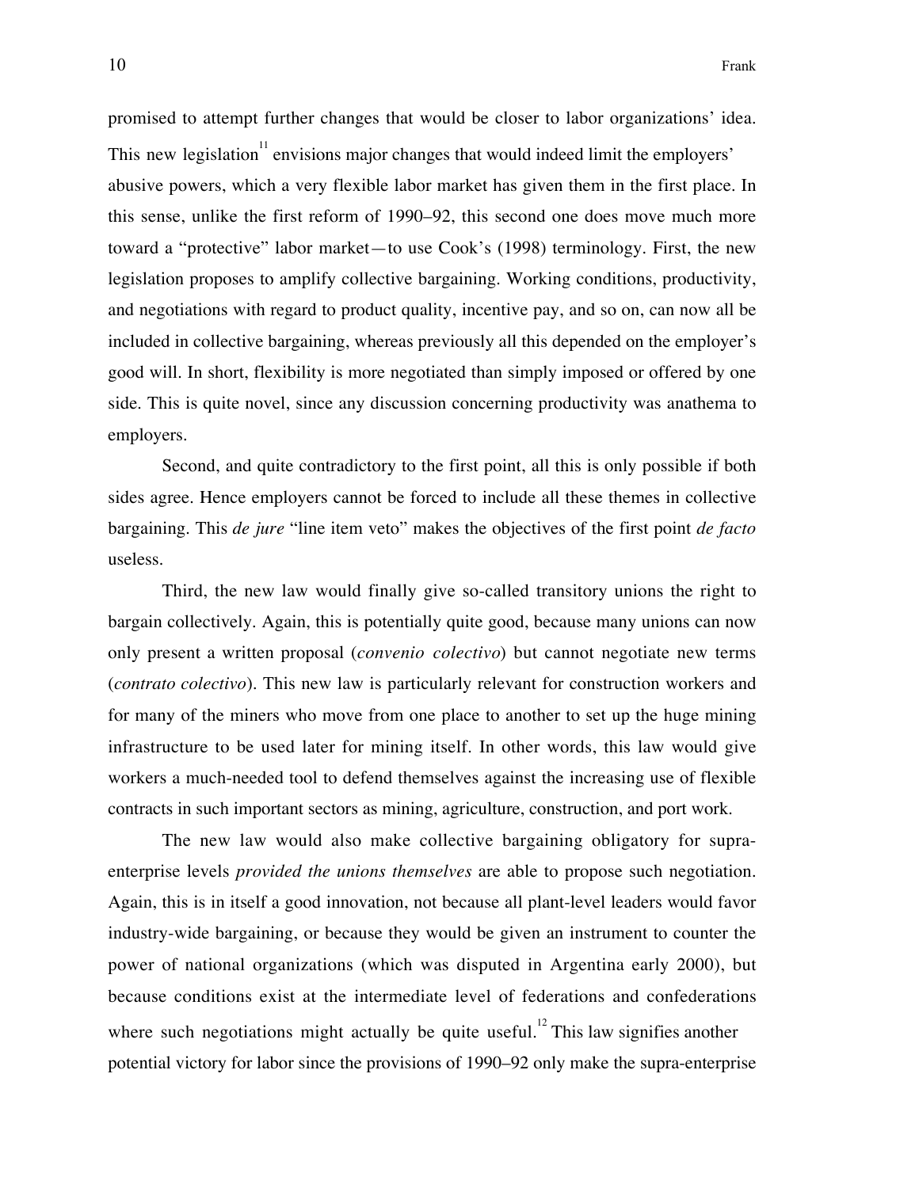promised to attempt further changes that would be closer to labor organizations' idea. This new legislation[11] envisions major changes that would indeed limit the employers' abusive powers, which a very flexible labor market has given them in the first place. In this sense, unlike the first reform of 1990–92, this second one does move much more toward a "protective" labor market—to use Cook's (1998) terminology. First, the new legislation proposes to amplify collective bargaining. Working conditions, productivity, and negotiations with regard to product quality, incentive pay, and so on, can now all be included in collective bargaining, whereas previously all this depended on the employer's good will. In short, flexibility is more negotiated than simply imposed or offered by one side. This is quite novel, since any discussion concerning productivity was anathema to employers.

Second, and quite contradictory to the first point, all this is only possible if both sides agree. Hence employers cannot be forced to include all these themes in collective bargaining. This *de jure* "line item veto" makes the objectives of the first point *de facto* useless.

Third, the new law would finally give so-called transitory unions the right to bargain collectively. Again, this is potentially quite good, because many unions can now only present a written proposal (*convenio colectivo*) but cannot negotiate new terms (*contrato colectivo*). This new law is particularly relevant for construction workers and for many of the miners who move from one place to another to set up the huge mining infrastructure to be used later for mining itself. In other words, this law would give workers a much-needed tool to defend themselves against the increasing use of flexible contracts in such important sectors as mining, agriculture, construction, and port work.

The new law would also make collective bargaining obligatory for supra-enterprise levels *provided the unions themselves* are able to propose such negotiation. Again, this is in itself a good innovation, not because all plant-level leaders would favor industry-wide bargaining, or because they would be given an instrument to counter the power of national organizations (which was disputed in Argentina early 2000), but because conditions exist at the intermediate level of federations and confederations where such negotiations might actually be quite useful.[12] This law signifies another potential victory for labor since the provisions of 1990–92 only make the supra-enterprise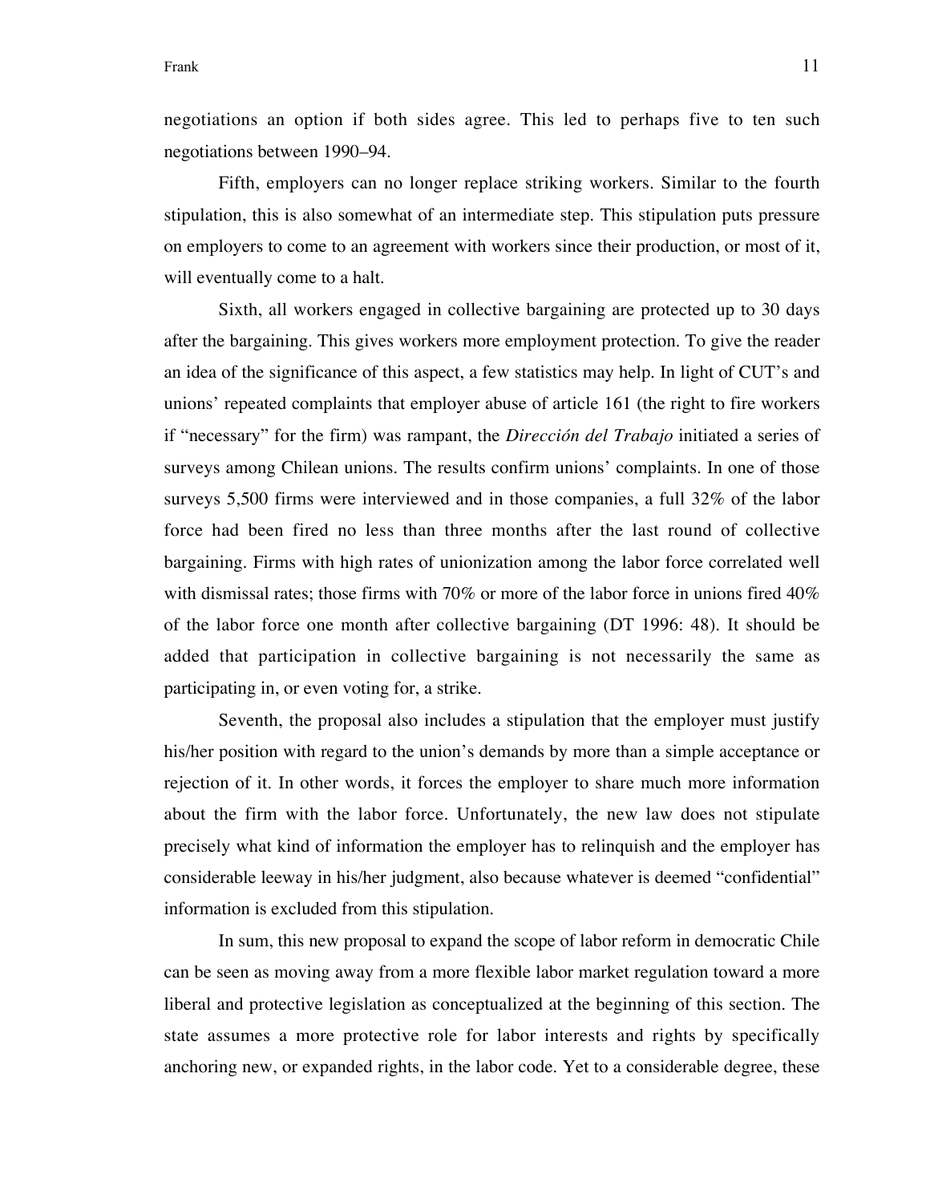negotiations an option if both sides agree. This led to perhaps five to ten such negotiations between 1990–94.

Fifth, employers can no longer replace striking workers. Similar to the fourth stipulation, this is also somewhat of an intermediate step. This stipulation puts pressure on employers to come to an agreement with workers since their production, or most of it, will eventually come to a halt.

Sixth, all workers engaged in collective bargaining are protected up to 30 days after the bargaining. This gives workers more employment protection. To give the reader an idea of the significance of this aspect, a few statistics may help. In light of CUT's and unions' repeated complaints that employer abuse of article 161 (the right to fire workers if "necessary" for the firm) was rampant, the *Dirección del Trabajo* initiated a series of surveys among Chilean unions. The results confirm unions' complaints. In one of those surveys 5,500 firms were interviewed and in those companies, a full 32% of the labor force had been fired no less than three months after the last round of collective bargaining. Firms with high rates of unionization among the labor force correlated well with dismissal rates; those firms with 70% or more of the labor force in unions fired 40% of the labor force one month after collective bargaining (DT 1996: 48). It should be added that participation in collective bargaining is not necessarily the same as participating in, or even voting for, a strike.

Seventh, the proposal also includes a stipulation that the employer must justify his/her position with regard to the union's demands by more than a simple acceptance or rejection of it. In other words, it forces the employer to share much more information about the firm with the labor force. Unfortunately, the new law does not stipulate precisely what kind of information the employer has to relinquish and the employer has considerable leeway in his/her judgment, also because whatever is deemed "confidential" information is excluded from this stipulation.

In sum, this new proposal to expand the scope of labor reform in democratic Chile can be seen as moving away from a more flexible labor market regulation toward a more liberal and protective legislation as conceptualized at the beginning of this section. The state assumes a more protective role for labor interests and rights by specifically anchoring new, or expanded rights, in the labor code. Yet to a considerable degree, these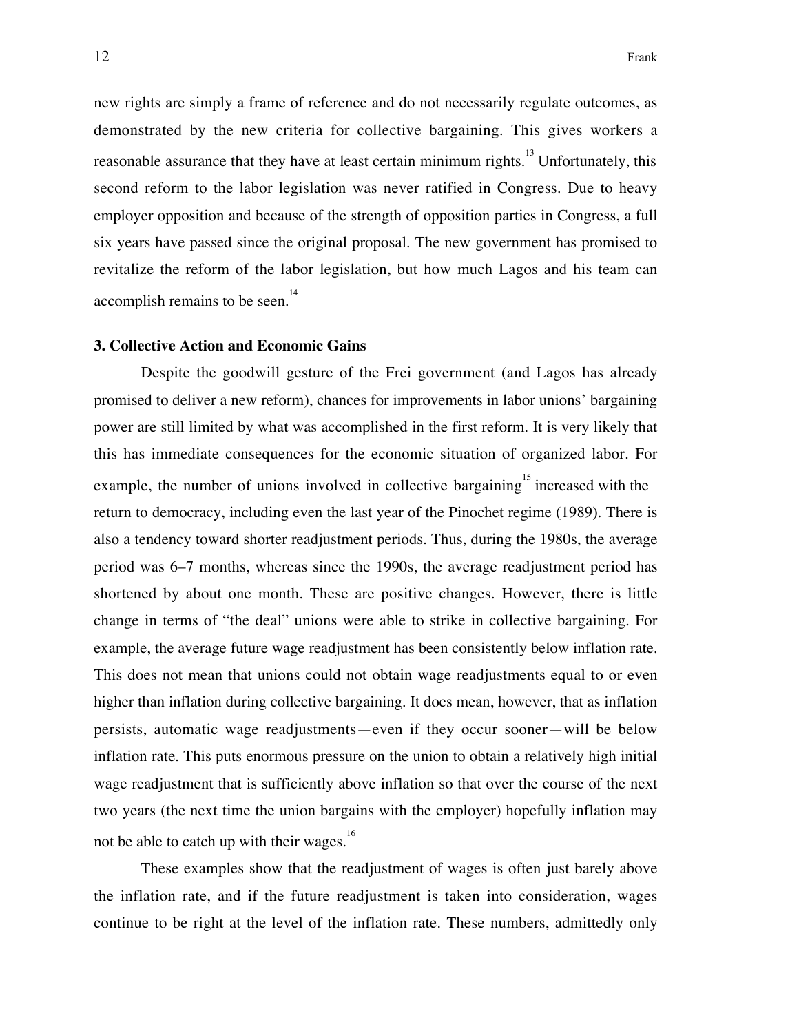new rights are simply a frame of reference and do not necessarily regulate outcomes, as demonstrated by the new criteria for collective bargaining. This gives workers a reasonable assurance that they have at least certain minimum rights.[13] Unfortunately, this second reform to the labor legislation was never ratified in Congress. Due to heavy employer opposition and because of the strength of opposition parties in Congress, a full six years have passed since the original proposal. The new government has promised to revitalize the reform of the labor legislation, but how much Lagos and his team can accomplish remains to be seen.[14]

### 3. Collective Action and Economic Gains

Despite the goodwill gesture of the Frei government (and Lagos has already promised to deliver a new reform), chances for improvements in labor unions' bargaining power are still limited by what was accomplished in the first reform. It is very likely that this has immediate consequences for the economic situation of organized labor. For example, the number of unions involved in collective bargaining[15] increased with the return to democracy, including even the last year of the Pinochet regime (1989). There is also a tendency toward shorter readjustment periods. Thus, during the 1980s, the average period was 6–7 months, whereas since the 1990s, the average readjustment period has shortened by about one month. These are positive changes. However, there is little change in terms of "the deal" unions were able to strike in collective bargaining. For example, the average future wage readjustment has been consistently below inflation rate. This does not mean that unions could not obtain wage readjustments equal to or even higher than inflation during collective bargaining. It does mean, however, that as inflation persists, automatic wage readjustments—even if they occur sooner—will be below inflation rate. This puts enormous pressure on the union to obtain a relatively high initial wage readjustment that is sufficiently above inflation so that over the course of the next two years (the next time the union bargains with the employer) hopefully inflation may not be able to catch up with their wages.[16]

These examples show that the readjustment of wages is often just barely above the inflation rate, and if the future readjustment is taken into consideration, wages continue to be right at the level of the inflation rate. These numbers, admittedly only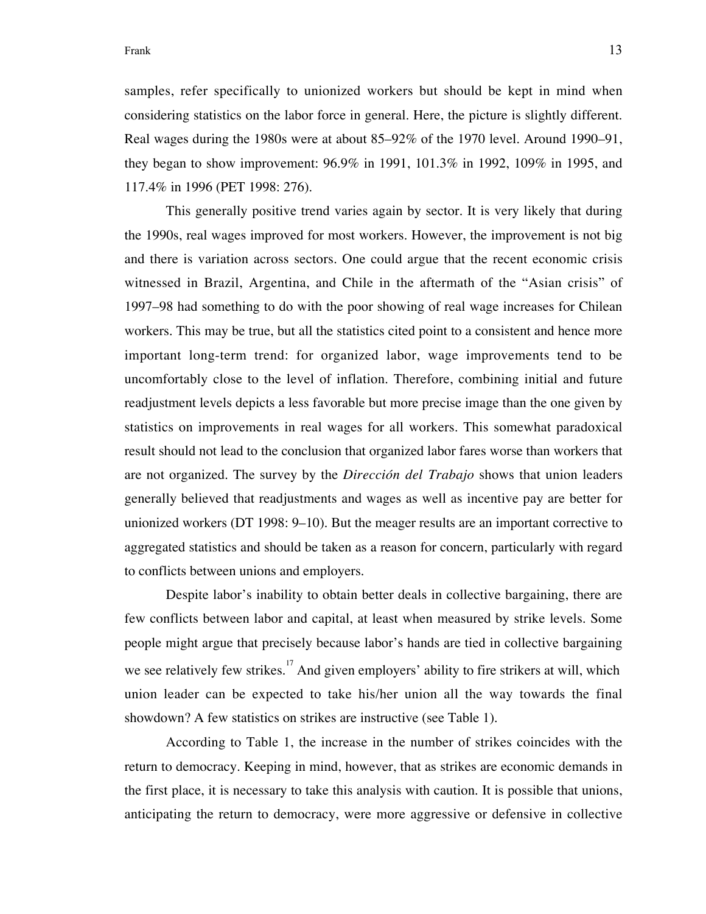samples, refer specifically to unionized workers but should be kept in mind when considering statistics on the labor force in general. Here, the picture is slightly different. Real wages during the 1980s were at about 85–92% of the 1970 level. Around 1990–91, they began to show improvement: 96.9% in 1991, 101.3% in 1992, 109% in 1995, and 117.4% in 1996 (PET 1998: 276).

This generally positive trend varies again by sector. It is very likely that during the 1990s, real wages improved for most workers. However, the improvement is not big and there is variation across sectors. One could argue that the recent economic crisis witnessed in Brazil, Argentina, and Chile in the aftermath of the "Asian crisis" of 1997–98 had something to do with the poor showing of real wage increases for Chilean workers. This may be true, but all the statistics cited point to a consistent and hence more important long-term trend: for organized labor, wage improvements tend to be uncomfortably close to the level of inflation. Therefore, combining initial and future readjustment levels depicts a less favorable but more precise image than the one given by statistics on improvements in real wages for all workers. This somewhat paradoxical result should not lead to the conclusion that organized labor fares worse than workers that are not organized. The survey by the *Dirección del Trabajo* shows that union leaders generally believed that readjustments and wages as well as incentive pay are better for unionized workers (DT 1998: 9–10). But the meager results are an important corrective to aggregated statistics and should be taken as a reason for concern, particularly with regard to conflicts between unions and employers.

Despite labor's inability to obtain better deals in collective bargaining, there are few conflicts between labor and capital, at least when measured by strike levels. Some people might argue that precisely because labor's hands are tied in collective bargaining we see relatively few strikes.[17] And given employers' ability to fire strikers at will, which union leader can be expected to take his/her union all the way towards the final showdown? A few statistics on strikes are instructive (see Table 1).

According to Table 1, the increase in the number of strikes coincides with the return to democracy. Keeping in mind, however, that as strikes are economic demands in the first place, it is necessary to take this analysis with caution. It is possible that unions, anticipating the return to democracy, were more aggressive or defensive in collective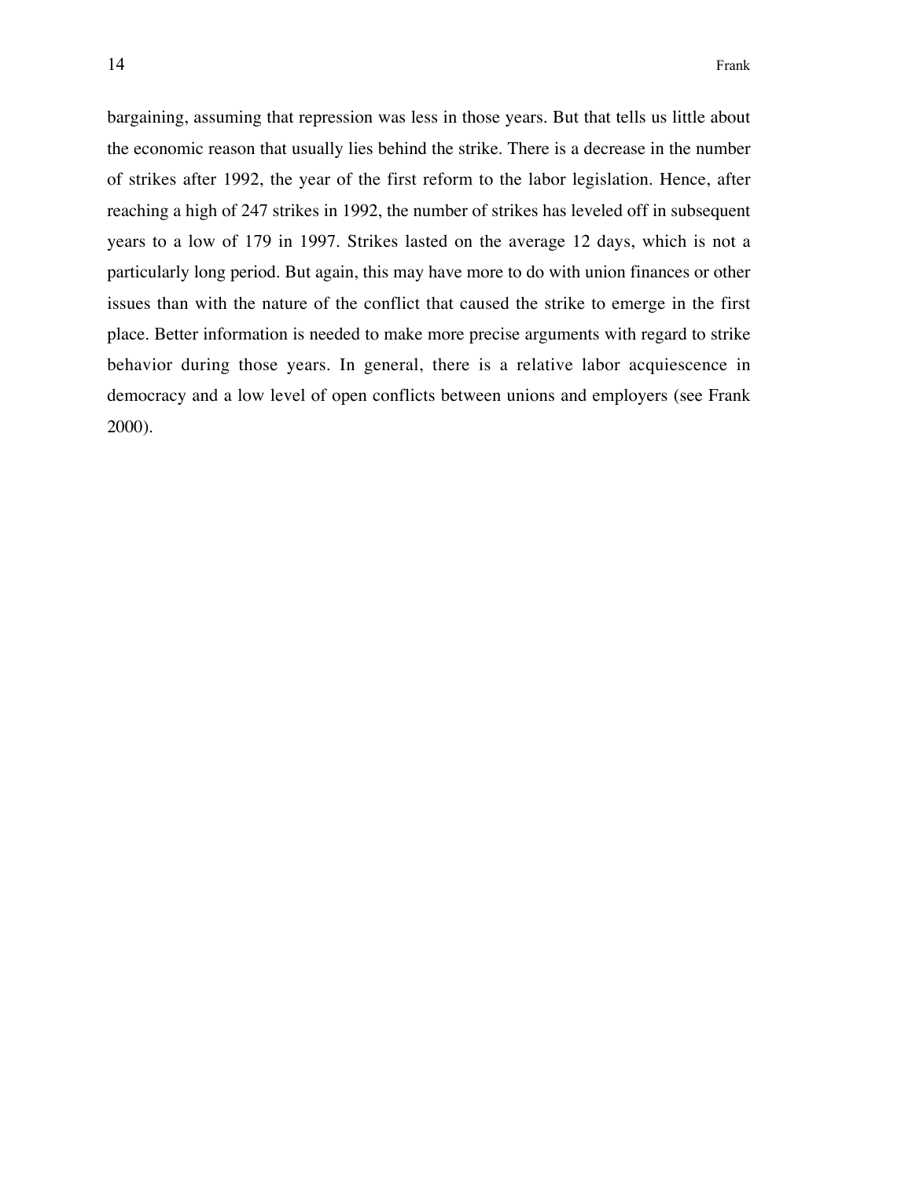bargaining, assuming that repression was less in those years. But that tells us little about the economic reason that usually lies behind the strike. There is a decrease in the number of strikes after 1992, the year of the first reform to the labor legislation. Hence, after reaching a high of 247 strikes in 1992, the number of strikes has leveled off in subsequent years to a low of 179 in 1997. Strikes lasted on the average 12 days, which is not a particularly long period. But again, this may have more to do with union finances or other issues than with the nature of the conflict that caused the strike to emerge in the first place. Better information is needed to make more precise arguments with regard to strike behavior during those years. In general, there is a relative labor acquiescence in democracy and a low level of open conflicts between unions and employers (see Frank 2000).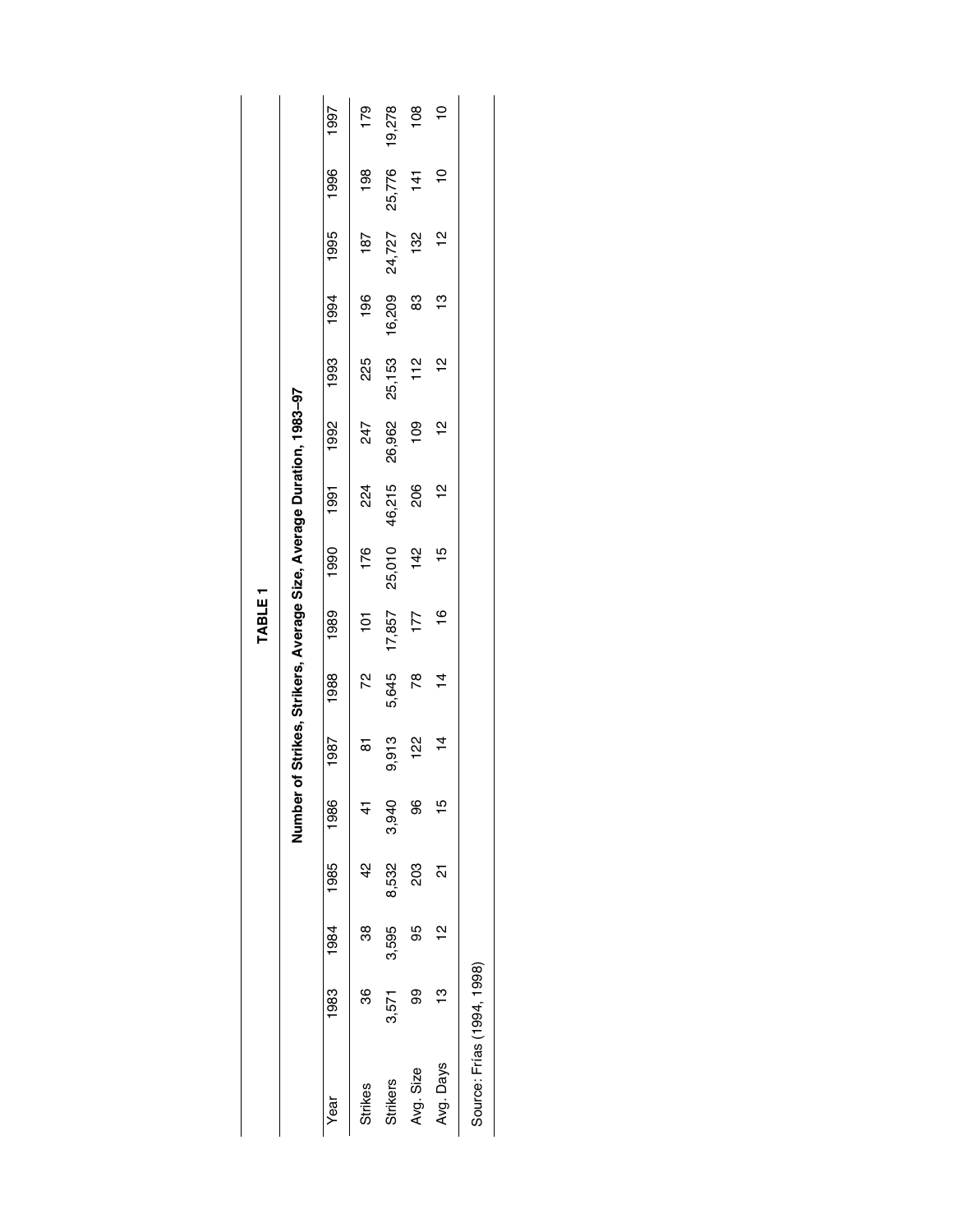**TABLE 1**

**Number of Strikes, Strikers, Average Size, Average Duration, 1983–97**

| Year | 1983 | 1984 | 1985 | 1986 | 1987 | 1988 | 1989 | 1990 | 1991 | 1992 | 1993 | 1994 | 1995 | 1996 | 1997 |
|---|---|---|---|---|---|---|---|---|---|---|---|---|---|---|---|
| Strikes | 36 | 38 | 42 | 41 | 81 | 72 | 101 | 176 | 224 | 247 | 225 | 196 | 187 | 198 | 179 |
| Strikers | 3,571 | 3,595 | 8,532 | 3,940 | 9,913 | 5,645 | 17,857 | 25,010 | 46,215 | 26,962 | 25,153 | 16,209 | 24,727 | 25,776 | 19,278 |
| Avg. Size | 99 | 95 | 203 | 96 | 122 | 78 | 177 | 142 | 206 | 109 | 112 | 83 | 132 | 141 | 108 |
| Avg. Days | 13 | 12 | 21 | 15 | 14 | 14 | 16 | 15 | 12 | 12 | 12 | 13 | 12 | 10 | 10 |

Source: Frías (1994, 1998)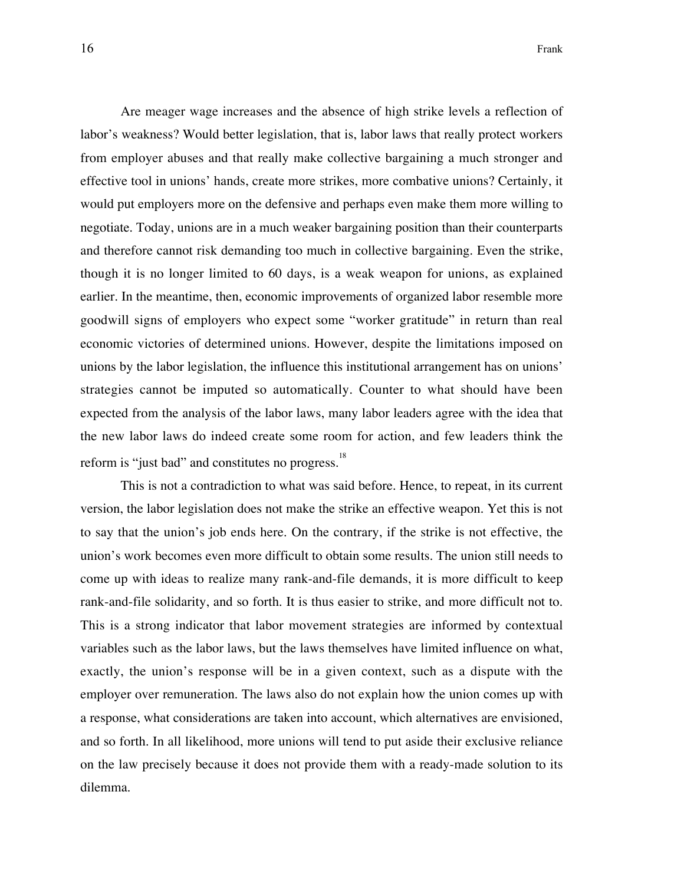Are meager wage increases and the absence of high strike levels a reflection of labor's weakness? Would better legislation, that is, labor laws that really protect workers from employer abuses and that really make collective bargaining a much stronger and effective tool in unions' hands, create more strikes, more combative unions? Certainly, it would put employers more on the defensive and perhaps even make them more willing to negotiate. Today, unions are in a much weaker bargaining position than their counterparts and therefore cannot risk demanding too much in collective bargaining. Even the strike, though it is no longer limited to 60 days, is a weak weapon for unions, as explained earlier. In the meantime, then, economic improvements of organized labor resemble more goodwill signs of employers who expect some "worker gratitude" in return than real economic victories of determined unions. However, despite the limitations imposed on unions by the labor legislation, the influence this institutional arrangement has on unions' strategies cannot be imputed so automatically. Counter to what should have been expected from the analysis of the labor laws, many labor leaders agree with the idea that the new labor laws do indeed create some room for action, and few leaders think the reform is "just bad" and constitutes no progress.[18]

This is not a contradiction to what was said before. Hence, to repeat, in its current version, the labor legislation does not make the strike an effective weapon. Yet this is not to say that the union's job ends here. On the contrary, if the strike is not effective, the union's work becomes even more difficult to obtain some results. The union still needs to come up with ideas to realize many rank-and-file demands, it is more difficult to keep rank-and-file solidarity, and so forth. It is thus easier to strike, and more difficult not to. This is a strong indicator that labor movement strategies are informed by contextual variables such as the labor laws, but the laws themselves have limited influence on what, exactly, the union's response will be in a given context, such as a dispute with the employer over remuneration. The laws also do not explain how the union comes up with a response, what considerations are taken into account, which alternatives are envisioned, and so forth. In all likelihood, more unions will tend to put aside their exclusive reliance on the law precisely because it does not provide them with a ready-made solution to its dilemma.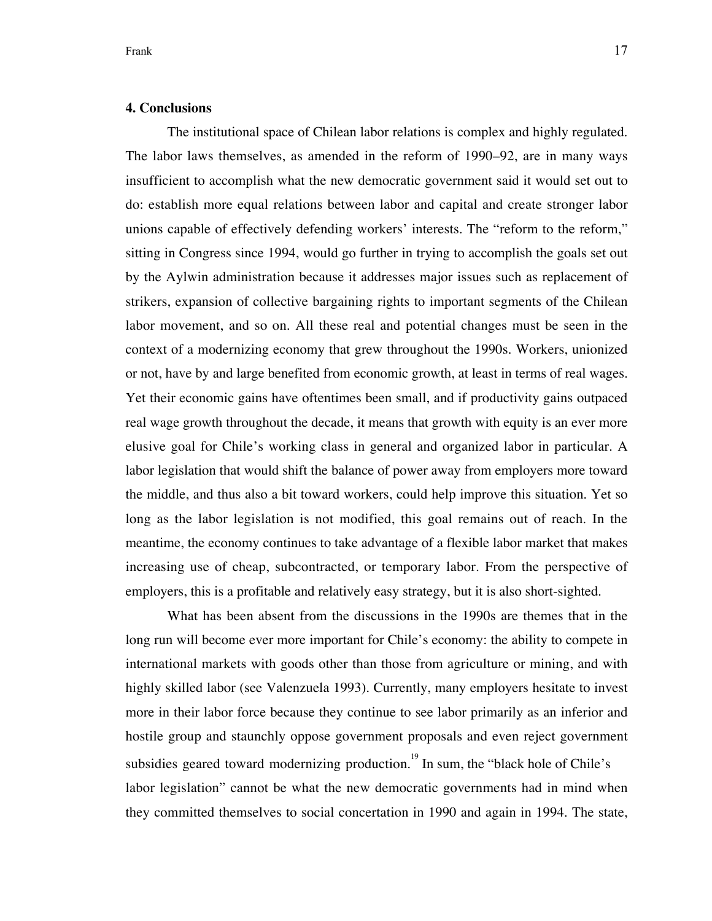## 4. Conclusions

The institutional space of Chilean labor relations is complex and highly regulated. The labor laws themselves, as amended in the reform of 1990–92, are in many ways insufficient to accomplish what the new democratic government said it would set out to do: establish more equal relations between labor and capital and create stronger labor unions capable of effectively defending workers' interests. The "reform to the reform," sitting in Congress since 1994, would go further in trying to accomplish the goals set out by the Aylwin administration because it addresses major issues such as replacement of strikers, expansion of collective bargaining rights to important segments of the Chilean labor movement, and so on. All these real and potential changes must be seen in the context of a modernizing economy that grew throughout the 1990s. Workers, unionized or not, have by and large benefited from economic growth, at least in terms of real wages. Yet their economic gains have oftentimes been small, and if productivity gains outpaced real wage growth throughout the decade, it means that growth with equity is an ever more elusive goal for Chile's working class in general and organized labor in particular. A labor legislation that would shift the balance of power away from employers more toward the middle, and thus also a bit toward workers, could help improve this situation. Yet so long as the labor legislation is not modified, this goal remains out of reach. In the meantime, the economy continues to take advantage of a flexible labor market that makes increasing use of cheap, subcontracted, or temporary labor. From the perspective of employers, this is a profitable and relatively easy strategy, but it is also short-sighted.

What has been absent from the discussions in the 1990s are themes that in the long run will become ever more important for Chile's economy: the ability to compete in international markets with goods other than those from agriculture or mining, and with highly skilled labor (see Valenzuela 1993). Currently, many employers hesitate to invest more in their labor force because they continue to see labor primarily as an inferior and hostile group and staunchly oppose government proposals and even reject government subsidies geared toward modernizing production.[19] In sum, the "black hole of Chile's labor legislation" cannot be what the new democratic governments had in mind when they committed themselves to social concertation in 1990 and again in 1994. The state,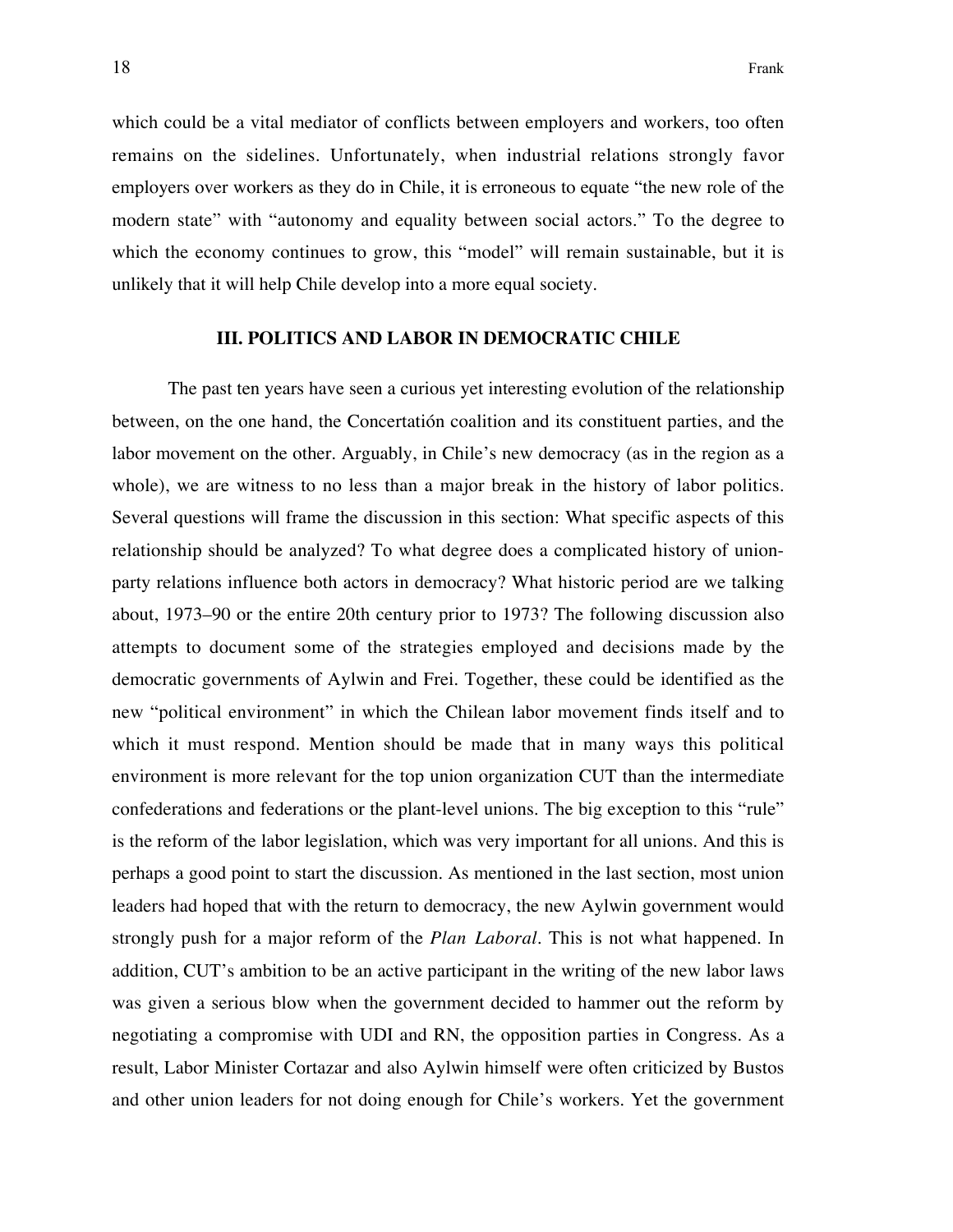which could be a vital mediator of conflicts between employers and workers, too often remains on the sidelines. Unfortunately, when industrial relations strongly favor employers over workers as they do in Chile, it is erroneous to equate "the new role of the modern state" with "autonomy and equality between social actors." To the degree to which the economy continues to grow, this "model" will remain sustainable, but it is unlikely that it will help Chile develop into a more equal society.

## III. POLITICS AND LABOR IN DEMOCRATIC CHILE

The past ten years have seen a curious yet interesting evolution of the relationship between, on the one hand, the Concertatión coalition and its constituent parties, and the labor movement on the other. Arguably, in Chile's new democracy (as in the region as a whole), we are witness to no less than a major break in the history of labor politics. Several questions will frame the discussion in this section: What specific aspects of this relationship should be analyzed? To what degree does a complicated history of union-party relations influence both actors in democracy? What historic period are we talking about, 1973–90 or the entire 20th century prior to 1973? The following discussion also attempts to document some of the strategies employed and decisions made by the democratic governments of Aylwin and Frei. Together, these could be identified as the new "political environment" in which the Chilean labor movement finds itself and to which it must respond. Mention should be made that in many ways this political environment is more relevant for the top union organization CUT than the intermediate confederations and federations or the plant-level unions. The big exception to this "rule" is the reform of the labor legislation, which was very important for all unions. And this is perhaps a good point to start the discussion. As mentioned in the last section, most union leaders had hoped that with the return to democracy, the new Aylwin government would strongly push for a major reform of the *Plan Laboral*. This is not what happened. In addition, CUT's ambition to be an active participant in the writing of the new labor laws was given a serious blow when the government decided to hammer out the reform by negotiating a compromise with UDI and RN, the opposition parties in Congress. As a result, Labor Minister Cortazar and also Aylwin himself were often criticized by Bustos and other union leaders for not doing enough for Chile's workers. Yet the government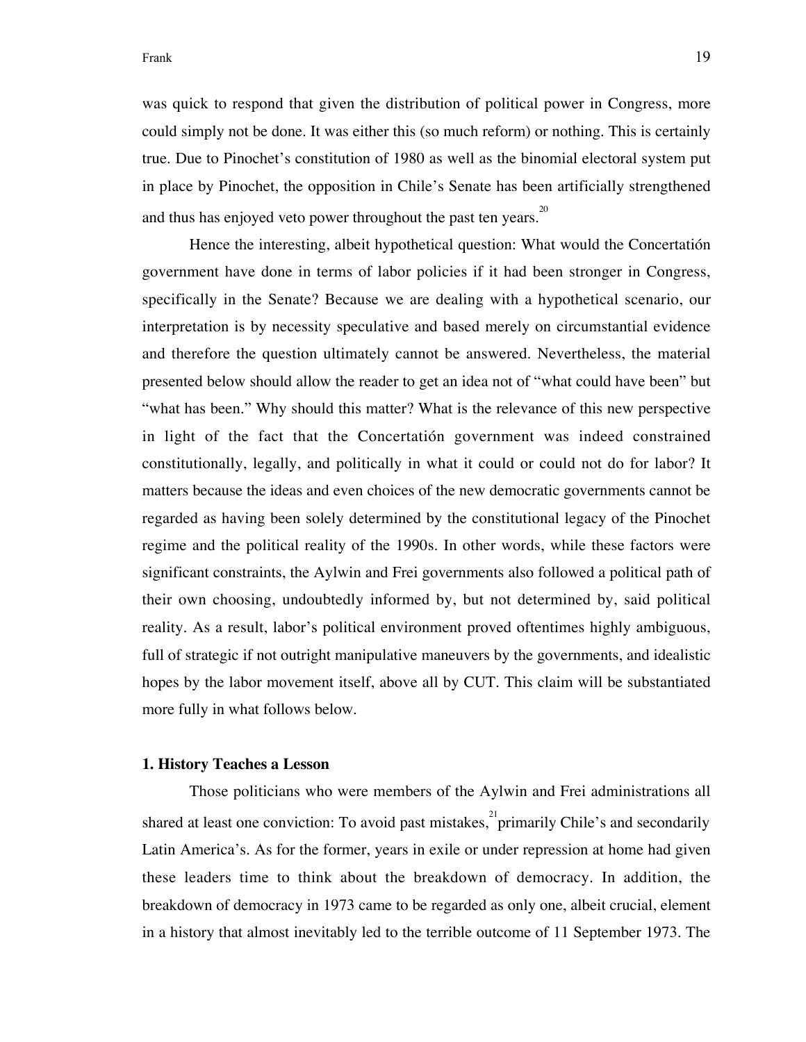was quick to respond that given the distribution of political power in Congress, more could simply not be done. It was either this (so much reform) or nothing. This is certainly true. Due to Pinochet's constitution of 1980 as well as the binomial electoral system put in place by Pinochet, the opposition in Chile's Senate has been artificially strengthened and thus has enjoyed veto power throughout the past ten years.[20]

Hence the interesting, albeit hypothetical question: What would the Concertatión government have done in terms of labor policies if it had been stronger in Congress, specifically in the Senate? Because we are dealing with a hypothetical scenario, our interpretation is by necessity speculative and based merely on circumstantial evidence and therefore the question ultimately cannot be answered. Nevertheless, the material presented below should allow the reader to get an idea not of "what could have been" but "what has been." Why should this matter? What is the relevance of this new perspective in light of the fact that the Concertatión government was indeed constrained constitutionally, legally, and politically in what it could or could not do for labor? It matters because the ideas and even choices of the new democratic governments cannot be regarded as having been solely determined by the constitutional legacy of the Pinochet regime and the political reality of the 1990s. In other words, while these factors were significant constraints, the Aylwin and Frei governments also followed a political path of their own choosing, undoubtedly informed by, but not determined by, said political reality. As a result, labor's political environment proved oftentimes highly ambiguous, full of strategic if not outright manipulative maneuvers by the governments, and idealistic hopes by the labor movement itself, above all by CUT. This claim will be substantiated more fully in what follows below.

**1. History Teaches a Lesson**

Those politicians who were members of the Aylwin and Frei administrations all shared at least one conviction: To avoid past mistakes,[21] primarily Chile's and secondarily Latin America's. As for the former, years in exile or under repression at home had given these leaders time to think about the breakdown of democracy. In addition, the breakdown of democracy in 1973 came to be regarded as only one, albeit crucial, element in a history that almost inevitably led to the terrible outcome of 11 September 1973. The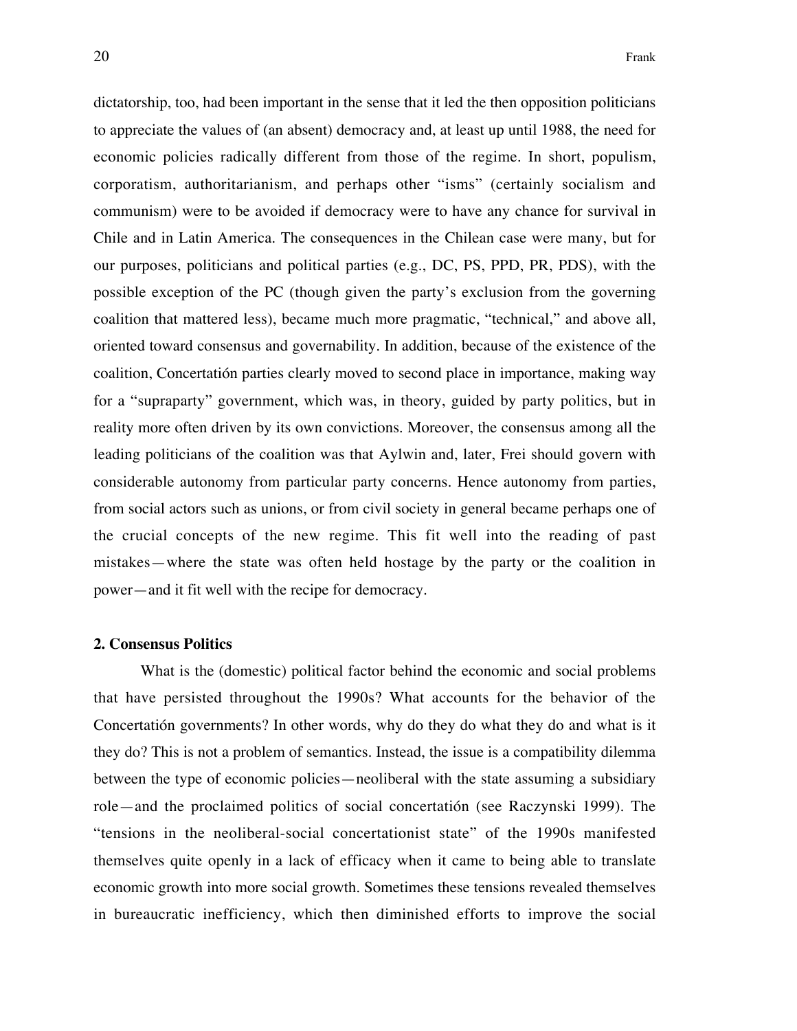dictatorship, too, had been important in the sense that it led the then opposition politicians to appreciate the values of (an absent) democracy and, at least up until 1988, the need for economic policies radically different from those of the regime. In short, populism, corporatism, authoritarianism, and perhaps other "isms" (certainly socialism and communism) were to be avoided if democracy were to have any chance for survival in Chile and in Latin America. The consequences in the Chilean case were many, but for our purposes, politicians and political parties (e.g., DC, PS, PPD, PR, PDS), with the possible exception of the PC (though given the party's exclusion from the governing coalition that mattered less), became much more pragmatic, "technical," and above all, oriented toward consensus and governability. In addition, because of the existence of the coalition, Concertatión parties clearly moved to second place in importance, making way for a "supraparty" government, which was, in theory, guided by party politics, but in reality more often driven by its own convictions. Moreover, the consensus among all the leading politicians of the coalition was that Aylwin and, later, Frei should govern with considerable autonomy from particular party concerns. Hence autonomy from parties, from social actors such as unions, or from civil society in general became perhaps one of the crucial concepts of the new regime. This fit well into the reading of past mistakes—where the state was often held hostage by the party or the coalition in power—and it fit well with the recipe for democracy.

## 2. Consensus Politics

What is the (domestic) political factor behind the economic and social problems that have persisted throughout the 1990s? What accounts for the behavior of the Concertatión governments? In other words, why do they do what they do and what is it they do? This is not a problem of semantics. Instead, the issue is a compatibility dilemma between the type of economic policies—neoliberal with the state assuming a subsidiary role—and the proclaimed politics of social concertatión (see Raczynski 1999). The "tensions in the neoliberal-social concertationist state" of the 1990s manifested themselves quite openly in a lack of efficacy when it came to being able to translate economic growth into more social growth. Sometimes these tensions revealed themselves in bureaucratic inefficiency, which then diminished efforts to improve the social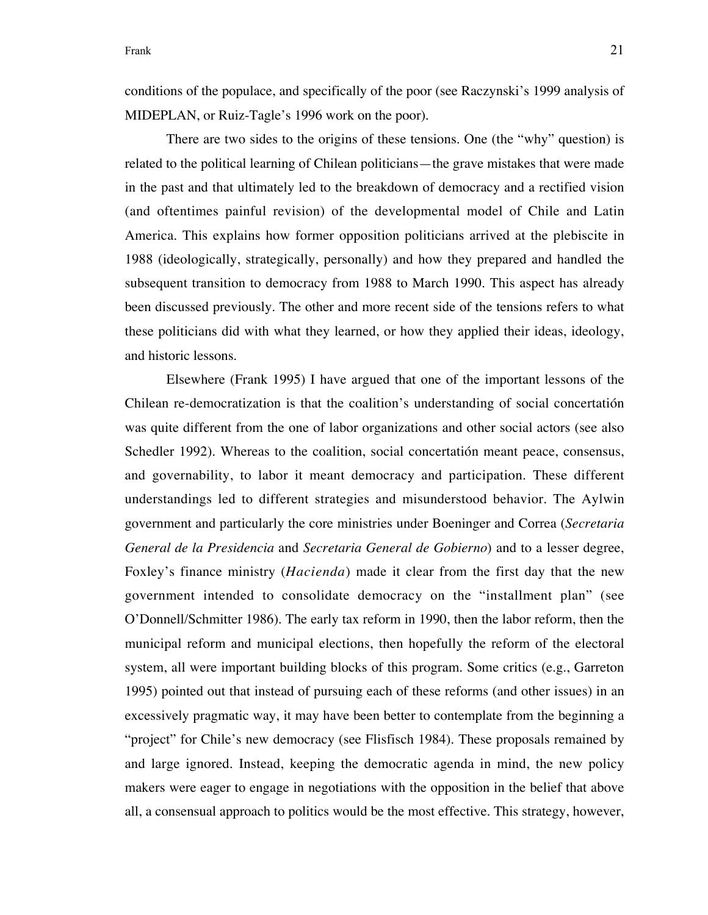conditions of the populace, and specifically of the poor (see Raczynski's 1999 analysis of MIDEPLAN, or Ruiz-Tagle's 1996 work on the poor).

There are two sides to the origins of these tensions. One (the "why" question) is related to the political learning of Chilean politicians—the grave mistakes that were made in the past and that ultimately led to the breakdown of democracy and a rectified vision (and oftentimes painful revision) of the developmental model of Chile and Latin America. This explains how former opposition politicians arrived at the plebiscite in 1988 (ideologically, strategically, personally) and how they prepared and handled the subsequent transition to democracy from 1988 to March 1990. This aspect has already been discussed previously. The other and more recent side of the tensions refers to what these politicians did with what they learned, or how they applied their ideas, ideology, and historic lessons.

Elsewhere (Frank 1995) I have argued that one of the important lessons of the Chilean re-democratization is that the coalition's understanding of social concertatión was quite different from the one of labor organizations and other social actors (see also Schedler 1992). Whereas to the coalition, social concertatión meant peace, consensus, and governability, to labor it meant democracy and participation. These different understandings led to different strategies and misunderstood behavior. The Aylwin government and particularly the core ministries under Boeninger and Correa (*Secretaria General de la Presidencia* and *Secretaria General de Gobierno*) and to a lesser degree, Foxley's finance ministry (*Hacienda*) made it clear from the first day that the new government intended to consolidate democracy on the "installment plan" (see O'Donnell/Schmitter 1986). The early tax reform in 1990, then the labor reform, then the municipal reform and municipal elections, then hopefully the reform of the electoral system, all were important building blocks of this program. Some critics (e.g., Garreton 1995) pointed out that instead of pursuing each of these reforms (and other issues) in an excessively pragmatic way, it may have been better to contemplate from the beginning a "project" for Chile's new democracy (see Flisfisch 1984). These proposals remained by and large ignored. Instead, keeping the democratic agenda in mind, the new policy makers were eager to engage in negotiations with the opposition in the belief that above all, a consensual approach to politics would be the most effective. This strategy, however,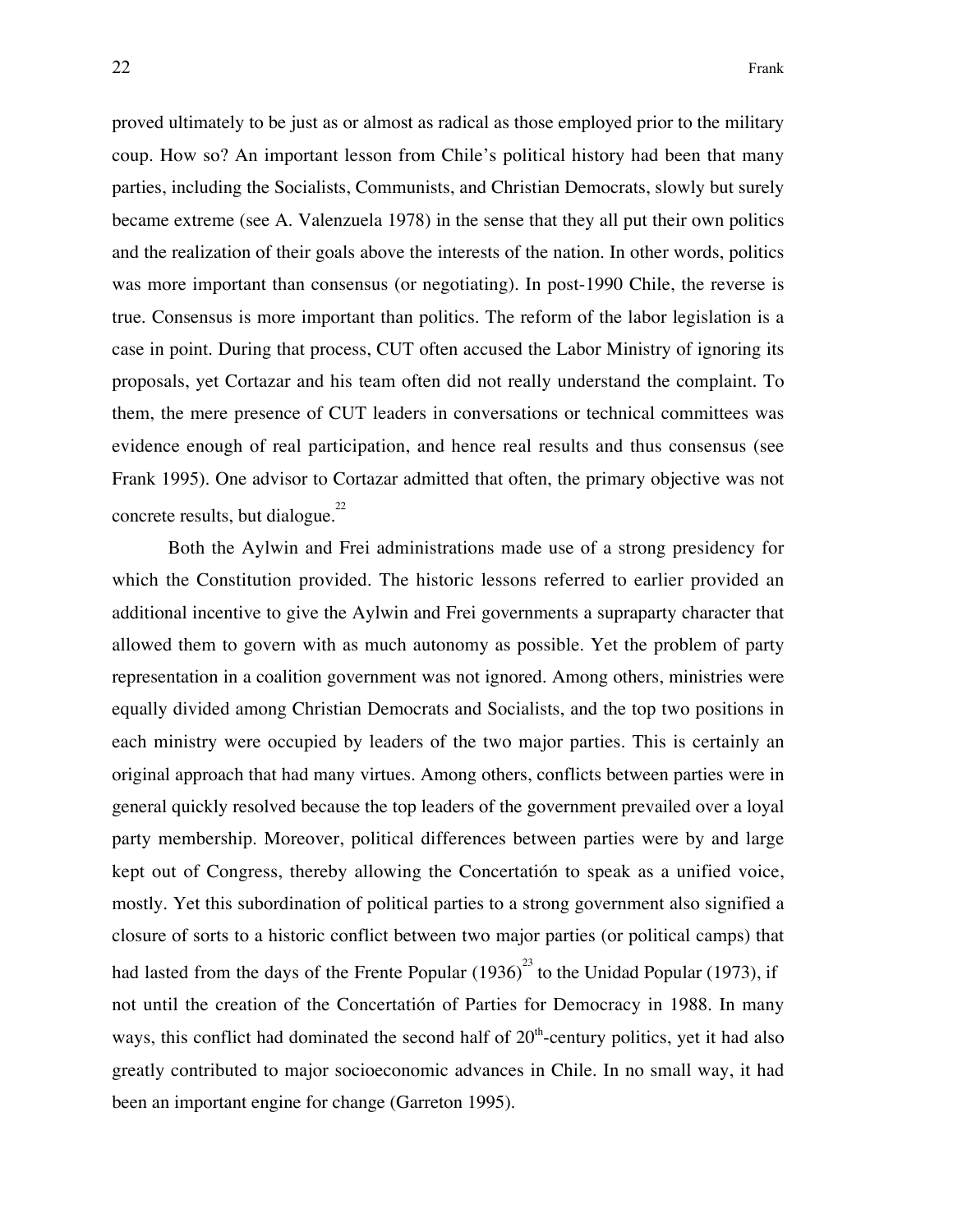proved ultimately to be just as or almost as radical as those employed prior to the military coup. How so? An important lesson from Chile's political history had been that many parties, including the Socialists, Communists, and Christian Democrats, slowly but surely became extreme (see A. Valenzuela 1978) in the sense that they all put their own politics and the realization of their goals above the interests of the nation. In other words, politics was more important than consensus (or negotiating). In post-1990 Chile, the reverse is true. Consensus is more important than politics. The reform of the labor legislation is a case in point. During that process, CUT often accused the Labor Ministry of ignoring its proposals, yet Cortazar and his team often did not really understand the complaint. To them, the mere presence of CUT leaders in conversations or technical committees was evidence enough of real participation, and hence real results and thus consensus (see Frank 1995). One advisor to Cortazar admitted that often, the primary objective was not concrete results, but dialogue.[22]

Both the Aylwin and Frei administrations made use of a strong presidency for which the Constitution provided. The historic lessons referred to earlier provided an additional incentive to give the Aylwin and Frei governments a supraparty character that allowed them to govern with as much autonomy as possible. Yet the problem of party representation in a coalition government was not ignored. Among others, ministries were equally divided among Christian Democrats and Socialists, and the top two positions in each ministry were occupied by leaders of the two major parties. This is certainly an original approach that had many virtues. Among others, conflicts between parties were in general quickly resolved because the top leaders of the government prevailed over a loyal party membership. Moreover, political differences between parties were by and large kept out of Congress, thereby allowing the Concertatión to speak as a unified voice, mostly. Yet this subordination of political parties to a strong government also signified a closure of sorts to a historic conflict between two major parties (or political camps) that had lasted from the days of the Frente Popular (1936)[23] to the Unidad Popular (1973), if not until the creation of the Concertatión of Parties for Democracy in 1988. In many ways, this conflict had dominated the second half of 20th-century politics, yet it had also greatly contributed to major socioeconomic advances in Chile. In no small way, it had been an important engine for change (Garreton 1995).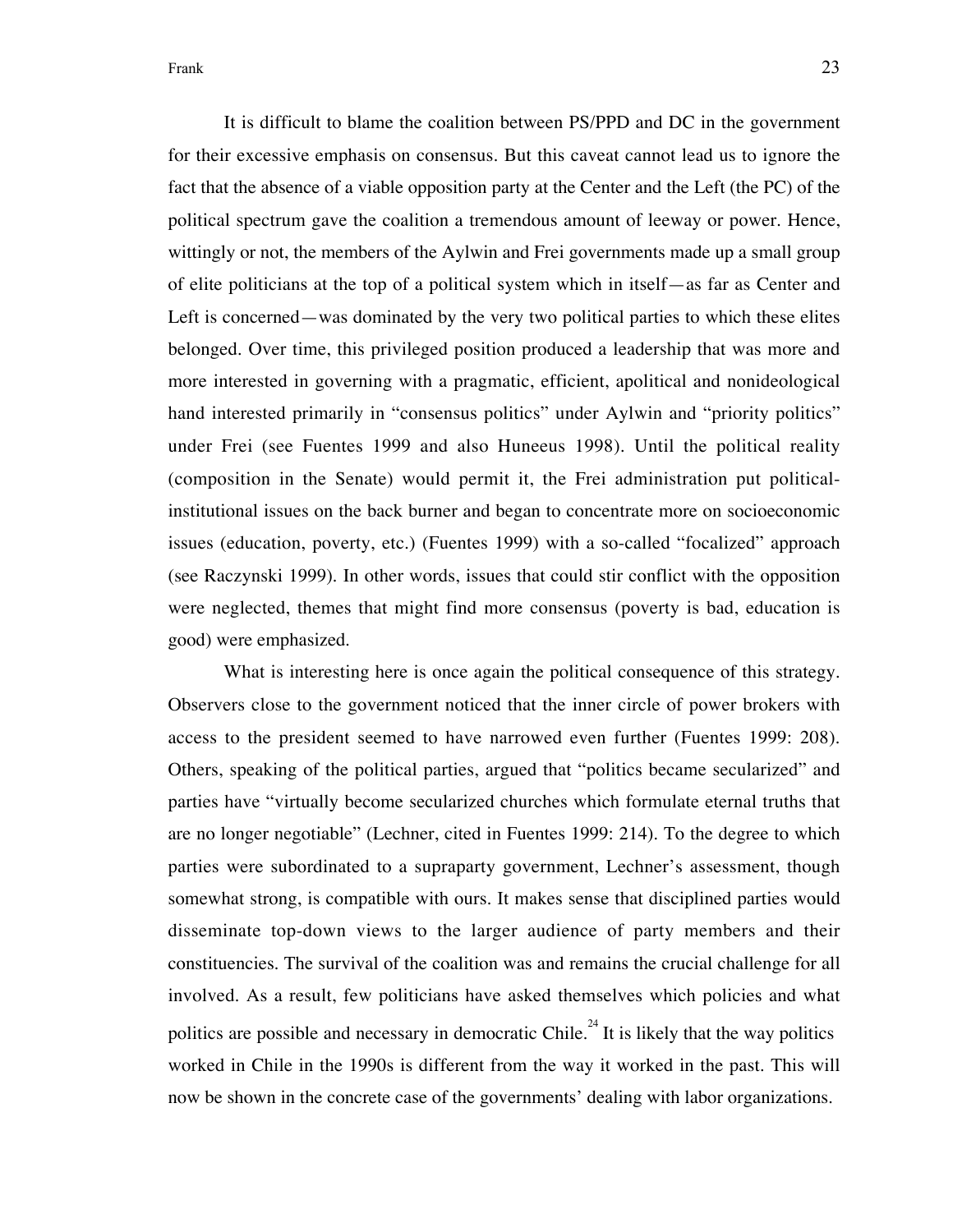It is difficult to blame the coalition between PS/PPD and DC in the government for their excessive emphasis on consensus. But this caveat cannot lead us to ignore the fact that the absence of a viable opposition party at the Center and the Left (the PC) of the political spectrum gave the coalition a tremendous amount of leeway or power. Hence, wittingly or not, the members of the Aylwin and Frei governments made up a small group of elite politicians at the top of a political system which in itself—as far as Center and Left is concerned—was dominated by the very two political parties to which these elites belonged. Over time, this privileged position produced a leadership that was more and more interested in governing with a pragmatic, efficient, apolitical and nonideological hand interested primarily in "consensus politics" under Aylwin and "priority politics" under Frei (see Fuentes 1999 and also Huneeus 1998). Until the political reality (composition in the Senate) would permit it, the Frei administration put political-institutional issues on the back burner and began to concentrate more on socioeconomic issues (education, poverty, etc.) (Fuentes 1999) with a so-called "focalized" approach (see Raczynski 1999). In other words, issues that could stir conflict with the opposition were neglected, themes that might find more consensus (poverty is bad, education is good) were emphasized.

What is interesting here is once again the political consequence of this strategy. Observers close to the government noticed that the inner circle of power brokers with access to the president seemed to have narrowed even further (Fuentes 1999: 208). Others, speaking of the political parties, argued that "politics became secularized" and parties have "virtually become secularized churches which formulate eternal truths that are no longer negotiable" (Lechner, cited in Fuentes 1999: 214). To the degree to which parties were subordinated to a supraparty government, Lechner's assessment, though somewhat strong, is compatible with ours. It makes sense that disciplined parties would disseminate top-down views to the larger audience of party members and their constituencies. The survival of the coalition was and remains the crucial challenge for all involved. As a result, few politicians have asked themselves which policies and what politics are possible and necessary in democratic Chile.[24] It is likely that the way politics worked in Chile in the 1990s is different from the way it worked in the past. This will now be shown in the concrete case of the governments' dealing with labor organizations.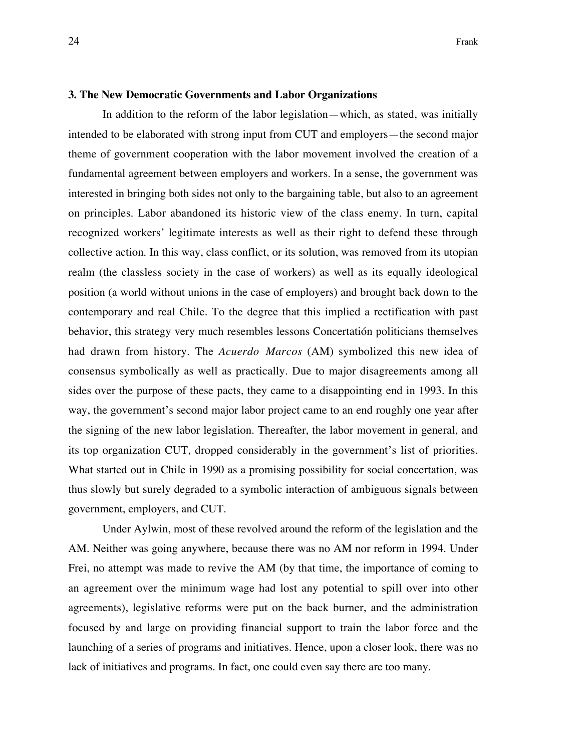**3. The New Democratic Governments and Labor Organizations**

In addition to the reform of the labor legislation—which, as stated, was initially intended to be elaborated with strong input from CUT and employers—the second major theme of government cooperation with the labor movement involved the creation of a fundamental agreement between employers and workers. In a sense, the government was interested in bringing both sides not only to the bargaining table, but also to an agreement on principles. Labor abandoned its historic view of the class enemy. In turn, capital recognized workers' legitimate interests as well as their right to defend these through collective action. In this way, class conflict, or its solution, was removed from its utopian realm (the classless society in the case of workers) as well as its equally ideological position (a world without unions in the case of employers) and brought back down to the contemporary and real Chile. To the degree that this implied a rectification with past behavior, this strategy very much resembles lessons Concertatión politicians themselves had drawn from history. The *Acuerdo Marcos* (AM) symbolized this new idea of consensus symbolically as well as practically. Due to major disagreements among all sides over the purpose of these pacts, they came to a disappointing end in 1993. In this way, the government's second major labor project came to an end roughly one year after the signing of the new labor legislation. Thereafter, the labor movement in general, and its top organization CUT, dropped considerably in the government's list of priorities. What started out in Chile in 1990 as a promising possibility for social concertation, was thus slowly but surely degraded to a symbolic interaction of ambiguous signals between government, employers, and CUT.

Under Aylwin, most of these revolved around the reform of the legislation and the AM. Neither was going anywhere, because there was no AM nor reform in 1994. Under Frei, no attempt was made to revive the AM (by that time, the importance of coming to an agreement over the minimum wage had lost any potential to spill over into other agreements), legislative reforms were put on the back burner, and the administration focused by and large on providing financial support to train the labor force and the launching of a series of programs and initiatives. Hence, upon a closer look, there was no lack of initiatives and programs. In fact, one could even say there are too many.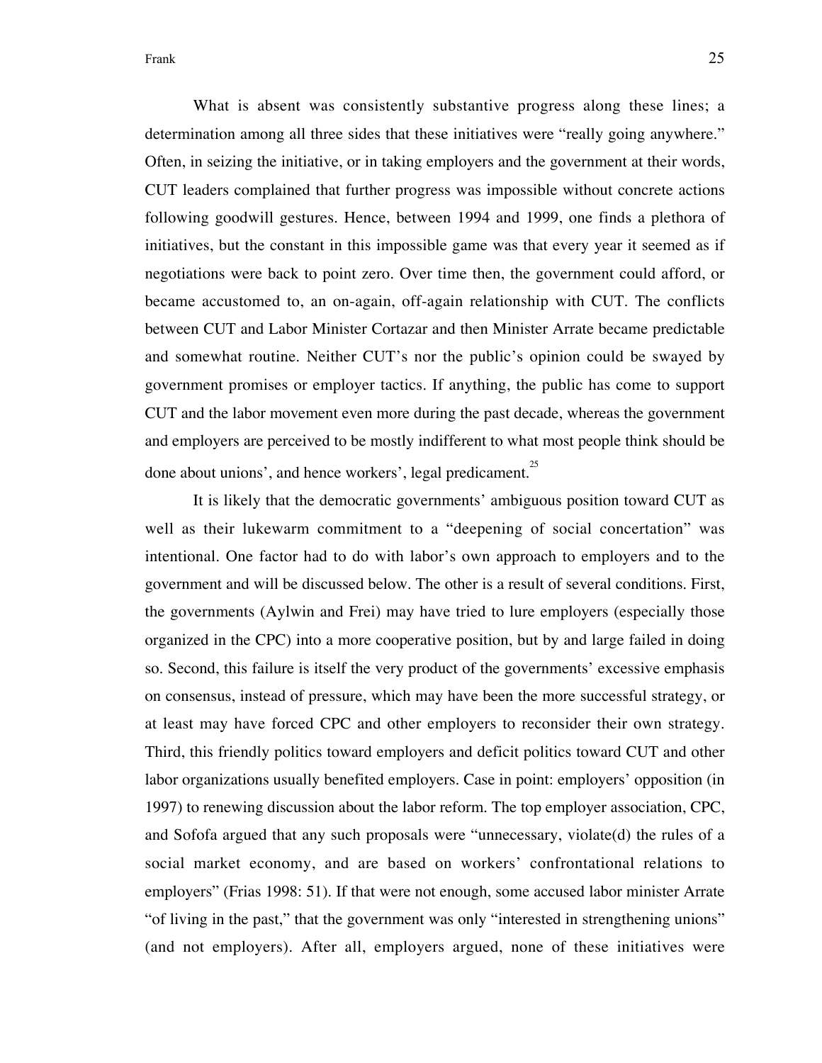What is absent was consistently substantive progress along these lines; a determination among all three sides that these initiatives were "really going anywhere." Often, in seizing the initiative, or in taking employers and the government at their words, CUT leaders complained that further progress was impossible without concrete actions following goodwill gestures. Hence, between 1994 and 1999, one finds a plethora of initiatives, but the constant in this impossible game was that every year it seemed as if negotiations were back to point zero. Over time then, the government could afford, or became accustomed to, an on-again, off-again relationship with CUT. The conflicts between CUT and Labor Minister Cortazar and then Minister Arrate became predictable and somewhat routine. Neither CUT's nor the public's opinion could be swayed by government promises or employer tactics. If anything, the public has come to support CUT and the labor movement even more during the past decade, whereas the government and employers are perceived to be mostly indifferent to what most people think should be done about unions', and hence workers', legal predicament.[25]

It is likely that the democratic governments' ambiguous position toward CUT as well as their lukewarm commitment to a "deepening of social concertation" was intentional. One factor had to do with labor's own approach to employers and to the government and will be discussed below. The other is a result of several conditions. First, the governments (Aylwin and Frei) may have tried to lure employers (especially those organized in the CPC) into a more cooperative position, but by and large failed in doing so. Second, this failure is itself the very product of the governments' excessive emphasis on consensus, instead of pressure, which may have been the more successful strategy, or at least may have forced CPC and other employers to reconsider their own strategy. Third, this friendly politics toward employers and deficit politics toward CUT and other labor organizations usually benefited employers. Case in point: employers' opposition (in 1997) to renewing discussion about the labor reform. The top employer association, CPC, and Sofofa argued that any such proposals were "unnecessary, violate(d) the rules of a social market economy, and are based on workers' confrontational relations to employers" (Frias 1998: 51). If that were not enough, some accused labor minister Arrate "of living in the past," that the government was only "interested in strengthening unions" (and not employers). After all, employers argued, none of these initiatives were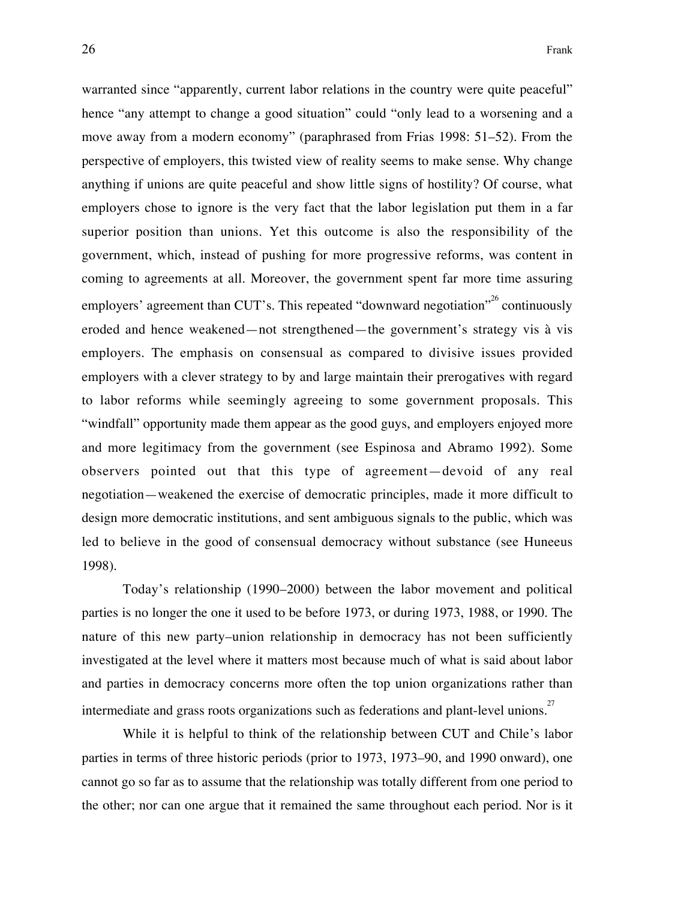warranted since "apparently, current labor relations in the country were quite peaceful" hence "any attempt to change a good situation" could "only lead to a worsening and a move away from a modern economy" (paraphrased from Frias 1998: 51–52). From the perspective of employers, this twisted view of reality seems to make sense. Why change anything if unions are quite peaceful and show little signs of hostility? Of course, what employers chose to ignore is the very fact that the labor legislation put them in a far superior position than unions. Yet this outcome is also the responsibility of the government, which, instead of pushing for more progressive reforms, was content in coming to agreements at all. Moreover, the government spent far more time assuring employers' agreement than CUT's. This repeated "downward negotiation"[26] continuously eroded and hence weakened—not strengthened—the government's strategy vis à vis employers. The emphasis on consensual as compared to divisive issues provided employers with a clever strategy to by and large maintain their prerogatives with regard to labor reforms while seemingly agreeing to some government proposals. This "windfall" opportunity made them appear as the good guys, and employers enjoyed more and more legitimacy from the government (see Espinosa and Abramo 1992). Some observers pointed out that this type of agreement—devoid of any real negotiation—weakened the exercise of democratic principles, made it more difficult to design more democratic institutions, and sent ambiguous signals to the public, which was led to believe in the good of consensual democracy without substance (see Huneeus 1998).

Today's relationship (1990–2000) between the labor movement and political parties is no longer the one it used to be before 1973, or during 1973, 1988, or 1990. The nature of this new party–union relationship in democracy has not been sufficiently investigated at the level where it matters most because much of what is said about labor and parties in democracy concerns more often the top union organizations rather than intermediate and grass roots organizations such as federations and plant-level unions.[27]

While it is helpful to think of the relationship between CUT and Chile's labor parties in terms of three historic periods (prior to 1973, 1973–90, and 1990 onward), one cannot go so far as to assume that the relationship was totally different from one period to the other; nor can one argue that it remained the same throughout each period. Nor is it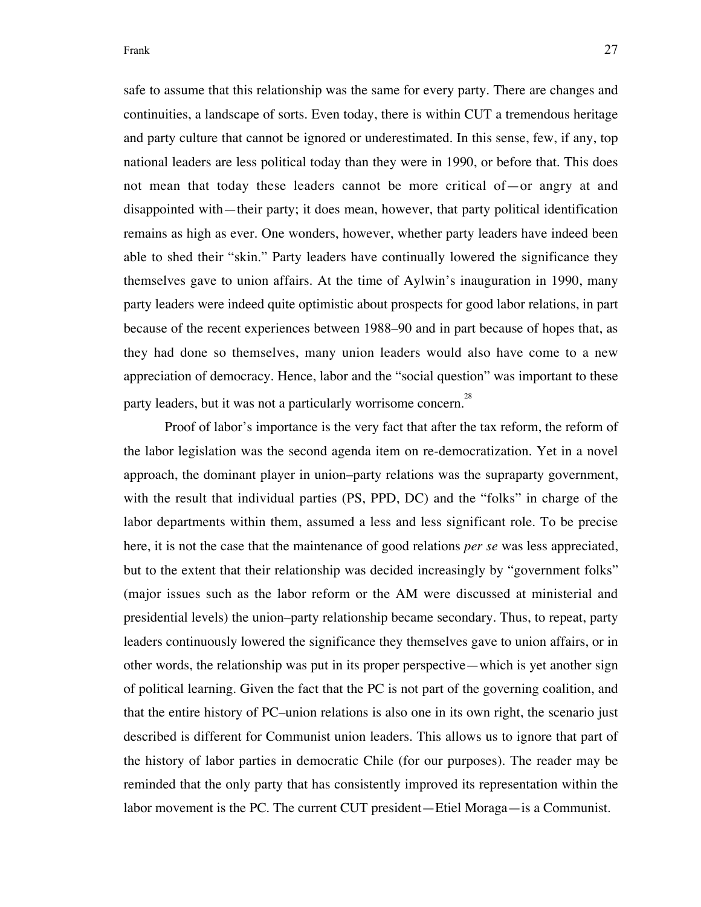safe to assume that this relationship was the same for every party. There are changes and continuities, a landscape of sorts. Even today, there is within CUT a tremendous heritage and party culture that cannot be ignored or underestimated. In this sense, few, if any, top national leaders are less political today than they were in 1990, or before that. This does not mean that today these leaders cannot be more critical of—or angry at and disappointed with—their party; it does mean, however, that party political identification remains as high as ever. One wonders, however, whether party leaders have indeed been able to shed their "skin." Party leaders have continually lowered the significance they themselves gave to union affairs. At the time of Aylwin's inauguration in 1990, many party leaders were indeed quite optimistic about prospects for good labor relations, in part because of the recent experiences between 1988–90 and in part because of hopes that, as they had done so themselves, many union leaders would also have come to a new appreciation of democracy. Hence, labor and the "social question" was important to these party leaders, but it was not a particularly worrisome concern.[28]

Proof of labor's importance is the very fact that after the tax reform, the reform of the labor legislation was the second agenda item on re-democratization. Yet in a novel approach, the dominant player in union–party relations was the supraparty government, with the result that individual parties (PS, PPD, DC) and the "folks" in charge of the labor departments within them, assumed a less and less significant role. To be precise here, it is not the case that the maintenance of good relations *per se* was less appreciated, but to the extent that their relationship was decided increasingly by "government folks" (major issues such as the labor reform or the AM were discussed at ministerial and presidential levels) the union–party relationship became secondary. Thus, to repeat, party leaders continuously lowered the significance they themselves gave to union affairs, or in other words, the relationship was put in its proper perspective—which is yet another sign of political learning. Given the fact that the PC is not part of the governing coalition, and that the entire history of PC–union relations is also one in its own right, the scenario just described is different for Communist union leaders. This allows us to ignore that part of the history of labor parties in democratic Chile (for our purposes). The reader may be reminded that the only party that has consistently improved its representation within the labor movement is the PC. The current CUT president—Etiel Moraga—is a Communist.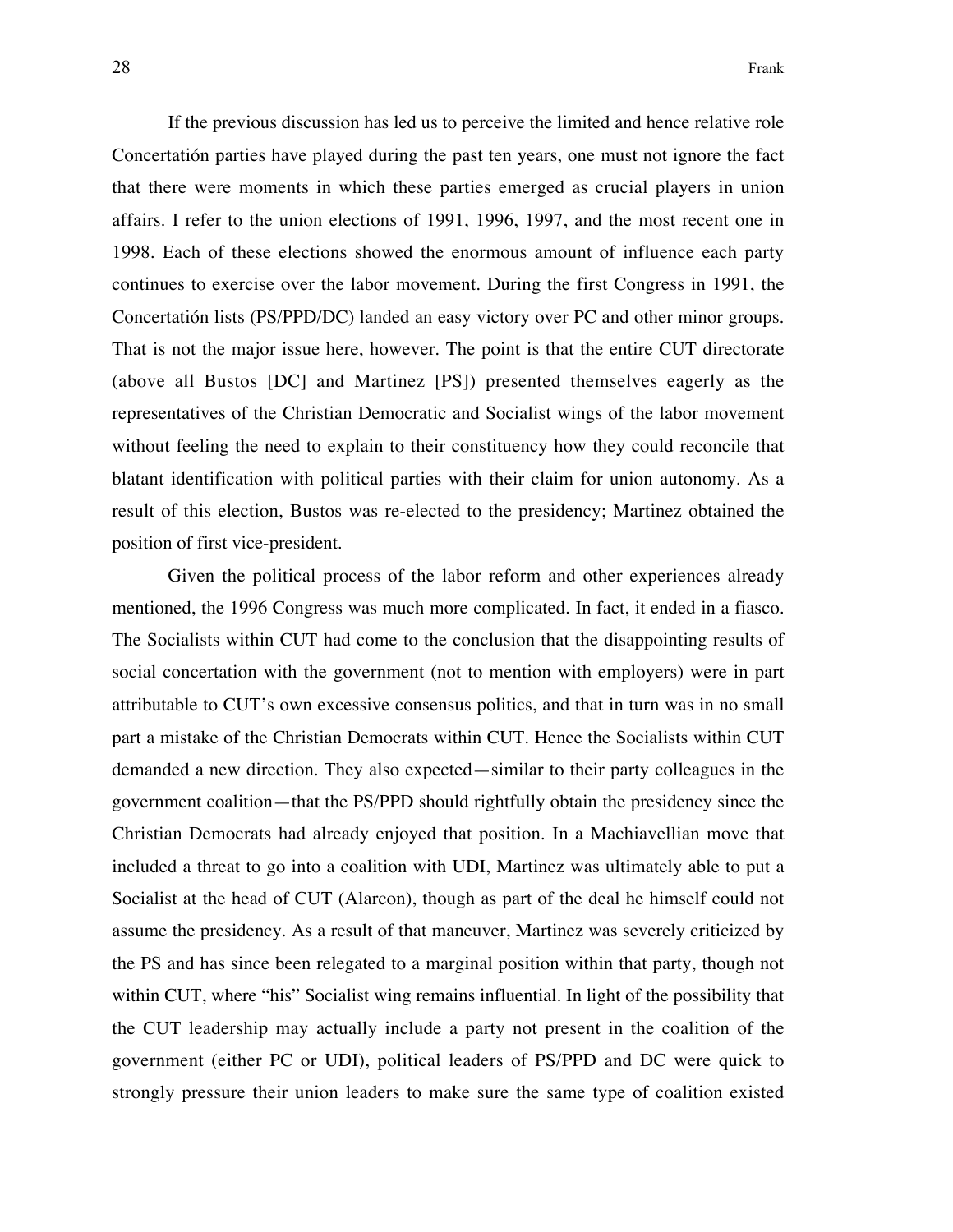If the previous discussion has led us to perceive the limited and hence relative role Concertatión parties have played during the past ten years, one must not ignore the fact that there were moments in which these parties emerged as crucial players in union affairs. I refer to the union elections of 1991, 1996, 1997, and the most recent one in 1998. Each of these elections showed the enormous amount of influence each party continues to exercise over the labor movement. During the first Congress in 1991, the Concertatión lists (PS/PPD/DC) landed an easy victory over PC and other minor groups. That is not the major issue here, however. The point is that the entire CUT directorate (above all Bustos [DC] and Martinez [PS]) presented themselves eagerly as the representatives of the Christian Democratic and Socialist wings of the labor movement without feeling the need to explain to their constituency how they could reconcile that blatant identification with political parties with their claim for union autonomy. As a result of this election, Bustos was re-elected to the presidency; Martinez obtained the position of first vice-president.

Given the political process of the labor reform and other experiences already mentioned, the 1996 Congress was much more complicated. In fact, it ended in a fiasco. The Socialists within CUT had come to the conclusion that the disappointing results of social concertation with the government (not to mention with employers) were in part attributable to CUT's own excessive consensus politics, and that in turn was in no small part a mistake of the Christian Democrats within CUT. Hence the Socialists within CUT demanded a new direction. They also expected—similar to their party colleagues in the government coalition—that the PS/PPD should rightfully obtain the presidency since the Christian Democrats had already enjoyed that position. In a Machiavellian move that included a threat to go into a coalition with UDI, Martinez was ultimately able to put a Socialist at the head of CUT (Alarcon), though as part of the deal he himself could not assume the presidency. As a result of that maneuver, Martinez was severely criticized by the PS and has since been relegated to a marginal position within that party, though not within CUT, where "his" Socialist wing remains influential. In light of the possibility that the CUT leadership may actually include a party not present in the coalition of the government (either PC or UDI), political leaders of PS/PPD and DC were quick to strongly pressure their union leaders to make sure the same type of coalition existed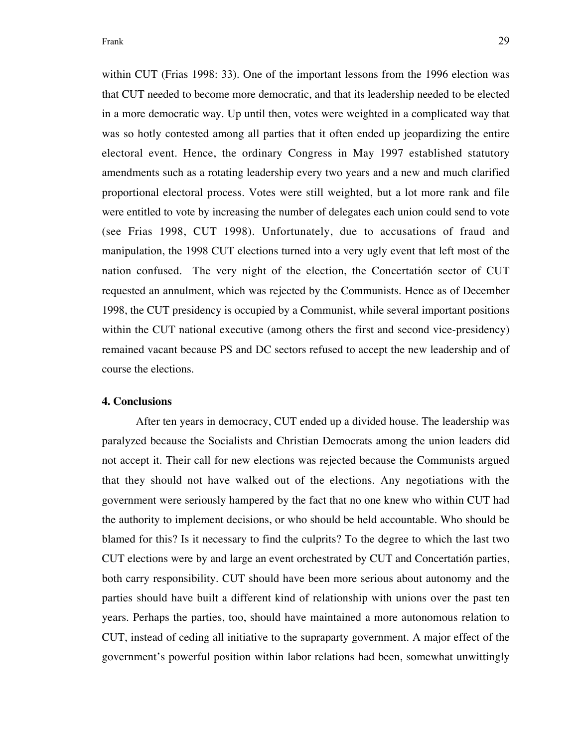within CUT (Frias 1998: 33). One of the important lessons from the 1996 election was that CUT needed to become more democratic, and that its leadership needed to be elected in a more democratic way. Up until then, votes were weighted in a complicated way that was so hotly contested among all parties that it often ended up jeopardizing the entire electoral event. Hence, the ordinary Congress in May 1997 established statutory amendments such as a rotating leadership every two years and a new and much clarified proportional electoral process. Votes were still weighted, but a lot more rank and file were entitled to vote by increasing the number of delegates each union could send to vote (see Frias 1998, CUT 1998). Unfortunately, due to accusations of fraud and manipulation, the 1998 CUT elections turned into a very ugly event that left most of the nation confused. The very night of the election, the Concertatión sector of CUT requested an annulment, which was rejected by the Communists. Hence as of December 1998, the CUT presidency is occupied by a Communist, while several important positions within the CUT national executive (among others the first and second vice-presidency) remained vacant because PS and DC sectors refused to accept the new leadership and of course the elections.

## 4. Conclusions

After ten years in democracy, CUT ended up a divided house. The leadership was paralyzed because the Socialists and Christian Democrats among the union leaders did not accept it. Their call for new elections was rejected because the Communists argued that they should not have walked out of the elections. Any negotiations with the government were seriously hampered by the fact that no one knew who within CUT had the authority to implement decisions, or who should be held accountable. Who should be blamed for this? Is it necessary to find the culprits? To the degree to which the last two CUT elections were by and large an event orchestrated by CUT and Concertatión parties, both carry responsibility. CUT should have been more serious about autonomy and the parties should have built a different kind of relationship with unions over the past ten years. Perhaps the parties, too, should have maintained a more autonomous relation to CUT, instead of ceding all initiative to the supraparty government. A major effect of the government's powerful position within labor relations had been, somewhat unwittingly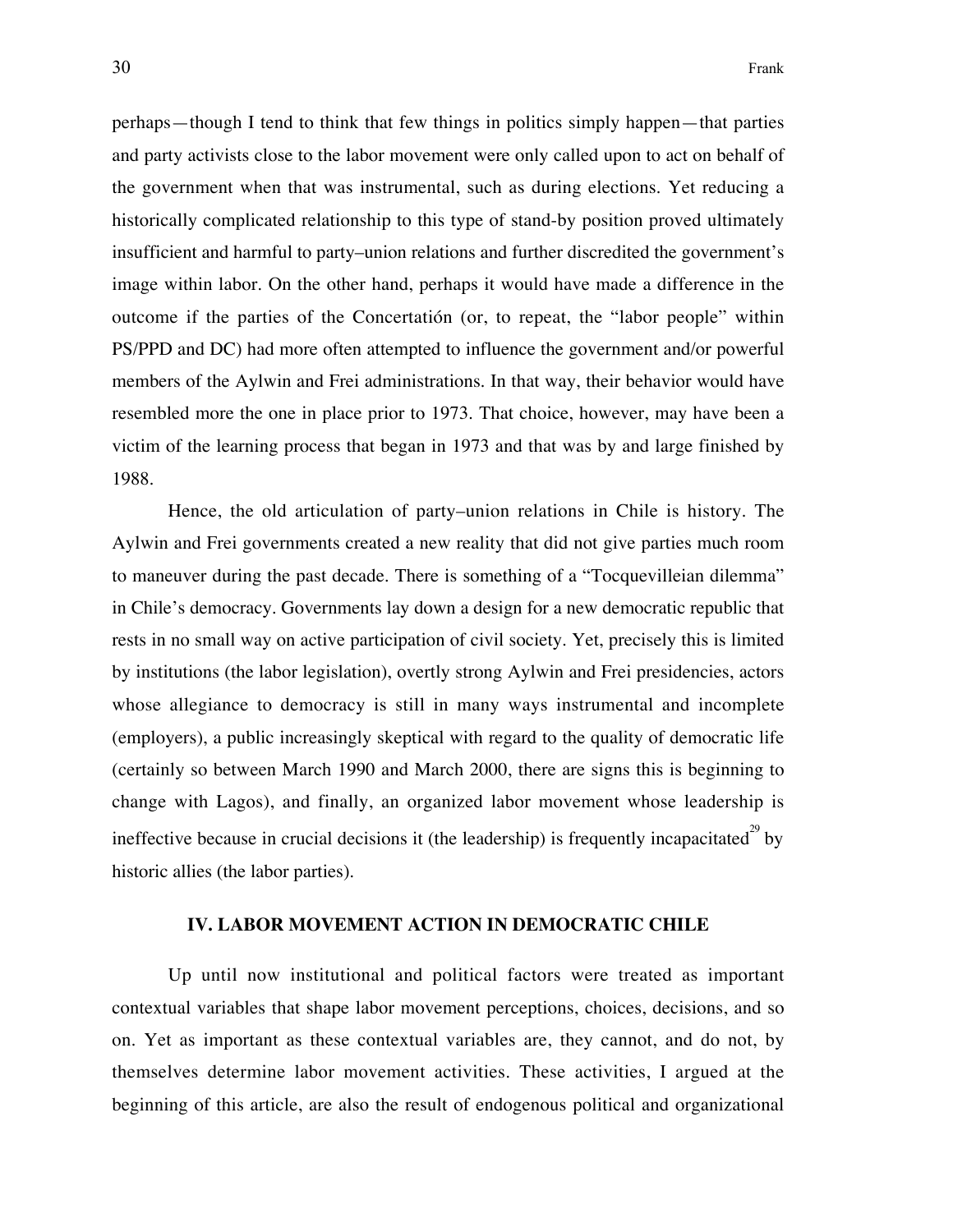perhaps—though I tend to think that few things in politics simply happen—that parties and party activists close to the labor movement were only called upon to act on behalf of the government when that was instrumental, such as during elections. Yet reducing a historically complicated relationship to this type of stand-by position proved ultimately insufficient and harmful to party–union relations and further discredited the government's image within labor. On the other hand, perhaps it would have made a difference in the outcome if the parties of the Concertatión (or, to repeat, the "labor people" within PS/PPD and DC) had more often attempted to influence the government and/or powerful members of the Aylwin and Frei administrations. In that way, their behavior would have resembled more the one in place prior to 1973. That choice, however, may have been a victim of the learning process that began in 1973 and that was by and large finished by 1988.

Hence, the old articulation of party–union relations in Chile is history. The Aylwin and Frei governments created a new reality that did not give parties much room to maneuver during the past decade. There is something of a "Tocquevilleian dilemma" in Chile's democracy. Governments lay down a design for a new democratic republic that rests in no small way on active participation of civil society. Yet, precisely this is limited by institutions (the labor legislation), overtly strong Aylwin and Frei presidencies, actors whose allegiance to democracy is still in many ways instrumental and incomplete (employers), a public increasingly skeptical with regard to the quality of democratic life (certainly so between March 1990 and March 2000, there are signs this is beginning to change with Lagos), and finally, an organized labor movement whose leadership is ineffective because in crucial decisions it (the leadership) is frequently incapacitated[29] by historic allies (the labor parties).

## IV. LABOR MOVEMENT ACTION IN DEMOCRATIC CHILE

Up until now institutional and political factors were treated as important contextual variables that shape labor movement perceptions, choices, decisions, and so on. Yet as important as these contextual variables are, they cannot, and do not, by themselves determine labor movement activities. These activities, I argued at the beginning of this article, are also the result of endogenous political and organizational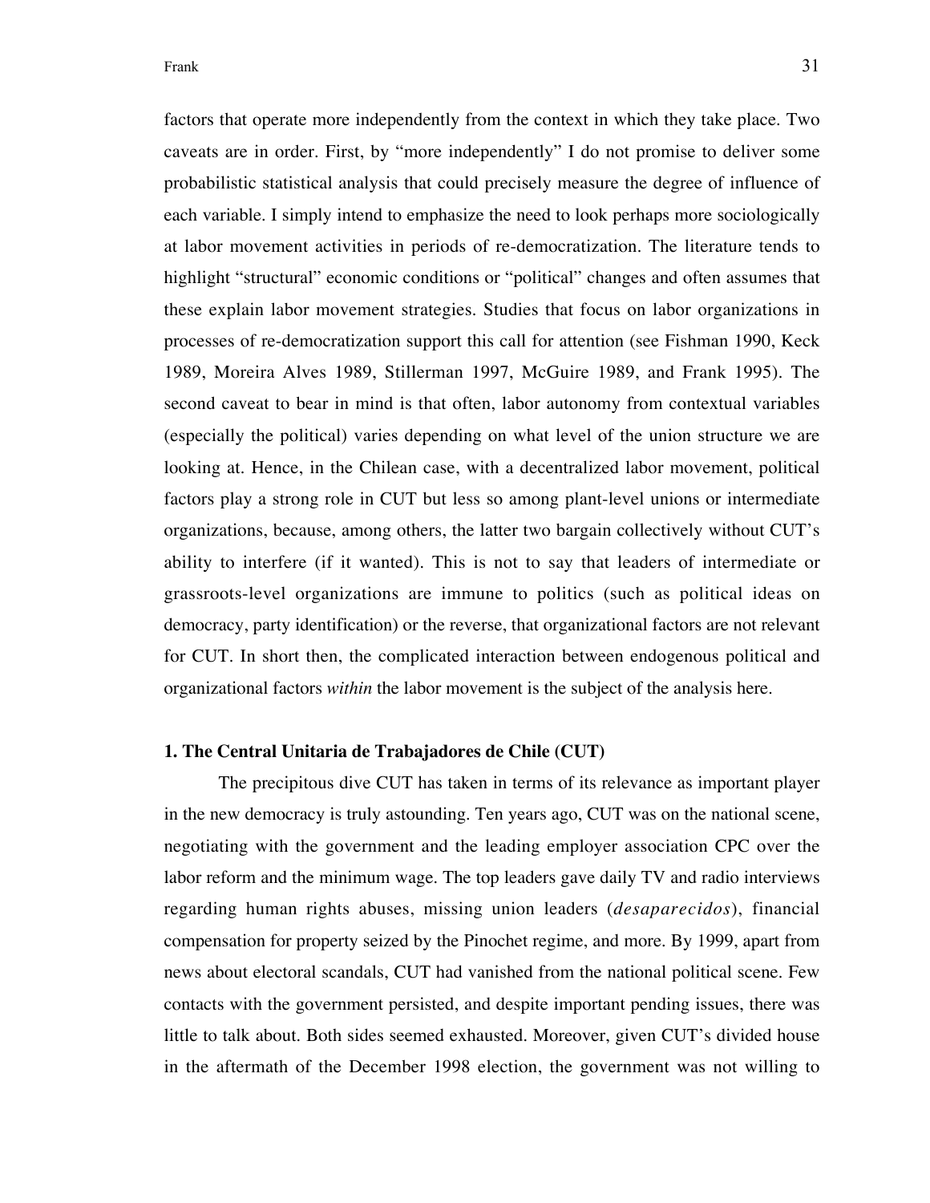factors that operate more independently from the context in which they take place. Two caveats are in order. First, by "more independently" I do not promise to deliver some probabilistic statistical analysis that could precisely measure the degree of influence of each variable. I simply intend to emphasize the need to look perhaps more sociologically at labor movement activities in periods of re-democratization. The literature tends to highlight "structural" economic conditions or "political" changes and often assumes that these explain labor movement strategies. Studies that focus on labor organizations in processes of re-democratization support this call for attention (see Fishman 1990, Keck 1989, Moreira Alves 1989, Stillerman 1997, McGuire 1989, and Frank 1995). The second caveat to bear in mind is that often, labor autonomy from contextual variables (especially the political) varies depending on what level of the union structure we are looking at. Hence, in the Chilean case, with a decentralized labor movement, political factors play a strong role in CUT but less so among plant-level unions or intermediate organizations, because, among others, the latter two bargain collectively without CUT's ability to interfere (if it wanted). This is not to say that leaders of intermediate or grassroots-level organizations are immune to politics (such as political ideas on democracy, party identification) or the reverse, that organizational factors are not relevant for CUT. In short then, the complicated interaction between endogenous political and organizational factors *within* the labor movement is the subject of the analysis here.

### 1. The Central Unitaria de Trabajadores de Chile (CUT)

The precipitous dive CUT has taken in terms of its relevance as important player in the new democracy is truly astounding. Ten years ago, CUT was on the national scene, negotiating with the government and the leading employer association CPC over the labor reform and the minimum wage. The top leaders gave daily TV and radio interviews regarding human rights abuses, missing union leaders (*desaparecidos*), financial compensation for property seized by the Pinochet regime, and more. By 1999, apart from news about electoral scandals, CUT had vanished from the national political scene. Few contacts with the government persisted, and despite important pending issues, there was little to talk about. Both sides seemed exhausted. Moreover, given CUT's divided house in the aftermath of the December 1998 election, the government was not willing to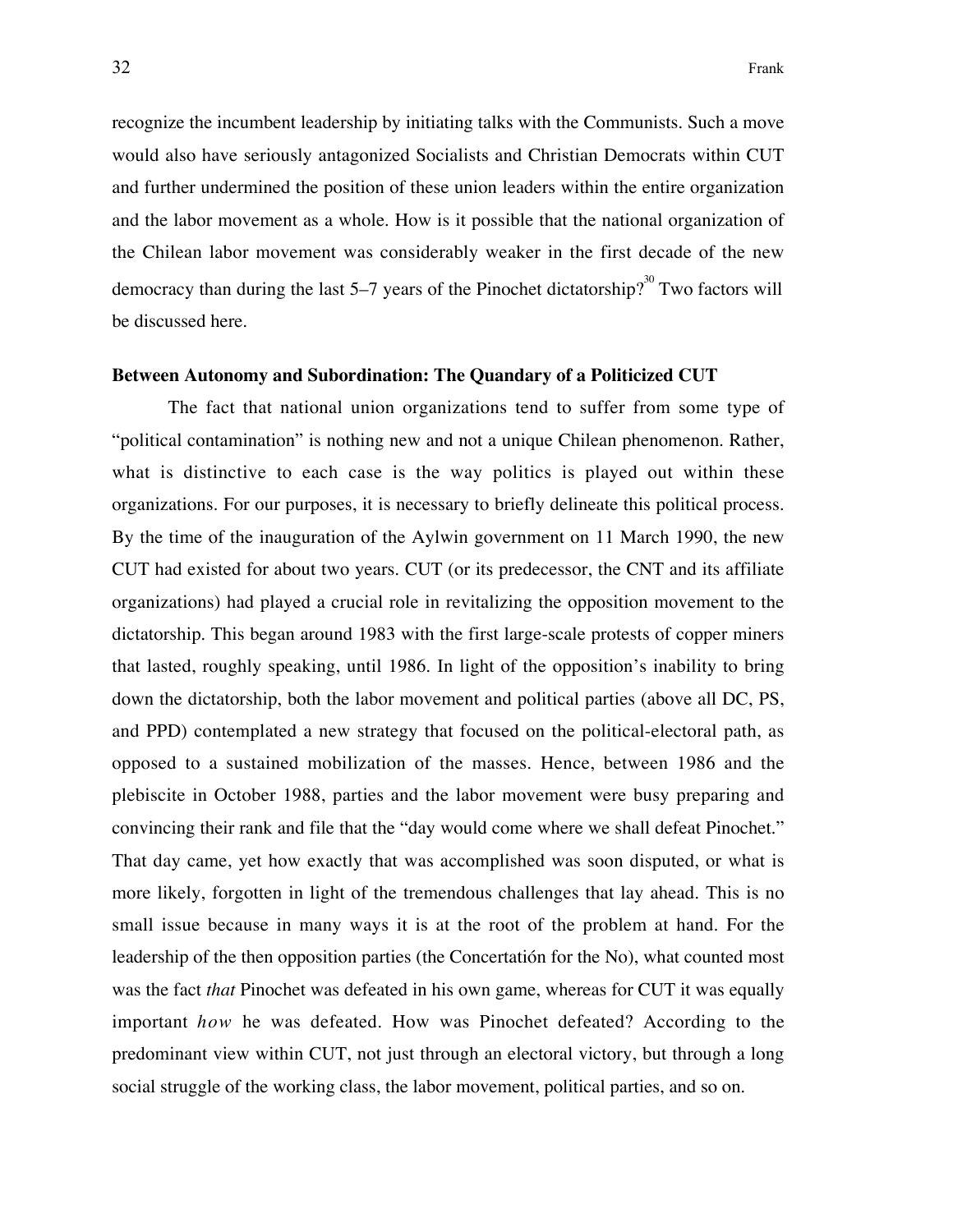recognize the incumbent leadership by initiating talks with the Communists. Such a move would also have seriously antagonized Socialists and Christian Democrats within CUT and further undermined the position of these union leaders within the entire organization and the labor movement as a whole. How is it possible that the national organization of the Chilean labor movement was considerably weaker in the first decade of the new democracy than during the last 5–7 years of the Pinochet dictatorship?[30] Two factors will be discussed here.

### Between Autonomy and Subordination: The Quandary of a Politicized CUT

The fact that national union organizations tend to suffer from some type of "political contamination" is nothing new and not a unique Chilean phenomenon. Rather, what is distinctive to each case is the way politics is played out within these organizations. For our purposes, it is necessary to briefly delineate this political process. By the time of the inauguration of the Aylwin government on 11 March 1990, the new CUT had existed for about two years. CUT (or its predecessor, the CNT and its affiliate organizations) had played a crucial role in revitalizing the opposition movement to the dictatorship. This began around 1983 with the first large-scale protests of copper miners that lasted, roughly speaking, until 1986. In light of the opposition's inability to bring down the dictatorship, both the labor movement and political parties (above all DC, PS, and PPD) contemplated a new strategy that focused on the political-electoral path, as opposed to a sustained mobilization of the masses. Hence, between 1986 and the plebiscite in October 1988, parties and the labor movement were busy preparing and convincing their rank and file that the "day would come where we shall defeat Pinochet." That day came, yet how exactly that was accomplished was soon disputed, or what is more likely, forgotten in light of the tremendous challenges that lay ahead. This is no small issue because in many ways it is at the root of the problem at hand. For the leadership of the then opposition parties (the Concertatión for the No), what counted most was the fact *that* Pinochet was defeated in his own game, whereas for CUT it was equally important *how* he was defeated. How was Pinochet defeated? According to the predominant view within CUT, not just through an electoral victory, but through a long social struggle of the working class, the labor movement, political parties, and so on.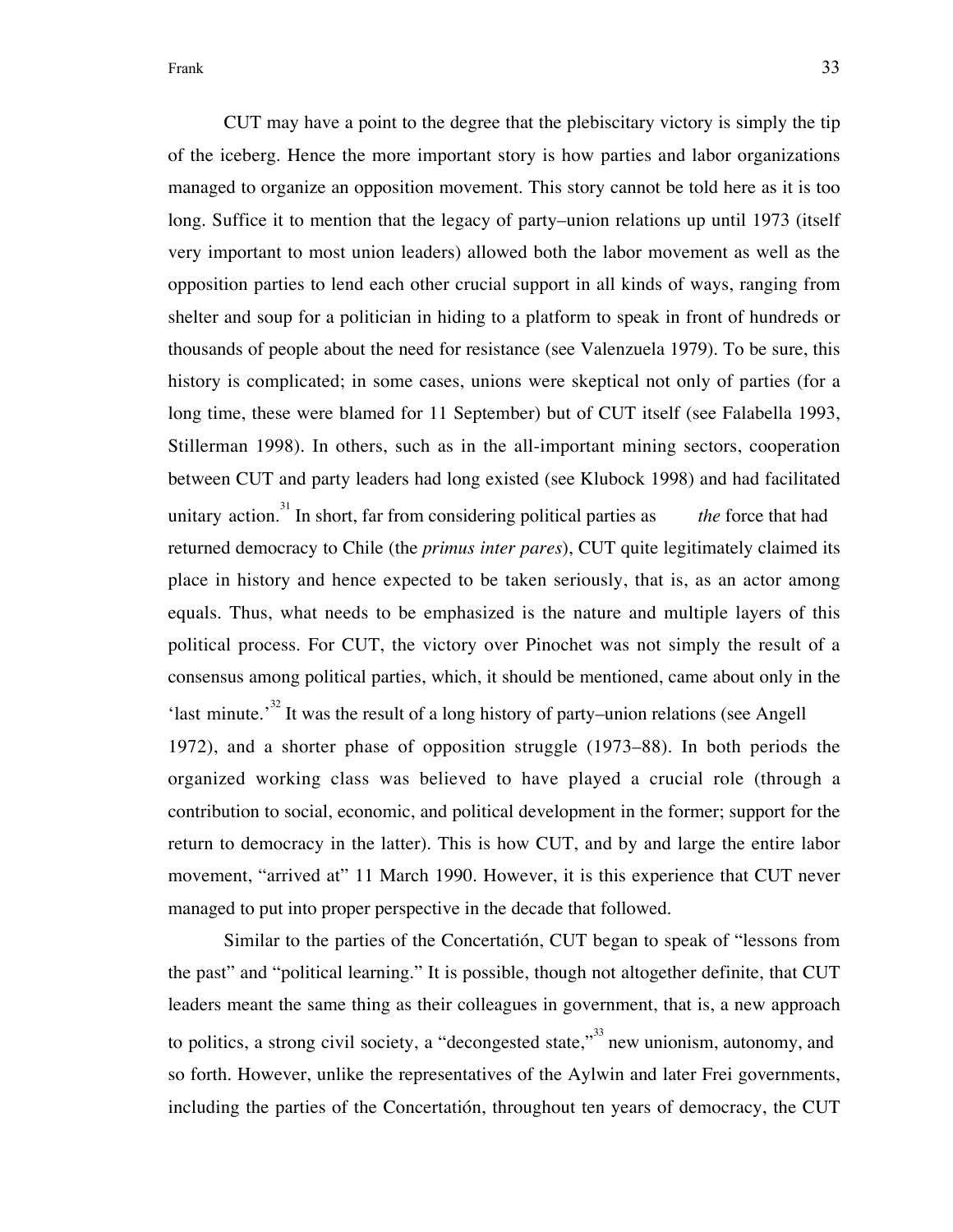CUT may have a point to the degree that the plebiscitary victory is simply the tip of the iceberg. Hence the more important story is how parties and labor organizations managed to organize an opposition movement. This story cannot be told here as it is too long. Suffice it to mention that the legacy of party–union relations up until 1973 (itself very important to most union leaders) allowed both the labor movement as well as the opposition parties to lend each other crucial support in all kinds of ways, ranging from shelter and soup for a politician in hiding to a platform to speak in front of hundreds or thousands of people about the need for resistance (see Valenzuela 1979). To be sure, this history is complicated; in some cases, unions were skeptical not only of parties (for a long time, these were blamed for 11 September) but of CUT itself (see Falabella 1993, Stillerman 1998). In others, such as in the all-important mining sectors, cooperation between CUT and party leaders had long existed (see Klubock 1998) and had facilitated unitary action.[31] In short, far from considering political parties as *the* force that had returned democracy to Chile (the *primus inter pares*), CUT quite legitimately claimed its place in history and hence expected to be taken seriously, that is, as an actor among equals. Thus, what needs to be emphasized is the nature and multiple layers of this political process. For CUT, the victory over Pinochet was not simply the result of a consensus among political parties, which, it should be mentioned, came about only in the 'last minute.'[32] It was the result of a long history of party–union relations (see Angell 1972), and a shorter phase of opposition struggle (1973–88). In both periods the organized working class was believed to have played a crucial role (through a contribution to social, economic, and political development in the former; support for the return to democracy in the latter). This is how CUT, and by and large the entire labor movement, "arrived at" 11 March 1990. However, it is this experience that CUT never managed to put into proper perspective in the decade that followed.

Similar to the parties of the Concertatión, CUT began to speak of "lessons from the past" and "political learning." It is possible, though not altogether definite, that CUT leaders meant the same thing as their colleagues in government, that is, a new approach to politics, a strong civil society, a "decongested state,"[33] new unionism, autonomy, and so forth. However, unlike the representatives of the Aylwin and later Frei governments, including the parties of the Concertatión, throughout ten years of democracy, the CUT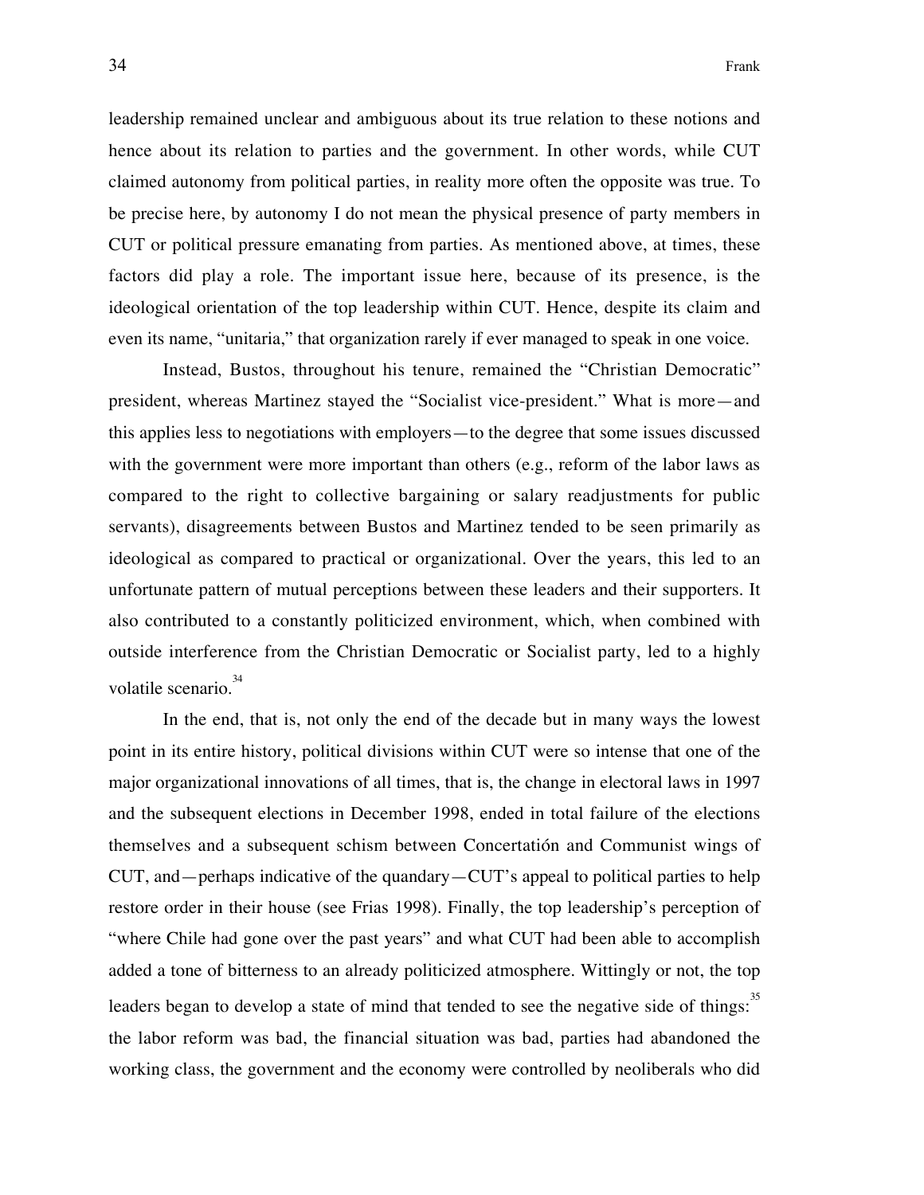leadership remained unclear and ambiguous about its true relation to these notions and hence about its relation to parties and the government. In other words, while CUT claimed autonomy from political parties, in reality more often the opposite was true. To be precise here, by autonomy I do not mean the physical presence of party members in CUT or political pressure emanating from parties. As mentioned above, at times, these factors did play a role. The important issue here, because of its presence, is the ideological orientation of the top leadership within CUT. Hence, despite its claim and even its name, "unitaria," that organization rarely if ever managed to speak in one voice.

Instead, Bustos, throughout his tenure, remained the "Christian Democratic" president, whereas Martinez stayed the "Socialist vice-president." What is more—and this applies less to negotiations with employers—to the degree that some issues discussed with the government were more important than others (e.g., reform of the labor laws as compared to the right to collective bargaining or salary readjustments for public servants), disagreements between Bustos and Martinez tended to be seen primarily as ideological as compared to practical or organizational. Over the years, this led to an unfortunate pattern of mutual perceptions between these leaders and their supporters. It also contributed to a constantly politicized environment, which, when combined with outside interference from the Christian Democratic or Socialist party, led to a highly volatile scenario.[34]

In the end, that is, not only the end of the decade but in many ways the lowest point in its entire history, political divisions within CUT were so intense that one of the major organizational innovations of all times, that is, the change in electoral laws in 1997 and the subsequent elections in December 1998, ended in total failure of the elections themselves and a subsequent schism between Concertatión and Communist wings of CUT, and—perhaps indicative of the quandary—CUT's appeal to political parties to help restore order in their house (see Frias 1998). Finally, the top leadership's perception of "where Chile had gone over the past years" and what CUT had been able to accomplish added a tone of bitterness to an already politicized atmosphere. Wittingly or not, the top leaders began to develop a state of mind that tended to see the negative side of things:[35] the labor reform was bad, the financial situation was bad, parties had abandoned the working class, the government and the economy were controlled by neoliberals who did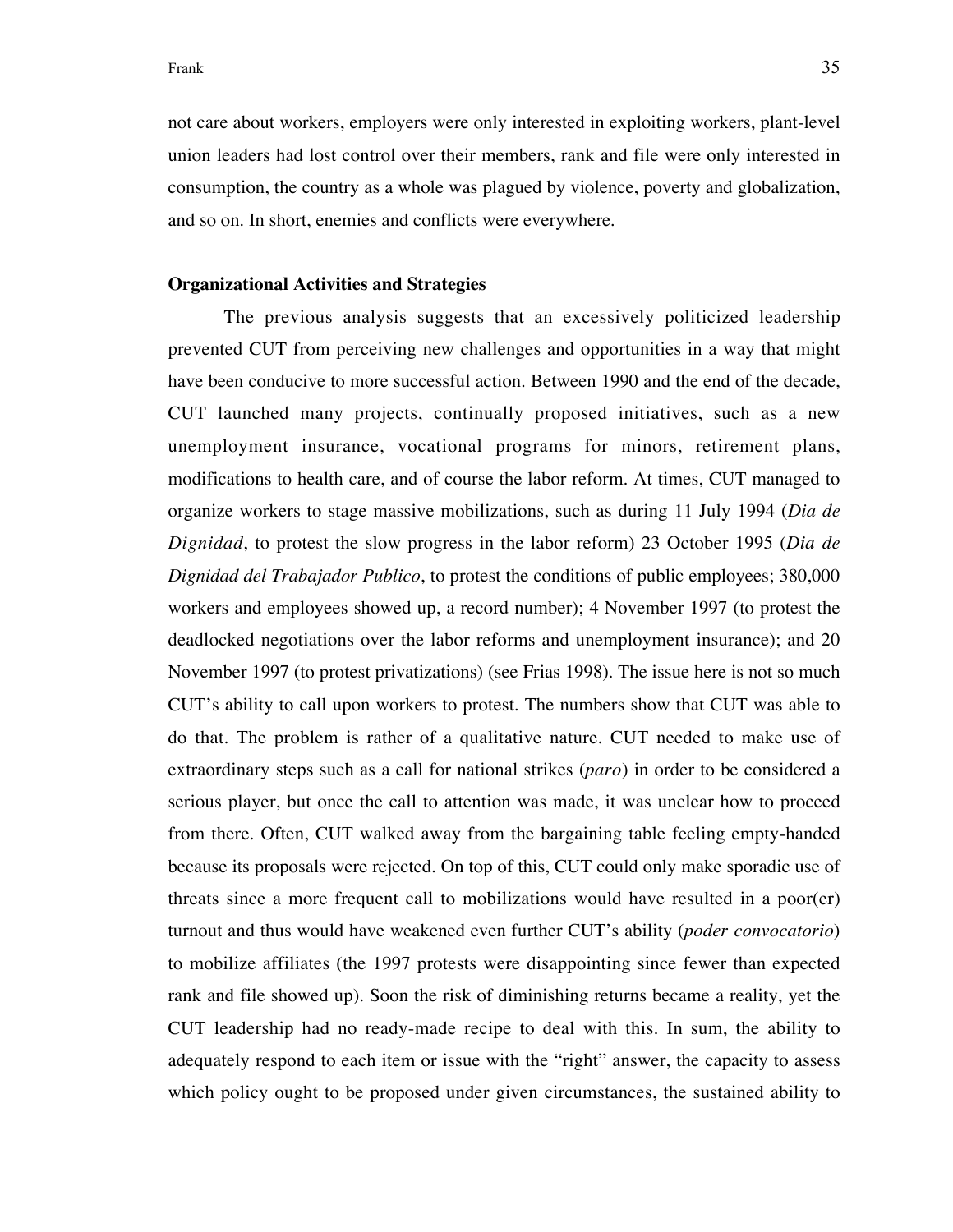not care about workers, employers were only interested in exploiting workers, plant-level union leaders had lost control over their members, rank and file were only interested in consumption, the country as a whole was plagued by violence, poverty and globalization, and so on. In short, enemies and conflicts were everywhere.

**Organizational Activities and Strategies**

The previous analysis suggests that an excessively politicized leadership prevented CUT from perceiving new challenges and opportunities in a way that might have been conducive to more successful action. Between 1990 and the end of the decade, CUT launched many projects, continually proposed initiatives, such as a new unemployment insurance, vocational programs for minors, retirement plans, modifications to health care, and of course the labor reform. At times, CUT managed to organize workers to stage massive mobilizations, such as during 11 July 1994 (*Dia de Dignidad*, to protest the slow progress in the labor reform) 23 October 1995 (*Dia de Dignidad del Trabajador Publico*, to protest the conditions of public employees; 380,000 workers and employees showed up, a record number); 4 November 1997 (to protest the deadlocked negotiations over the labor reforms and unemployment insurance); and 20 November 1997 (to protest privatizations) (see Frias 1998). The issue here is not so much CUT's ability to call upon workers to protest. The numbers show that CUT was able to do that. The problem is rather of a qualitative nature. CUT needed to make use of extraordinary steps such as a call for national strikes (*paro*) in order to be considered a serious player, but once the call to attention was made, it was unclear how to proceed from there. Often, CUT walked away from the bargaining table feeling empty-handed because its proposals were rejected. On top of this, CUT could only make sporadic use of threats since a more frequent call to mobilizations would have resulted in a poor(er) turnout and thus would have weakened even further CUT's ability (*poder convocatorio*) to mobilize affiliates (the 1997 protests were disappointing since fewer than expected rank and file showed up). Soon the risk of diminishing returns became a reality, yet the CUT leadership had no ready-made recipe to deal with this. In sum, the ability to adequately respond to each item or issue with the "right" answer, the capacity to assess which policy ought to be proposed under given circumstances, the sustained ability to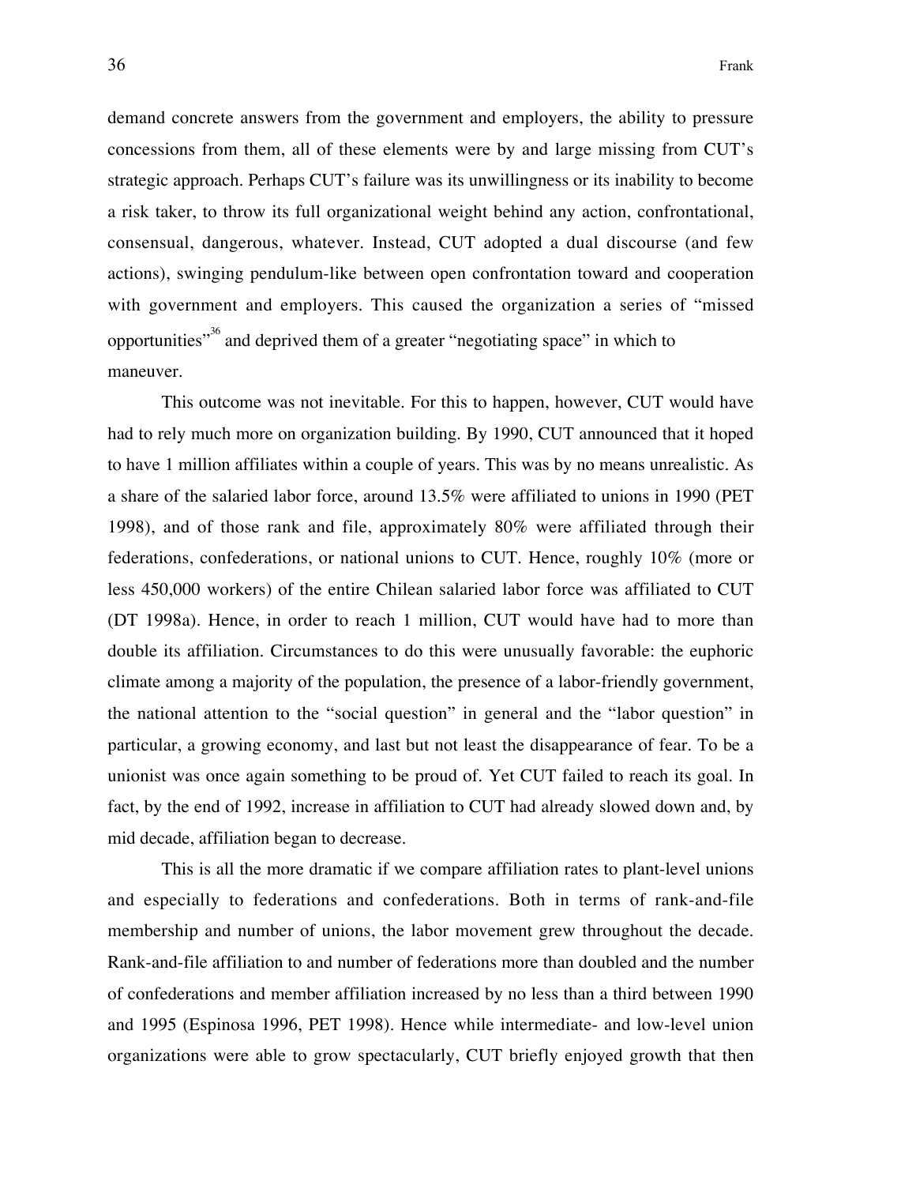demand concrete answers from the government and employers, the ability to pressure concessions from them, all of these elements were by and large missing from CUT's strategic approach. Perhaps CUT's failure was its unwillingness or its inability to become a risk taker, to throw its full organizational weight behind any action, confrontational, consensual, dangerous, whatever. Instead, CUT adopted a dual discourse (and few actions), swinging pendulum-like between open confrontation toward and cooperation with government and employers. This caused the organization a series of "missed opportunities"[36] and deprived them of a greater "negotiating space" in which to maneuver.

This outcome was not inevitable. For this to happen, however, CUT would have had to rely much more on organization building. By 1990, CUT announced that it hoped to have 1 million affiliates within a couple of years. This was by no means unrealistic. As a share of the salaried labor force, around 13.5% were affiliated to unions in 1990 (PET 1998), and of those rank and file, approximately 80% were affiliated through their federations, confederations, or national unions to CUT. Hence, roughly 10% (more or less 450,000 workers) of the entire Chilean salaried labor force was affiliated to CUT (DT 1998a). Hence, in order to reach 1 million, CUT would have had to more than double its affiliation. Circumstances to do this were unusually favorable: the euphoric climate among a majority of the population, the presence of a labor-friendly government, the national attention to the "social question" in general and the "labor question" in particular, a growing economy, and last but not least the disappearance of fear. To be a unionist was once again something to be proud of. Yet CUT failed to reach its goal. In fact, by the end of 1992, increase in affiliation to CUT had already slowed down and, by mid decade, affiliation began to decrease.

This is all the more dramatic if we compare affiliation rates to plant-level unions and especially to federations and confederations. Both in terms of rank-and-file membership and number of unions, the labor movement grew throughout the decade. Rank-and-file affiliation to and number of federations more than doubled and the number of confederations and member affiliation increased by no less than a third between 1990 and 1995 (Espinosa 1996, PET 1998). Hence while intermediate- and low-level union organizations were able to grow spectacularly, CUT briefly enjoyed growth that then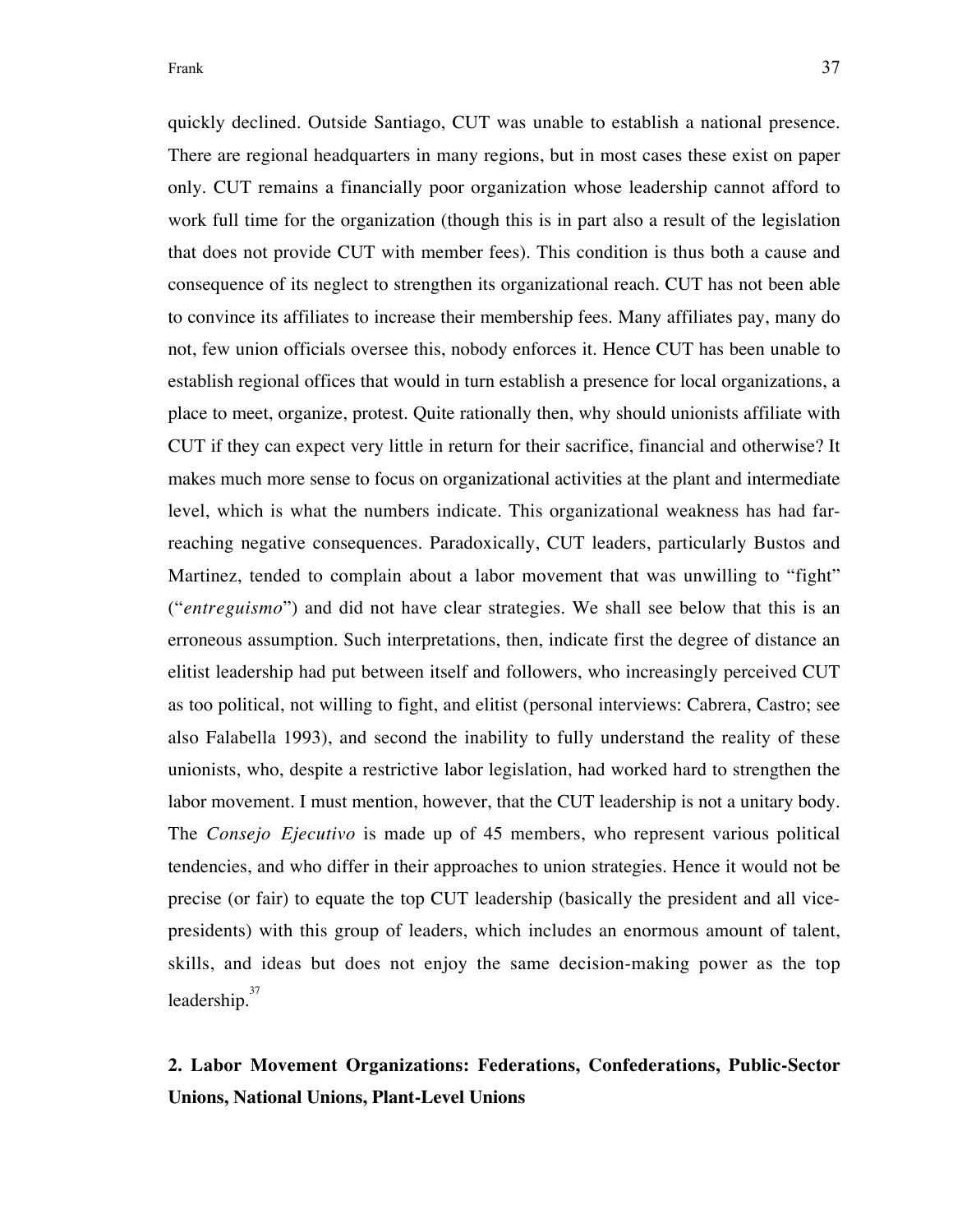quickly declined. Outside Santiago, CUT was unable to establish a national presence. There are regional headquarters in many regions, but in most cases these exist on paper only. CUT remains a financially poor organization whose leadership cannot afford to work full time for the organization (though this is in part also a result of the legislation that does not provide CUT with member fees). This condition is thus both a cause and consequence of its neglect to strengthen its organizational reach. CUT has not been able to convince its affiliates to increase their membership fees. Many affiliates pay, many do not, few union officials oversee this, nobody enforces it. Hence CUT has been unable to establish regional offices that would in turn establish a presence for local organizations, a place to meet, organize, protest. Quite rationally then, why should unionists affiliate with CUT if they can expect very little in return for their sacrifice, financial and otherwise? It makes much more sense to focus on organizational activities at the plant and intermediate level, which is what the numbers indicate. This organizational weakness has had far-reaching negative consequences. Paradoxically, CUT leaders, particularly Bustos and Martinez, tended to complain about a labor movement that was unwilling to "fight" ("*entreguismo*") and did not have clear strategies. We shall see below that this is an erroneous assumption. Such interpretations, then, indicate first the degree of distance an elitist leadership had put between itself and followers, who increasingly perceived CUT as too political, not willing to fight, and elitist (personal interviews: Cabrera, Castro; see also Falabella 1993), and second the inability to fully understand the reality of these unionists, who, despite a restrictive labor legislation, had worked hard to strengthen the labor movement. I must mention, however, that the CUT leadership is not a unitary body. The *Consejo Ejecutivo* is made up of 45 members, who represent various political tendencies, and who differ in their approaches to union strategies. Hence it would not be precise (or fair) to equate the top CUT leadership (basically the president and all vice-presidents) with this group of leaders, which includes an enormous amount of talent, skills, and ideas but does not enjoy the same decision-making power as the top leadership.[37]

## 2. Labor Movement Organizations: Federations, Confederations, Public-Sector Unions, National Unions, Plant-Level Unions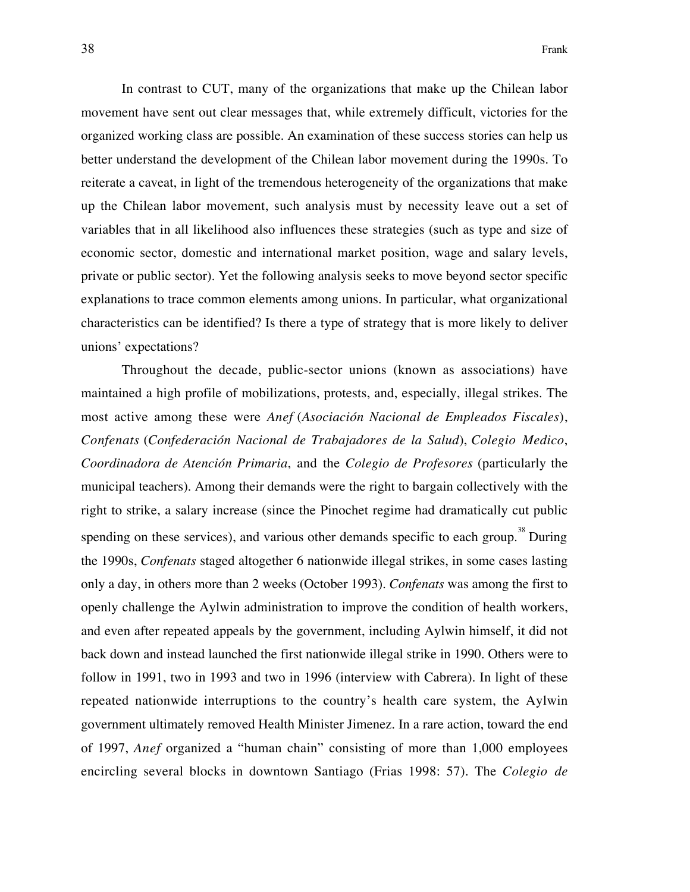In contrast to CUT, many of the organizations that make up the Chilean labor movement have sent out clear messages that, while extremely difficult, victories for the organized working class are possible. An examination of these success stories can help us better understand the development of the Chilean labor movement during the 1990s. To reiterate a caveat, in light of the tremendous heterogeneity of the organizations that make up the Chilean labor movement, such analysis must by necessity leave out a set of variables that in all likelihood also influences these strategies (such as type and size of economic sector, domestic and international market position, wage and salary levels, private or public sector). Yet the following analysis seeks to move beyond sector specific explanations to trace common elements among unions. In particular, what organizational characteristics can be identified? Is there a type of strategy that is more likely to deliver unions' expectations?

Throughout the decade, public-sector unions (known as associations) have maintained a high profile of mobilizations, protests, and, especially, illegal strikes. The most active among these were *Anef* (*Asociación Nacional de Empleados Fiscales*), *Confenats* (*Confederación Nacional de Trabajadores de la Salud*), *Colegio Medico*, *Coordinadora de Atención Primaria*, and the *Colegio de Profesores* (particularly the municipal teachers). Among their demands were the right to bargain collectively with the right to strike, a salary increase (since the Pinochet regime had dramatically cut public spending on these services), and various other demands specific to each group.[38] During the 1990s, *Confenats* staged altogether 6 nationwide illegal strikes, in some cases lasting only a day, in others more than 2 weeks (October 1993). *Confenats* was among the first to openly challenge the Aylwin administration to improve the condition of health workers, and even after repeated appeals by the government, including Aylwin himself, it did not back down and instead launched the first nationwide illegal strike in 1990. Others were to follow in 1991, two in 1993 and two in 1996 (interview with Cabrera). In light of these repeated nationwide interruptions to the country's health care system, the Aylwin government ultimately removed Health Minister Jimenez. In a rare action, toward the end of 1997, *Anef* organized a "human chain" consisting of more than 1,000 employees encircling several blocks in downtown Santiago (Frias 1998: 57). The *Colegio de*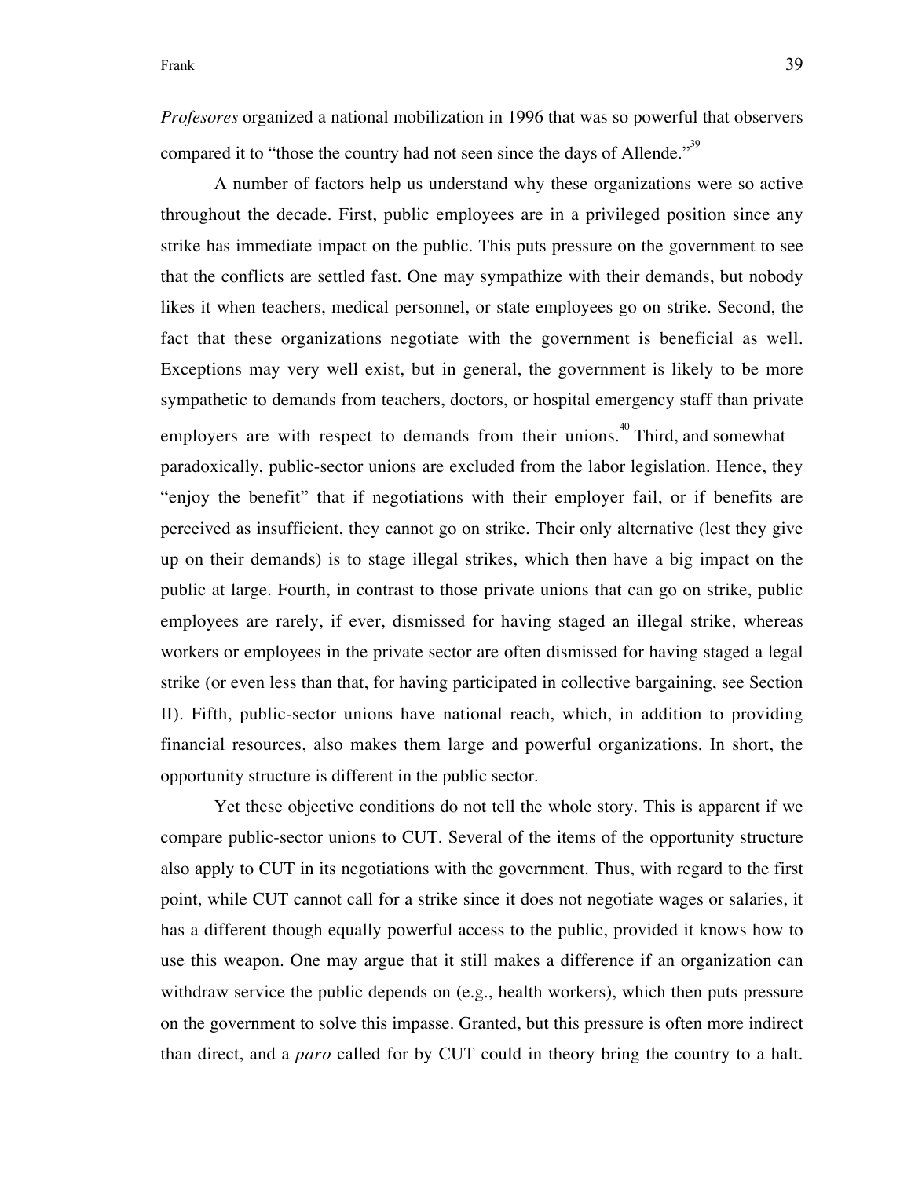*Profesores* organized a national mobilization in 1996 that was so powerful that observers compared it to "those the country had not seen since the days of Allende."[39]

A number of factors help us understand why these organizations were so active throughout the decade. First, public employees are in a privileged position since any strike has immediate impact on the public. This puts pressure on the government to see that the conflicts are settled fast. One may sympathize with their demands, but nobody likes it when teachers, medical personnel, or state employees go on strike. Second, the fact that these organizations negotiate with the government is beneficial as well. Exceptions may very well exist, but in general, the government is likely to be more sympathetic to demands from teachers, doctors, or hospital emergency staff than private employers are with respect to demands from their unions.[40] Third, and somewhat paradoxically, public-sector unions are excluded from the labor legislation. Hence, they "enjoy the benefit" that if negotiations with their employer fail, or if benefits are perceived as insufficient, they cannot go on strike. Their only alternative (lest they give up on their demands) is to stage illegal strikes, which then have a big impact on the public at large. Fourth, in contrast to those private unions that can go on strike, public employees are rarely, if ever, dismissed for having staged an illegal strike, whereas workers or employees in the private sector are often dismissed for having staged a legal strike (or even less than that, for having participated in collective bargaining, see Section II). Fifth, public-sector unions have national reach, which, in addition to providing financial resources, also makes them large and powerful organizations. In short, the opportunity structure is different in the public sector.

Yet these objective conditions do not tell the whole story. This is apparent if we compare public-sector unions to CUT. Several of the items of the opportunity structure also apply to CUT in its negotiations with the government. Thus, with regard to the first point, while CUT cannot call for a strike since it does not negotiate wages or salaries, it has a different though equally powerful access to the public, provided it knows how to use this weapon. One may argue that it still makes a difference if an organization can withdraw service the public depends on (e.g., health workers), which then puts pressure on the government to solve this impasse. Granted, but this pressure is often more indirect than direct, and a *paro* called for by CUT could in theory bring the country to a halt.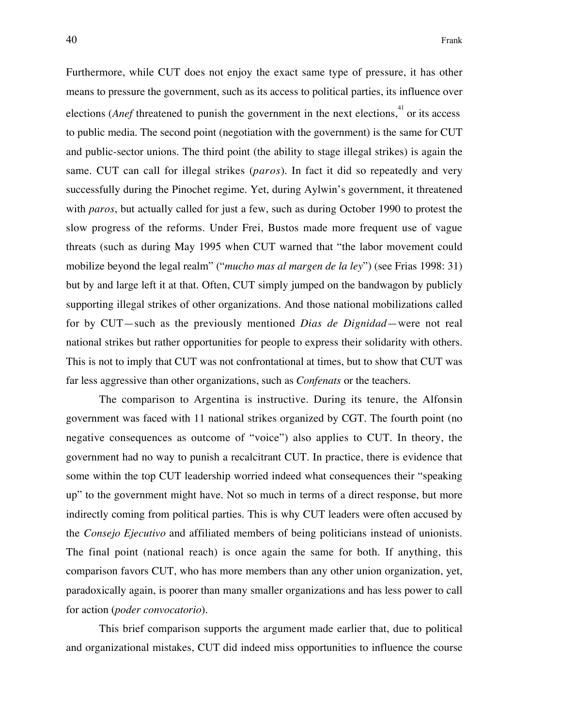Furthermore, while CUT does not enjoy the exact same type of pressure, it has other means to pressure the government, such as its access to political parties, its influence over elections (*Anef* threatened to punish the government in the next elections,[41] or its access to public media. The second point (negotiation with the government) is the same for CUT and public-sector unions. The third point (the ability to stage illegal strikes) is again the same. CUT can call for illegal strikes (*paros*). In fact it did so repeatedly and very successfully during the Pinochet regime. Yet, during Aylwin's government, it threatened with *paros*, but actually called for just a few, such as during October 1990 to protest the slow progress of the reforms. Under Frei, Bustos made more frequent use of vague threats (such as during May 1995 when CUT warned that "the labor movement could mobilize beyond the legal realm" ("*mucho mas al margen de la ley*") (see Frias 1998: 31) but by and large left it at that. Often, CUT simply jumped on the bandwagon by publicly supporting illegal strikes of other organizations. And those national mobilizations called for by CUT—such as the previously mentioned *Dias de Dignidad*—were not real national strikes but rather opportunities for people to express their solidarity with others. This is not to imply that CUT was not confrontational at times, but to show that CUT was far less aggressive than other organizations, such as *Confenats* or the teachers.

The comparison to Argentina is instructive. During its tenure, the Alfonsin government was faced with 11 national strikes organized by CGT. The fourth point (no negative consequences as outcome of "voice") also applies to CUT. In theory, the government had no way to punish a recalcitrant CUT. In practice, there is evidence that some within the top CUT leadership worried indeed what consequences their "speaking up" to the government might have. Not so much in terms of a direct response, but more indirectly coming from political parties. This is why CUT leaders were often accused by the *Consejo Ejecutivo* and affiliated members of being politicians instead of unionists. The final point (national reach) is once again the same for both. If anything, this comparison favors CUT, who has more members than any other union organization, yet, paradoxically again, is poorer than many smaller organizations and has less power to call for action (*poder convocatorio*).

This brief comparison supports the argument made earlier that, due to political and organizational mistakes, CUT did indeed miss opportunities to influence the course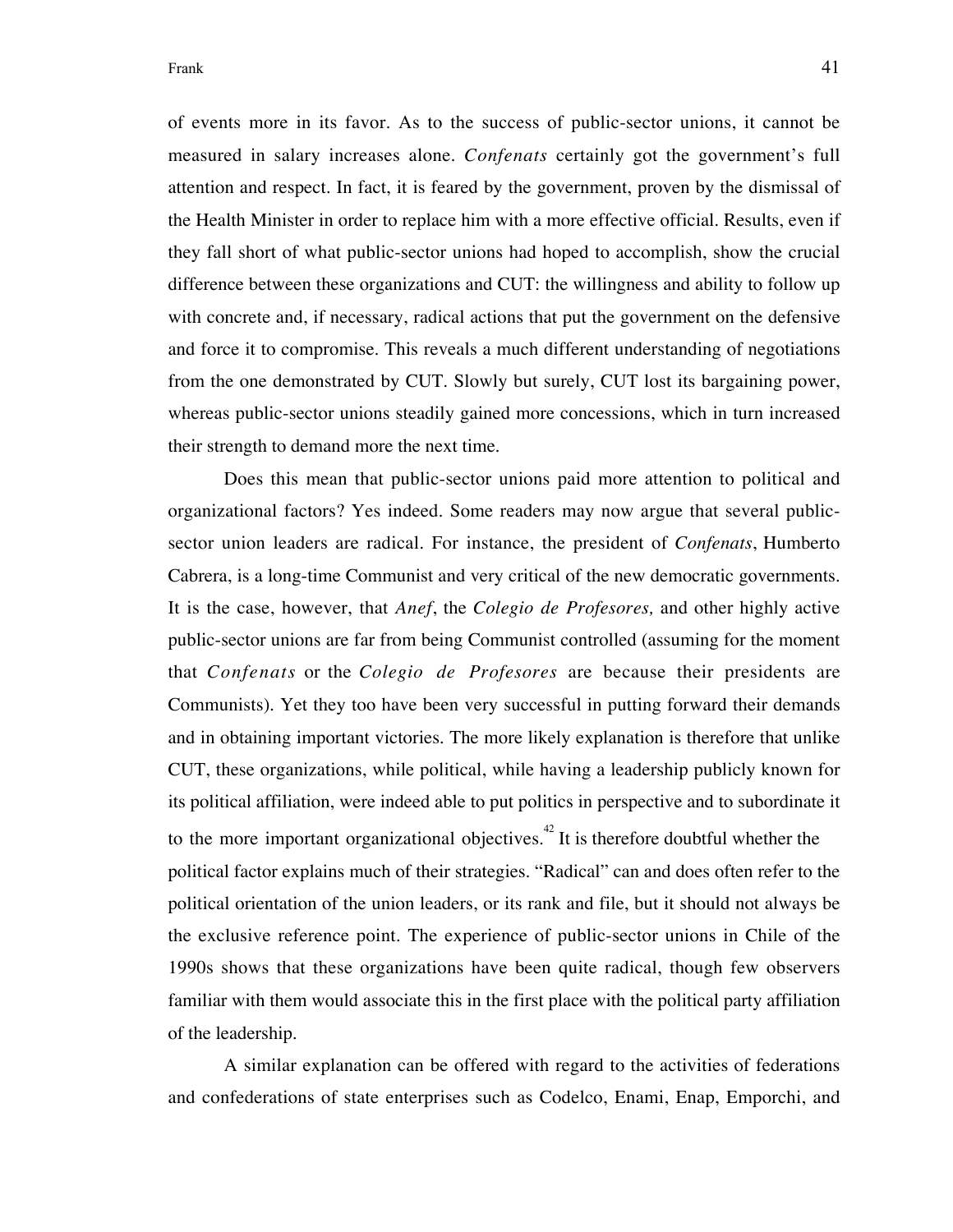of events more in its favor. As to the success of public-sector unions, it cannot be measured in salary increases alone. *Confenats* certainly got the government's full attention and respect. In fact, it is feared by the government, proven by the dismissal of the Health Minister in order to replace him with a more effective official. Results, even if they fall short of what public-sector unions had hoped to accomplish, show the crucial difference between these organizations and CUT: the willingness and ability to follow up with concrete and, if necessary, radical actions that put the government on the defensive and force it to compromise. This reveals a much different understanding of negotiations from the one demonstrated by CUT. Slowly but surely, CUT lost its bargaining power, whereas public-sector unions steadily gained more concessions, which in turn increased their strength to demand more the next time.

Does this mean that public-sector unions paid more attention to political and organizational factors? Yes indeed. Some readers may now argue that several public-sector union leaders are radical. For instance, the president of *Confenats*, Humberto Cabrera, is a long-time Communist and very critical of the new democratic governments. It is the case, however, that *Anef*, the *Colegio de Profesores,* and other highly active public-sector unions are far from being Communist controlled (assuming for the moment that *Confenats* or the *Colegio de Profesores* are because their presidents are Communists). Yet they too have been very successful in putting forward their demands and in obtaining important victories. The more likely explanation is therefore that unlike CUT, these organizations, while political, while having a leadership publicly known for its political affiliation, were indeed able to put politics in perspective and to subordinate it to the more important organizational objectives.[42] It is therefore doubtful whether the political factor explains much of their strategies. "Radical" can and does often refer to the political orientation of the union leaders, or its rank and file, but it should not always be the exclusive reference point. The experience of public-sector unions in Chile of the 1990s shows that these organizations have been quite radical, though few observers familiar with them would associate this in the first place with the political party affiliation of the leadership.

A similar explanation can be offered with regard to the activities of federations and confederations of state enterprises such as Codelco, Enami, Enap, Emporchi, and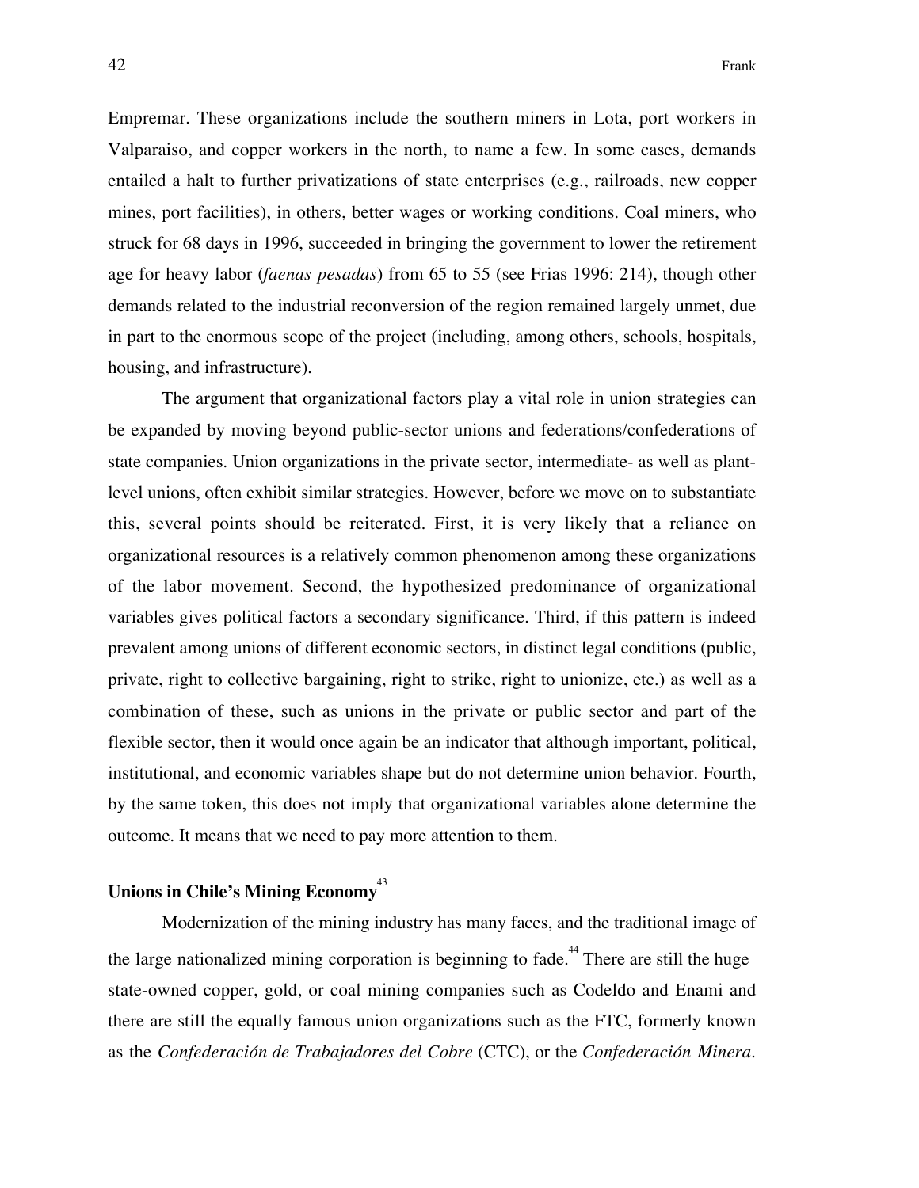Empremar. These organizations include the southern miners in Lota, port workers in Valparaiso, and copper workers in the north, to name a few. In some cases, demands entailed a halt to further privatizations of state enterprises (e.g., railroads, new copper mines, port facilities), in others, better wages or working conditions. Coal miners, who struck for 68 days in 1996, succeeded in bringing the government to lower the retirement age for heavy labor (*faenas pesadas*) from 65 to 55 (see Frias 1996: 214), though other demands related to the industrial reconversion of the region remained largely unmet, due in part to the enormous scope of the project (including, among others, schools, hospitals, housing, and infrastructure).

The argument that organizational factors play a vital role in union strategies can be expanded by moving beyond public-sector unions and federations/confederations of state companies. Union organizations in the private sector, intermediate- as well as plant-level unions, often exhibit similar strategies. However, before we move on to substantiate this, several points should be reiterated. First, it is very likely that a reliance on organizational resources is a relatively common phenomenon among these organizations of the labor movement. Second, the hypothesized predominance of organizational variables gives political factors a secondary significance. Third, if this pattern is indeed prevalent among unions of different economic sectors, in distinct legal conditions (public, private, right to collective bargaining, right to strike, right to unionize, etc.) as well as a combination of these, such as unions in the private or public sector and part of the flexible sector, then it would once again be an indicator that although important, political, institutional, and economic variables shape but do not determine union behavior. Fourth, by the same token, this does not imply that organizational variables alone determine the outcome. It means that we need to pay more attention to them.

## Unions in Chile's Mining Economy[43]

Modernization of the mining industry has many faces, and the traditional image of the large nationalized mining corporation is beginning to fade.[44] There are still the huge state-owned copper, gold, or coal mining companies such as Codeldo and Enami and there are still the equally famous union organizations such as the FTC, formerly known as the *Confederación de Trabajadores del Cobre* (CTC), or the *Confederación Minera*.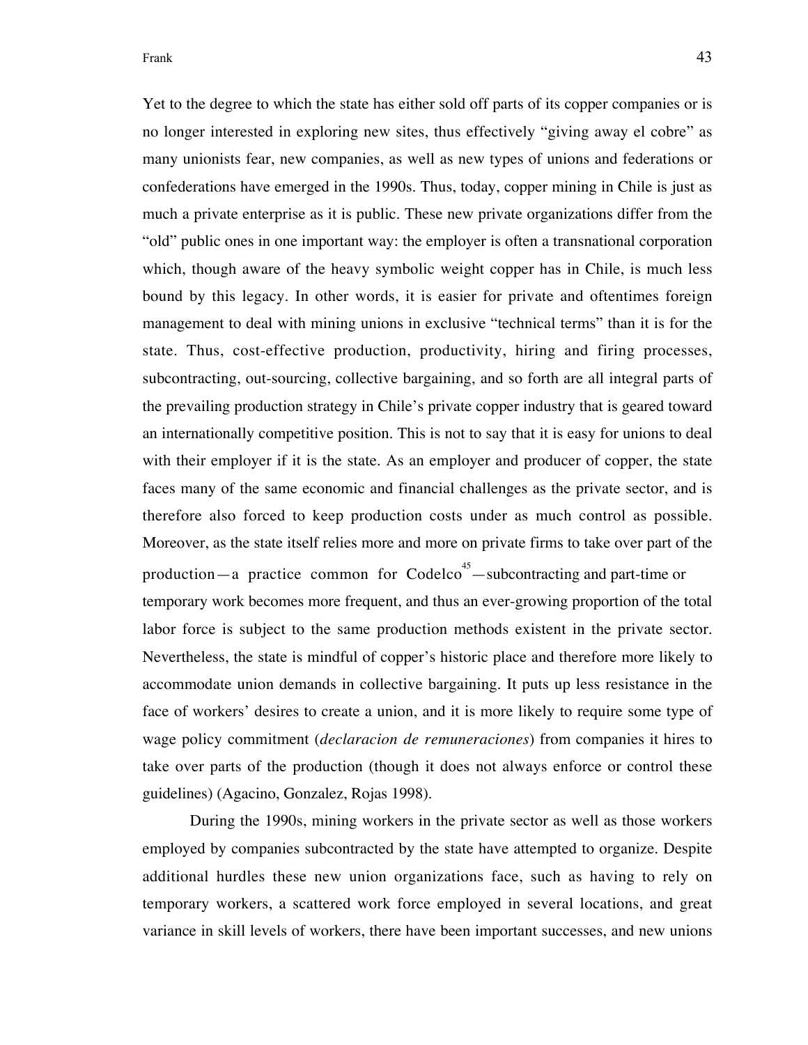Yet to the degree to which the state has either sold off parts of its copper companies or is no longer interested in exploring new sites, thus effectively "giving away el cobre" as many unionists fear, new companies, as well as new types of unions and federations or confederations have emerged in the 1990s. Thus, today, copper mining in Chile is just as much a private enterprise as it is public. These new private organizations differ from the "old" public ones in one important way: the employer is often a transnational corporation which, though aware of the heavy symbolic weight copper has in Chile, is much less bound by this legacy. In other words, it is easier for private and oftentimes foreign management to deal with mining unions in exclusive "technical terms" than it is for the state. Thus, cost-effective production, productivity, hiring and firing processes, subcontracting, out-sourcing, collective bargaining, and so forth are all integral parts of the prevailing production strategy in Chile's private copper industry that is geared toward an internationally competitive position. This is not to say that it is easy for unions to deal with their employer if it is the state. As an employer and producer of copper, the state faces many of the same economic and financial challenges as the private sector, and is therefore also forced to keep production costs under as much control as possible. Moreover, as the state itself relies more and more on private firms to take over part of the production—a practice common for Codelco[45]—subcontracting and part-time or temporary work becomes more frequent, and thus an ever-growing proportion of the total labor force is subject to the same production methods existent in the private sector. Nevertheless, the state is mindful of copper's historic place and therefore more likely to accommodate union demands in collective bargaining. It puts up less resistance in the face of workers' desires to create a union, and it is more likely to require some type of wage policy commitment (*declaracion de remuneraciones*) from companies it hires to take over parts of the production (though it does not always enforce or control these guidelines) (Agacino, Gonzalez, Rojas 1998).

During the 1990s, mining workers in the private sector as well as those workers employed by companies subcontracted by the state have attempted to organize. Despite additional hurdles these new union organizations face, such as having to rely on temporary workers, a scattered work force employed in several locations, and great variance in skill levels of workers, there have been important successes, and new unions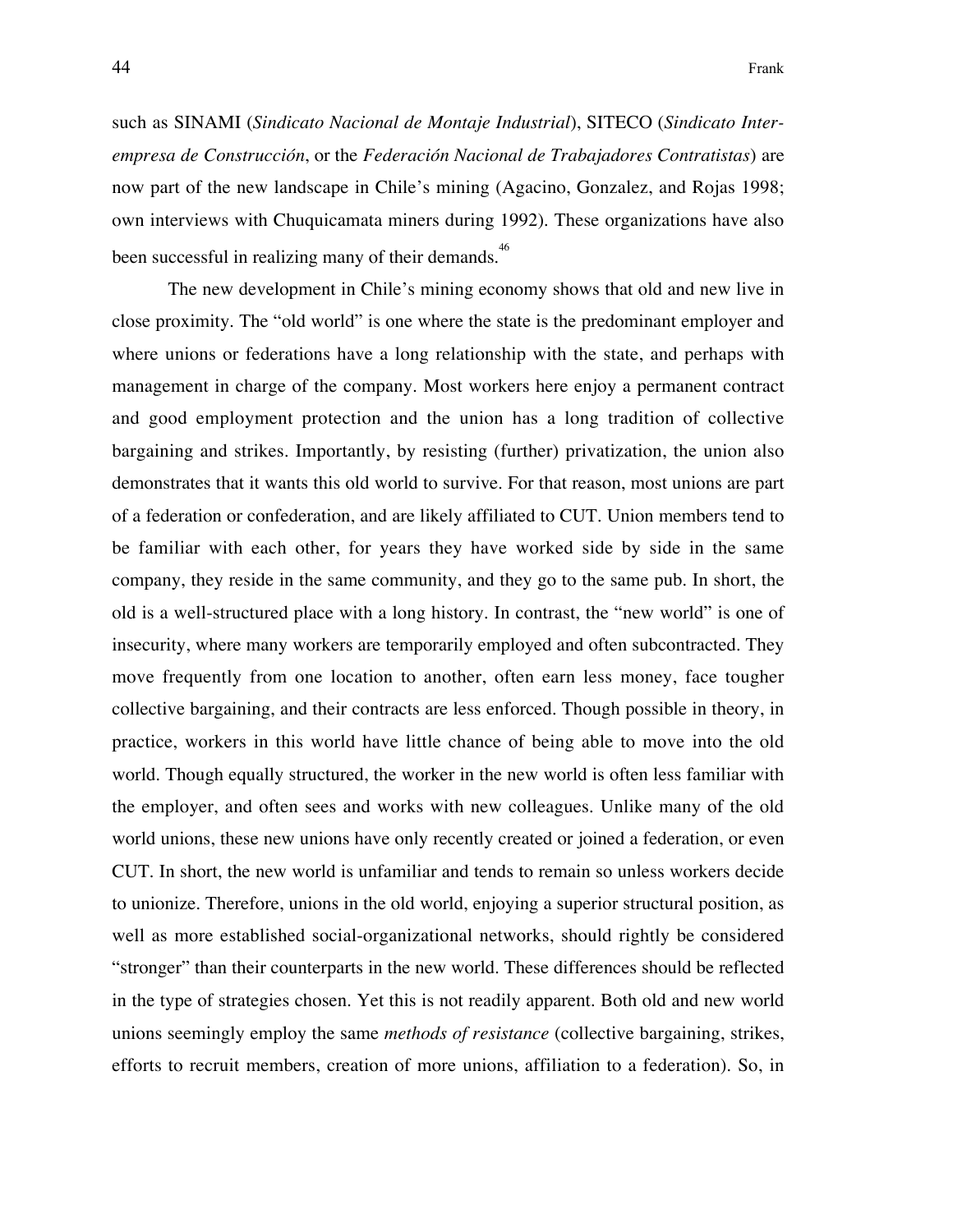such as SINAMI (*Sindicato Nacional de Montaje Industrial*), SITECO (*Sindicato Inter-empresa de Construcción*, or the *Federación Nacional de Trabajadores Contratistas*) are now part of the new landscape in Chile's mining (Agacino, Gonzalez, and Rojas 1998; own interviews with Chuquicamata miners during 1992). These organizations have also been successful in realizing many of their demands.[46]

The new development in Chile's mining economy shows that old and new live in close proximity. The "old world" is one where the state is the predominant employer and where unions or federations have a long relationship with the state, and perhaps with management in charge of the company. Most workers here enjoy a permanent contract and good employment protection and the union has a long tradition of collective bargaining and strikes. Importantly, by resisting (further) privatization, the union also demonstrates that it wants this old world to survive. For that reason, most unions are part of a federation or confederation, and are likely affiliated to CUT. Union members tend to be familiar with each other, for years they have worked side by side in the same company, they reside in the same community, and they go to the same pub. In short, the old is a well-structured place with a long history. In contrast, the "new world" is one of insecurity, where many workers are temporarily employed and often subcontracted. They move frequently from one location to another, often earn less money, face tougher collective bargaining, and their contracts are less enforced. Though possible in theory, in practice, workers in this world have little chance of being able to move into the old world. Though equally structured, the worker in the new world is often less familiar with the employer, and often sees and works with new colleagues. Unlike many of the old world unions, these new unions have only recently created or joined a federation, or even CUT. In short, the new world is unfamiliar and tends to remain so unless workers decide to unionize. Therefore, unions in the old world, enjoying a superior structural position, as well as more established social-organizational networks, should rightly be considered "stronger" than their counterparts in the new world. These differences should be reflected in the type of strategies chosen. Yet this is not readily apparent. Both old and new world unions seemingly employ the same *methods of resistance* (collective bargaining, strikes, efforts to recruit members, creation of more unions, affiliation to a federation). So, in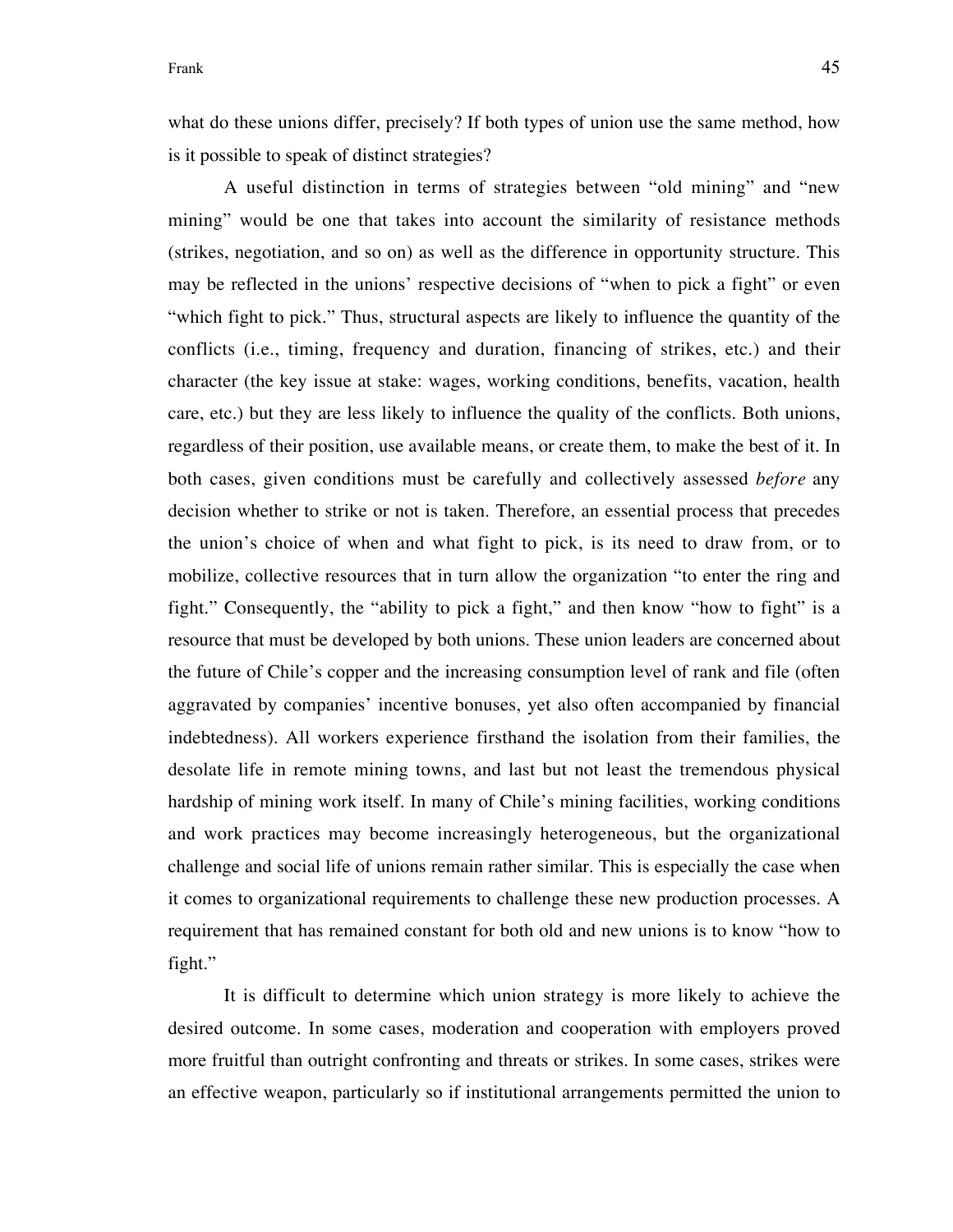what do these unions differ, precisely? If both types of union use the same method, how is it possible to speak of distinct strategies?

A useful distinction in terms of strategies between "old mining" and "new mining" would be one that takes into account the similarity of resistance methods (strikes, negotiation, and so on) as well as the difference in opportunity structure. This may be reflected in the unions' respective decisions of "when to pick a fight" or even "which fight to pick." Thus, structural aspects are likely to influence the quantity of the conflicts (i.e., timing, frequency and duration, financing of strikes, etc.) and their character (the key issue at stake: wages, working conditions, benefits, vacation, health care, etc.) but they are less likely to influence the quality of the conflicts. Both unions, regardless of their position, use available means, or create them, to make the best of it. In both cases, given conditions must be carefully and collectively assessed *before* any decision whether to strike or not is taken. Therefore, an essential process that precedes the union's choice of when and what fight to pick, is its need to draw from, or to mobilize, collective resources that in turn allow the organization "to enter the ring and fight." Consequently, the "ability to pick a fight," and then know "how to fight" is a resource that must be developed by both unions. These union leaders are concerned about the future of Chile's copper and the increasing consumption level of rank and file (often aggravated by companies' incentive bonuses, yet also often accompanied by financial indebtedness). All workers experience firsthand the isolation from their families, the desolate life in remote mining towns, and last but not least the tremendous physical hardship of mining work itself. In many of Chile's mining facilities, working conditions and work practices may become increasingly heterogeneous, but the organizational challenge and social life of unions remain rather similar. This is especially the case when it comes to organizational requirements to challenge these new production processes. A requirement that has remained constant for both old and new unions is to know "how to fight."

It is difficult to determine which union strategy is more likely to achieve the desired outcome. In some cases, moderation and cooperation with employers proved more fruitful than outright confronting and threats or strikes. In some cases, strikes were an effective weapon, particularly so if institutional arrangements permitted the union to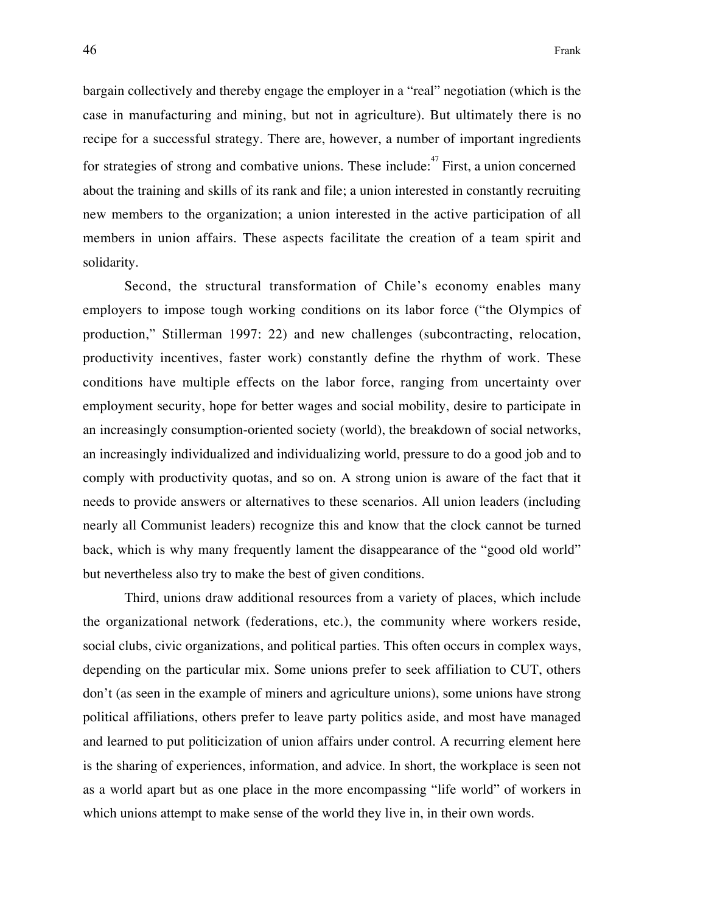bargain collectively and thereby engage the employer in a "real" negotiation (which is the case in manufacturing and mining, but not in agriculture). But ultimately there is no recipe for a successful strategy. There are, however, a number of important ingredients for strategies of strong and combative unions. These include:[47] First, a union concerned about the training and skills of its rank and file; a union interested in constantly recruiting new members to the organization; a union interested in the active participation of all members in union affairs. These aspects facilitate the creation of a team spirit and solidarity.

Second, the structural transformation of Chile's economy enables many employers to impose tough working conditions on its labor force ("the Olympics of production," Stillerman 1997: 22) and new challenges (subcontracting, relocation, productivity incentives, faster work) constantly define the rhythm of work. These conditions have multiple effects on the labor force, ranging from uncertainty over employment security, hope for better wages and social mobility, desire to participate in an increasingly consumption-oriented society (world), the breakdown of social networks, an increasingly individualized and individualizing world, pressure to do a good job and to comply with productivity quotas, and so on. A strong union is aware of the fact that it needs to provide answers or alternatives to these scenarios. All union leaders (including nearly all Communist leaders) recognize this and know that the clock cannot be turned back, which is why many frequently lament the disappearance of the "good old world" but nevertheless also try to make the best of given conditions.

Third, unions draw additional resources from a variety of places, which include the organizational network (federations, etc.), the community where workers reside, social clubs, civic organizations, and political parties. This often occurs in complex ways, depending on the particular mix. Some unions prefer to seek affiliation to CUT, others don't (as seen in the example of miners and agriculture unions), some unions have strong political affiliations, others prefer to leave party politics aside, and most have managed and learned to put politicization of union affairs under control. A recurring element here is the sharing of experiences, information, and advice. In short, the workplace is seen not as a world apart but as one place in the more encompassing "life world" of workers in which unions attempt to make sense of the world they live in, in their own words.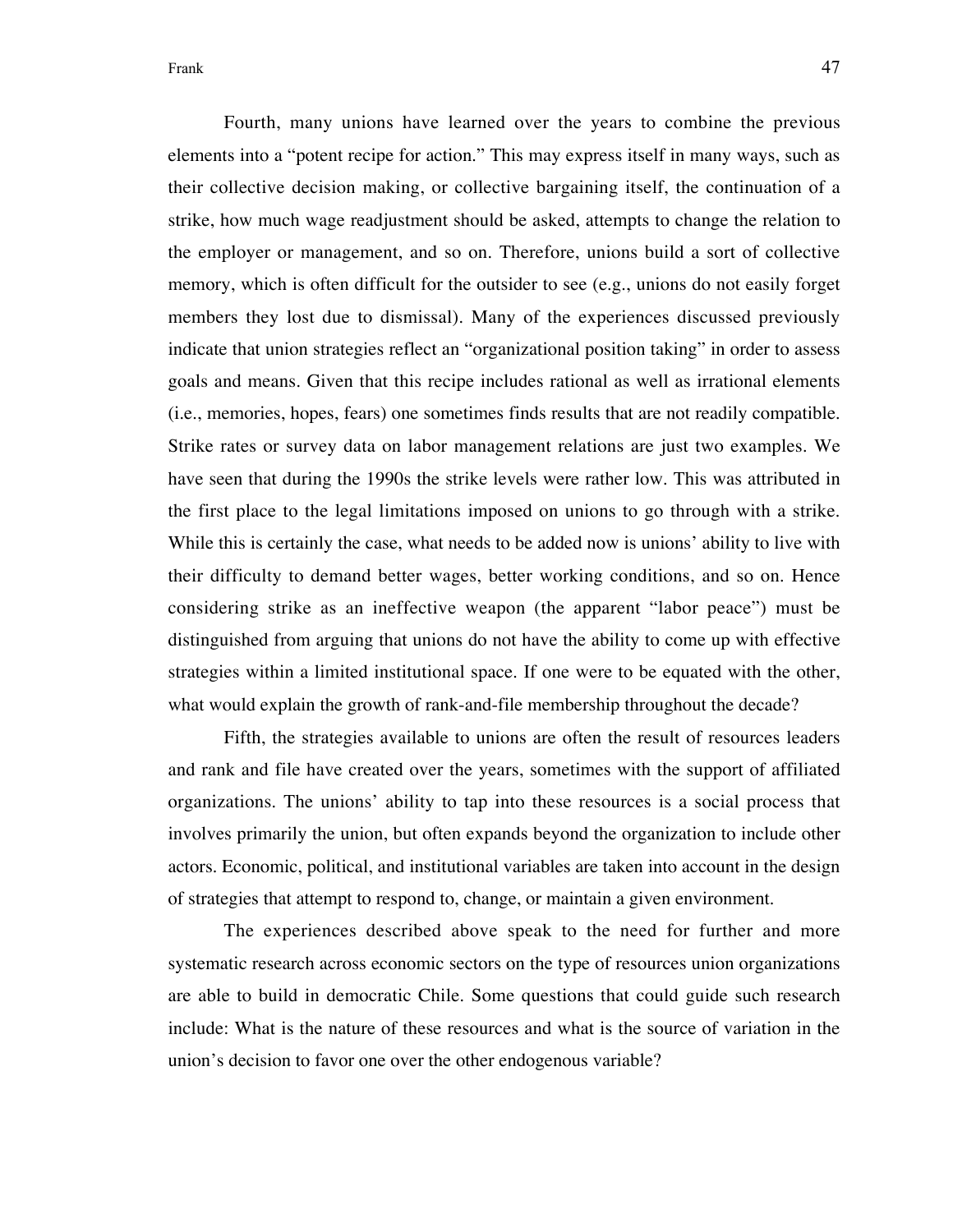Fourth, many unions have learned over the years to combine the previous elements into a "potent recipe for action." This may express itself in many ways, such as their collective decision making, or collective bargaining itself, the continuation of a strike, how much wage readjustment should be asked, attempts to change the relation to the employer or management, and so on. Therefore, unions build a sort of collective memory, which is often difficult for the outsider to see (e.g., unions do not easily forget members they lost due to dismissal). Many of the experiences discussed previously indicate that union strategies reflect an "organizational position taking" in order to assess goals and means. Given that this recipe includes rational as well as irrational elements (i.e., memories, hopes, fears) one sometimes finds results that are not readily compatible. Strike rates or survey data on labor management relations are just two examples. We have seen that during the 1990s the strike levels were rather low. This was attributed in the first place to the legal limitations imposed on unions to go through with a strike. While this is certainly the case, what needs to be added now is unions' ability to live with their difficulty to demand better wages, better working conditions, and so on. Hence considering strike as an ineffective weapon (the apparent "labor peace") must be distinguished from arguing that unions do not have the ability to come up with effective strategies within a limited institutional space. If one were to be equated with the other, what would explain the growth of rank-and-file membership throughout the decade?

Fifth, the strategies available to unions are often the result of resources leaders and rank and file have created over the years, sometimes with the support of affiliated organizations. The unions' ability to tap into these resources is a social process that involves primarily the union, but often expands beyond the organization to include other actors. Economic, political, and institutional variables are taken into account in the design of strategies that attempt to respond to, change, or maintain a given environment.

The experiences described above speak to the need for further and more systematic research across economic sectors on the type of resources union organizations are able to build in democratic Chile. Some questions that could guide such research include: What is the nature of these resources and what is the source of variation in the union's decision to favor one over the other endogenous variable?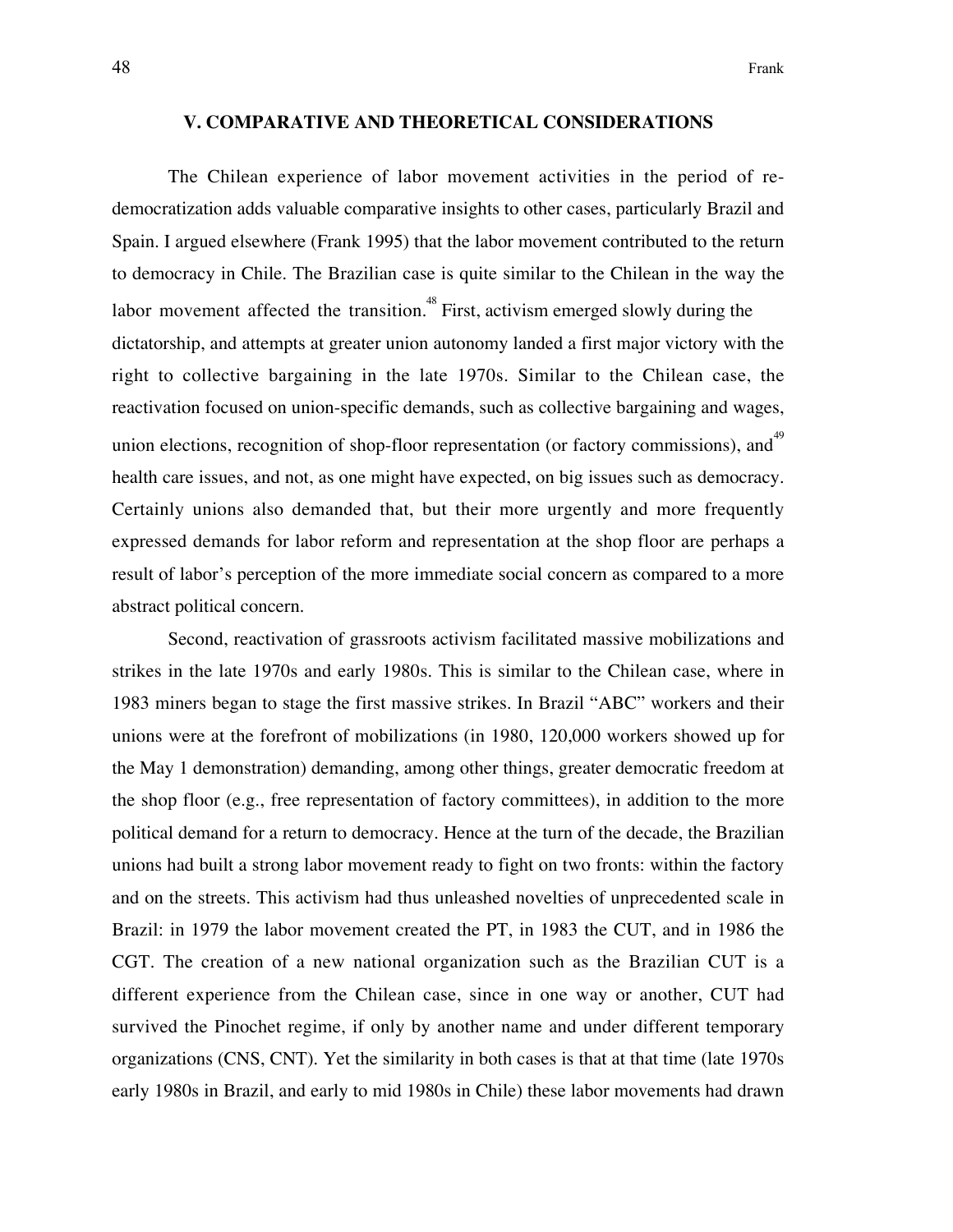## V. COMPARATIVE AND THEORETICAL CONSIDERATIONS

The Chilean experience of labor movement activities in the period of re-democratization adds valuable comparative insights to other cases, particularly Brazil and Spain. I argued elsewhere (Frank 1995) that the labor movement contributed to the return to democracy in Chile. The Brazilian case is quite similar to the Chilean in the way the labor movement affected the transition.[48] First, activism emerged slowly during the dictatorship, and attempts at greater union autonomy landed a first major victory with the right to collective bargaining in the late 1970s. Similar to the Chilean case, the reactivation focused on union-specific demands, such as collective bargaining and wages, union elections, recognition of shop-floor representation (or factory commissions), and[49] health care issues, and not, as one might have expected, on big issues such as democracy. Certainly unions also demanded that, but their more urgently and more frequently expressed demands for labor reform and representation at the shop floor are perhaps a result of labor's perception of the more immediate social concern as compared to a more abstract political concern.

Second, reactivation of grassroots activism facilitated massive mobilizations and strikes in the late 1970s and early 1980s. This is similar to the Chilean case, where in 1983 miners began to stage the first massive strikes. In Brazil "ABC" workers and their unions were at the forefront of mobilizations (in 1980, 120,000 workers showed up for the May 1 demonstration) demanding, among other things, greater democratic freedom at the shop floor (e.g., free representation of factory committees), in addition to the more political demand for a return to democracy. Hence at the turn of the decade, the Brazilian unions had built a strong labor movement ready to fight on two fronts: within the factory and on the streets. This activism had thus unleashed novelties of unprecedented scale in Brazil: in 1979 the labor movement created the PT, in 1983 the CUT, and in 1986 the CGT. The creation of a new national organization such as the Brazilian CUT is a different experience from the Chilean case, since in one way or another, CUT had survived the Pinochet regime, if only by another name and under different temporary organizations (CNS, CNT). Yet the similarity in both cases is that at that time (late 1970s early 1980s in Brazil, and early to mid 1980s in Chile) these labor movements had drawn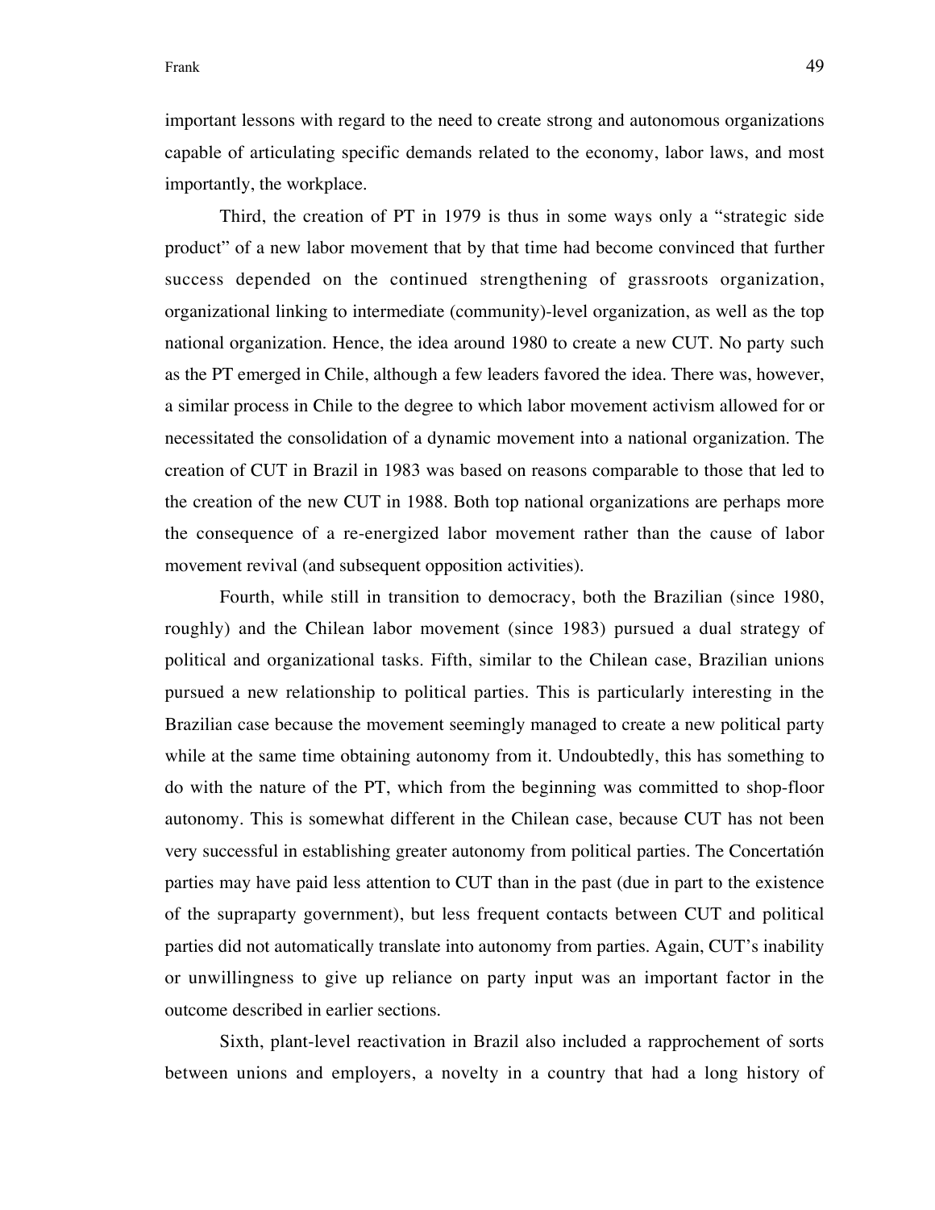important lessons with regard to the need to create strong and autonomous organizations capable of articulating specific demands related to the economy, labor laws, and most importantly, the workplace.

Third, the creation of PT in 1979 is thus in some ways only a "strategic side product" of a new labor movement that by that time had become convinced that further success depended on the continued strengthening of grassroots organization, organizational linking to intermediate (community)-level organization, as well as the top national organization. Hence, the idea around 1980 to create a new CUT. No party such as the PT emerged in Chile, although a few leaders favored the idea. There was, however, a similar process in Chile to the degree to which labor movement activism allowed for or necessitated the consolidation of a dynamic movement into a national organization. The creation of CUT in Brazil in 1983 was based on reasons comparable to those that led to the creation of the new CUT in 1988. Both top national organizations are perhaps more the consequence of a re-energized labor movement rather than the cause of labor movement revival (and subsequent opposition activities).

Fourth, while still in transition to democracy, both the Brazilian (since 1980, roughly) and the Chilean labor movement (since 1983) pursued a dual strategy of political and organizational tasks. Fifth, similar to the Chilean case, Brazilian unions pursued a new relationship to political parties. This is particularly interesting in the Brazilian case because the movement seemingly managed to create a new political party while at the same time obtaining autonomy from it. Undoubtedly, this has something to do with the nature of the PT, which from the beginning was committed to shop-floor autonomy. This is somewhat different in the Chilean case, because CUT has not been very successful in establishing greater autonomy from political parties. The Concertatión parties may have paid less attention to CUT than in the past (due in part to the existence of the supraparty government), but less frequent contacts between CUT and political parties did not automatically translate into autonomy from parties. Again, CUT's inability or unwillingness to give up reliance on party input was an important factor in the outcome described in earlier sections.

Sixth, plant-level reactivation in Brazil also included a rapprochement of sorts between unions and employers, a novelty in a country that had a long history of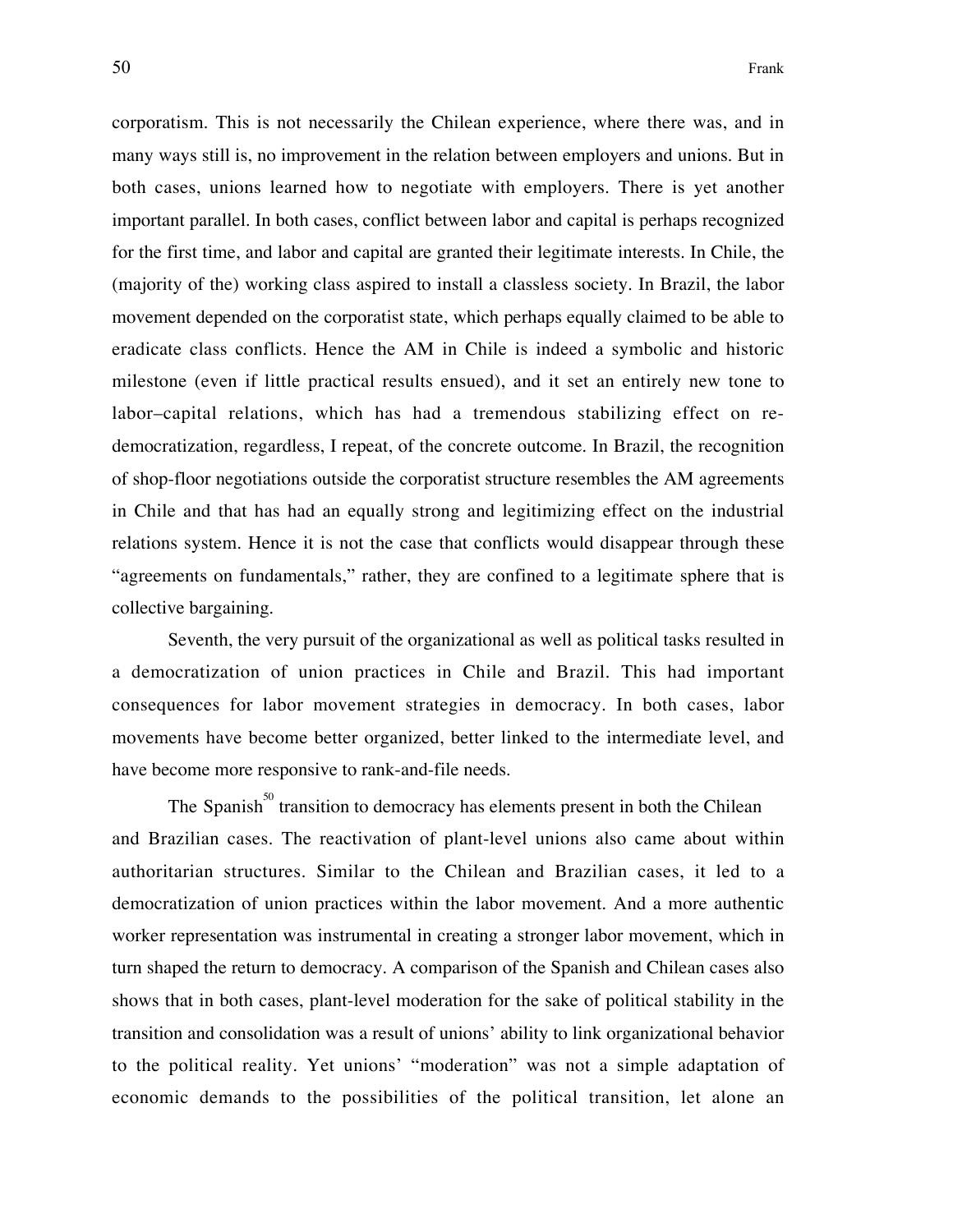corporatism. This is not necessarily the Chilean experience, where there was, and in many ways still is, no improvement in the relation between employers and unions. But in both cases, unions learned how to negotiate with employers. There is yet another important parallel. In both cases, conflict between labor and capital is perhaps recognized for the first time, and labor and capital are granted their legitimate interests. In Chile, the (majority of the) working class aspired to install a classless society. In Brazil, the labor movement depended on the corporatist state, which perhaps equally claimed to be able to eradicate class conflicts. Hence the AM in Chile is indeed a symbolic and historic milestone (even if little practical results ensued), and it set an entirely new tone to labor–capital relations, which has had a tremendous stabilizing effect on re-democratization, regardless, I repeat, of the concrete outcome. In Brazil, the recognition of shop-floor negotiations outside the corporatist structure resembles the AM agreements in Chile and that has had an equally strong and legitimizing effect on the industrial relations system. Hence it is not the case that conflicts would disappear through these "agreements on fundamentals," rather, they are confined to a legitimate sphere that is collective bargaining.

Seventh, the very pursuit of the organizational as well as political tasks resulted in a democratization of union practices in Chile and Brazil. This had important consequences for labor movement strategies in democracy. In both cases, labor movements have become better organized, better linked to the intermediate level, and have become more responsive to rank-and-file needs.

The Spanish[50] transition to democracy has elements present in both the Chilean and Brazilian cases. The reactivation of plant-level unions also came about within authoritarian structures. Similar to the Chilean and Brazilian cases, it led to a democratization of union practices within the labor movement. And a more authentic worker representation was instrumental in creating a stronger labor movement, which in turn shaped the return to democracy. A comparison of the Spanish and Chilean cases also shows that in both cases, plant-level moderation for the sake of political stability in the transition and consolidation was a result of unions' ability to link organizational behavior to the political reality. Yet unions' "moderation" was not a simple adaptation of economic demands to the possibilities of the political transition, let alone an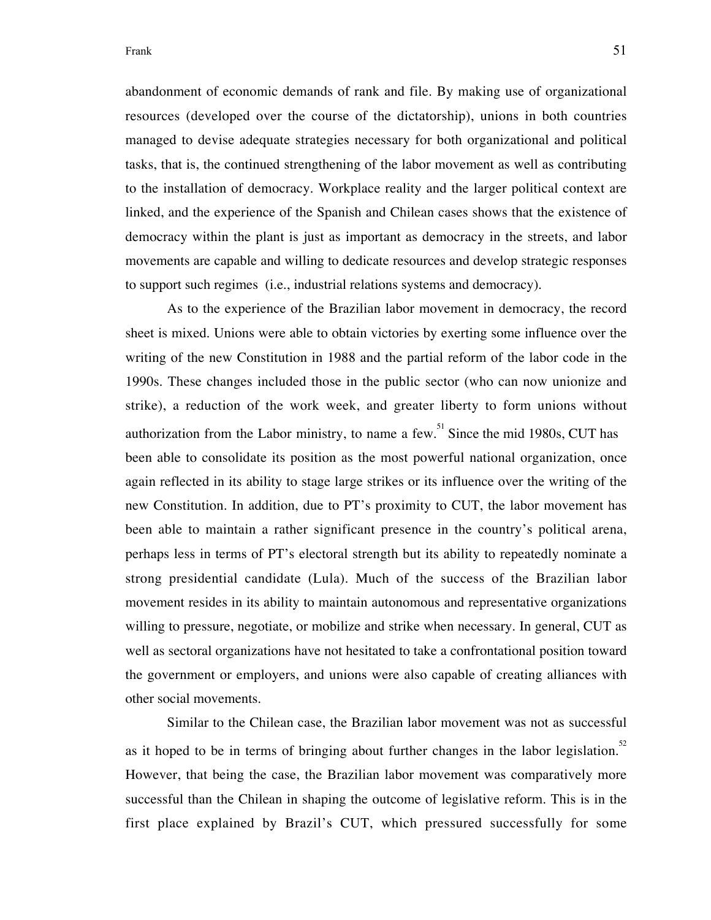abandonment of economic demands of rank and file. By making use of organizational resources (developed over the course of the dictatorship), unions in both countries managed to devise adequate strategies necessary for both organizational and political tasks, that is, the continued strengthening of the labor movement as well as contributing to the installation of democracy. Workplace reality and the larger political context are linked, and the experience of the Spanish and Chilean cases shows that the existence of democracy within the plant is just as important as democracy in the streets, and labor movements are capable and willing to dedicate resources and develop strategic responses to support such regimes (i.e., industrial relations systems and democracy).

As to the experience of the Brazilian labor movement in democracy, the record sheet is mixed. Unions were able to obtain victories by exerting some influence over the writing of the new Constitution in 1988 and the partial reform of the labor code in the 1990s. These changes included those in the public sector (who can now unionize and strike), a reduction of the work week, and greater liberty to form unions without authorization from the Labor ministry, to name a few.[51] Since the mid 1980s, CUT has been able to consolidate its position as the most powerful national organization, once again reflected in its ability to stage large strikes or its influence over the writing of the new Constitution. In addition, due to PT's proximity to CUT, the labor movement has been able to maintain a rather significant presence in the country's political arena, perhaps less in terms of PT's electoral strength but its ability to repeatedly nominate a strong presidential candidate (Lula). Much of the success of the Brazilian labor movement resides in its ability to maintain autonomous and representative organizations willing to pressure, negotiate, or mobilize and strike when necessary. In general, CUT as well as sectoral organizations have not hesitated to take a confrontational position toward the government or employers, and unions were also capable of creating alliances with other social movements.

Similar to the Chilean case, the Brazilian labor movement was not as successful as it hoped to be in terms of bringing about further changes in the labor legislation.[52] However, that being the case, the Brazilian labor movement was comparatively more successful than the Chilean in shaping the outcome of legislative reform. This is in the first place explained by Brazil's CUT, which pressured successfully for some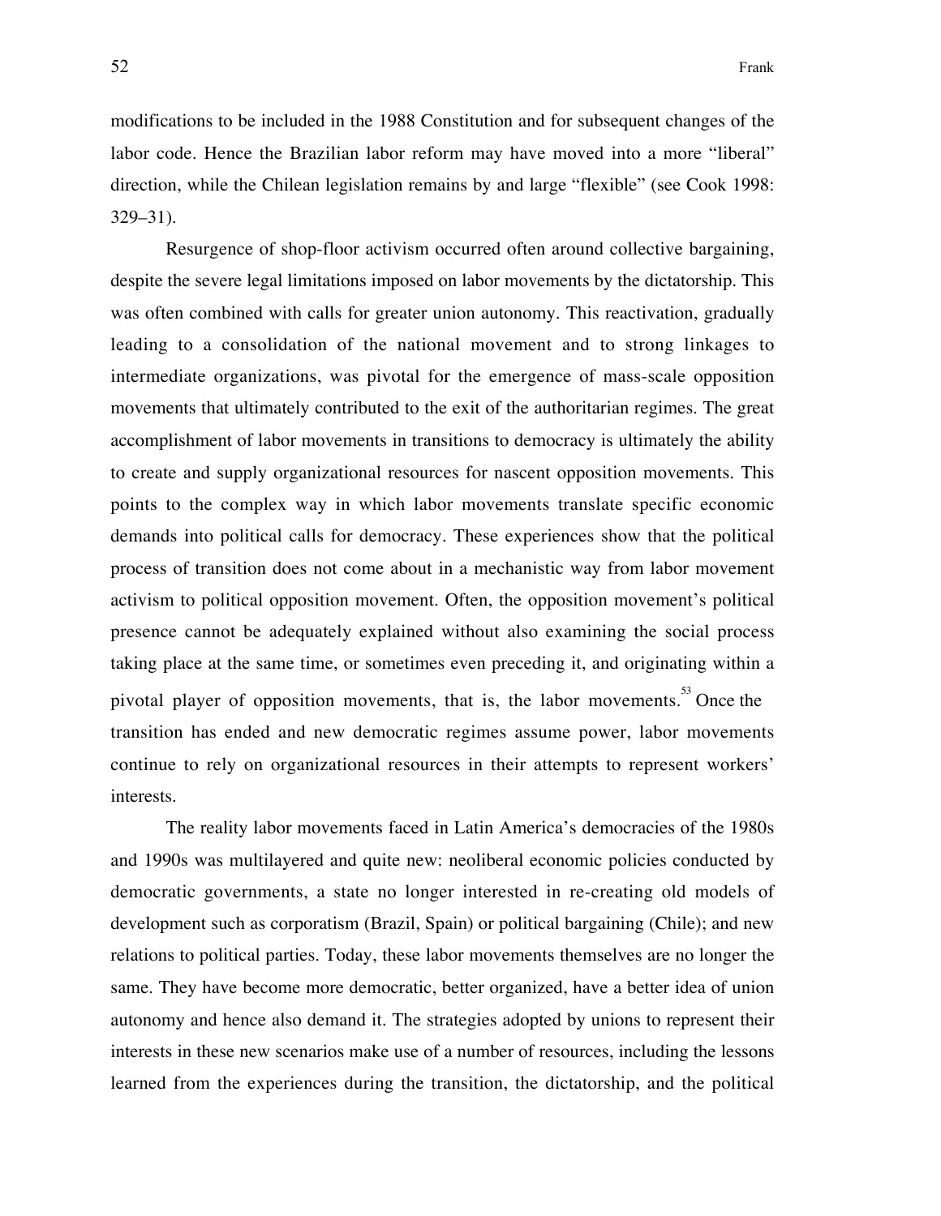modifications to be included in the 1988 Constitution and for subsequent changes of the labor code. Hence the Brazilian labor reform may have moved into a more "liberal" direction, while the Chilean legislation remains by and large "flexible" (see Cook 1998: 329–31).

Resurgence of shop-floor activism occurred often around collective bargaining, despite the severe legal limitations imposed on labor movements by the dictatorship. This was often combined with calls for greater union autonomy. This reactivation, gradually leading to a consolidation of the national movement and to strong linkages to intermediate organizations, was pivotal for the emergence of mass-scale opposition movements that ultimately contributed to the exit of the authoritarian regimes. The great accomplishment of labor movements in transitions to democracy is ultimately the ability to create and supply organizational resources for nascent opposition movements. This points to the complex way in which labor movements translate specific economic demands into political calls for democracy. These experiences show that the political process of transition does not come about in a mechanistic way from labor movement activism to political opposition movement. Often, the opposition movement's political presence cannot be adequately explained without also examining the social process taking place at the same time, or sometimes even preceding it, and originating within a pivotal player of opposition movements, that is, the labor movements.[53] Once the transition has ended and new democratic regimes assume power, labor movements continue to rely on organizational resources in their attempts to represent workers' interests.

The reality labor movements faced in Latin America's democracies of the 1980s and 1990s was multilayered and quite new: neoliberal economic policies conducted by democratic governments, a state no longer interested in re-creating old models of development such as corporatism (Brazil, Spain) or political bargaining (Chile); and new relations to political parties. Today, these labor movements themselves are no longer the same. They have become more democratic, better organized, have a better idea of union autonomy and hence also demand it. The strategies adopted by unions to represent their interests in these new scenarios make use of a number of resources, including the lessons learned from the experiences during the transition, the dictatorship, and the political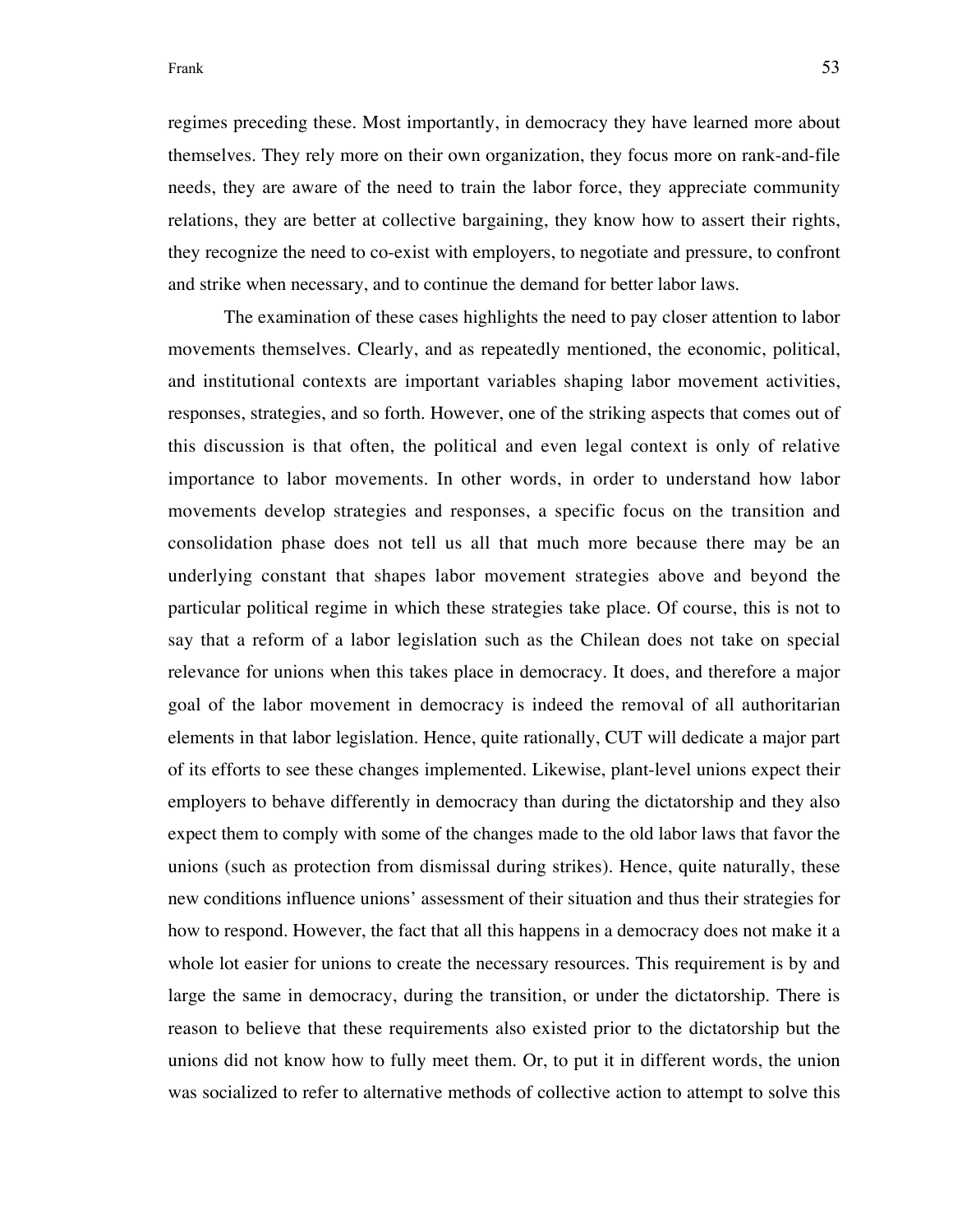regimes preceding these. Most importantly, in democracy they have learned more about themselves. They rely more on their own organization, they focus more on rank-and-file needs, they are aware of the need to train the labor force, they appreciate community relations, they are better at collective bargaining, they know how to assert their rights, they recognize the need to co-exist with employers, to negotiate and pressure, to confront and strike when necessary, and to continue the demand for better labor laws.

The examination of these cases highlights the need to pay closer attention to labor movements themselves. Clearly, and as repeatedly mentioned, the economic, political, and institutional contexts are important variables shaping labor movement activities, responses, strategies, and so forth. However, one of the striking aspects that comes out of this discussion is that often, the political and even legal context is only of relative importance to labor movements. In other words, in order to understand how labor movements develop strategies and responses, a specific focus on the transition and consolidation phase does not tell us all that much more because there may be an underlying constant that shapes labor movement strategies above and beyond the particular political regime in which these strategies take place. Of course, this is not to say that a reform of a labor legislation such as the Chilean does not take on special relevance for unions when this takes place in democracy. It does, and therefore a major goal of the labor movement in democracy is indeed the removal of all authoritarian elements in that labor legislation. Hence, quite rationally, CUT will dedicate a major part of its efforts to see these changes implemented. Likewise, plant-level unions expect their employers to behave differently in democracy than during the dictatorship and they also expect them to comply with some of the changes made to the old labor laws that favor the unions (such as protection from dismissal during strikes). Hence, quite naturally, these new conditions influence unions' assessment of their situation and thus their strategies for how to respond. However, the fact that all this happens in a democracy does not make it a whole lot easier for unions to create the necessary resources. This requirement is by and large the same in democracy, during the transition, or under the dictatorship. There is reason to believe that these requirements also existed prior to the dictatorship but the unions did not know how to fully meet them. Or, to put it in different words, the union was socialized to refer to alternative methods of collective action to attempt to solve this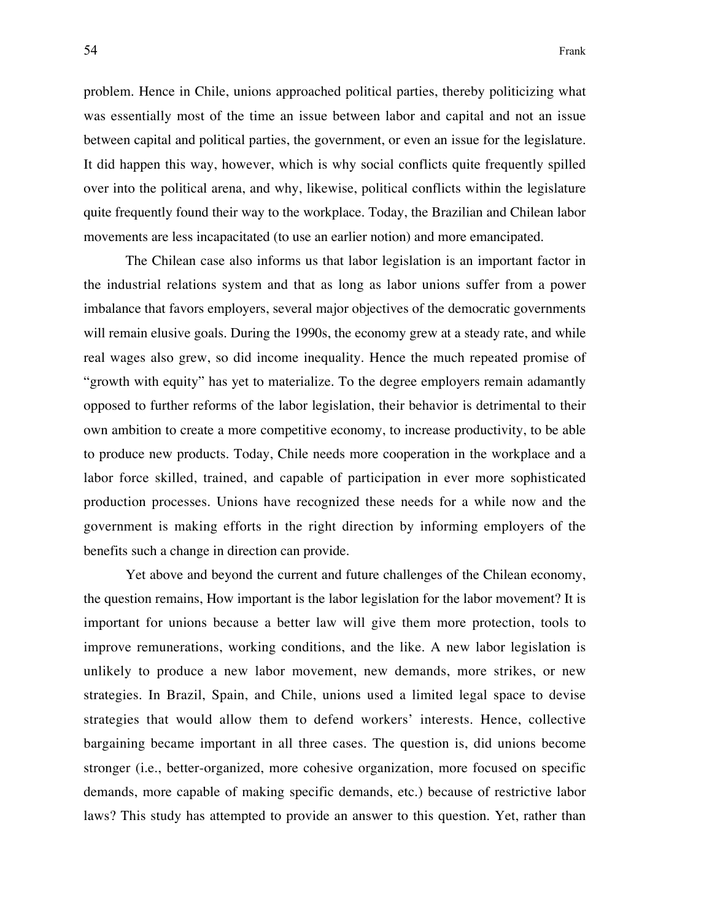problem. Hence in Chile, unions approached political parties, thereby politicizing what was essentially most of the time an issue between labor and capital and not an issue between capital and political parties, the government, or even an issue for the legislature. It did happen this way, however, which is why social conflicts quite frequently spilled over into the political arena, and why, likewise, political conflicts within the legislature quite frequently found their way to the workplace. Today, the Brazilian and Chilean labor movements are less incapacitated (to use an earlier notion) and more emancipated.

The Chilean case also informs us that labor legislation is an important factor in the industrial relations system and that as long as labor unions suffer from a power imbalance that favors employers, several major objectives of the democratic governments will remain elusive goals. During the 1990s, the economy grew at a steady rate, and while real wages also grew, so did income inequality. Hence the much repeated promise of "growth with equity" has yet to materialize. To the degree employers remain adamantly opposed to further reforms of the labor legislation, their behavior is detrimental to their own ambition to create a more competitive economy, to increase productivity, to be able to produce new products. Today, Chile needs more cooperation in the workplace and a labor force skilled, trained, and capable of participation in ever more sophisticated production processes. Unions have recognized these needs for a while now and the government is making efforts in the right direction by informing employers of the benefits such a change in direction can provide.

Yet above and beyond the current and future challenges of the Chilean economy, the question remains, How important is the labor legislation for the labor movement? It is important for unions because a better law will give them more protection, tools to improve remunerations, working conditions, and the like. A new labor legislation is unlikely to produce a new labor movement, new demands, more strikes, or new strategies. In Brazil, Spain, and Chile, unions used a limited legal space to devise strategies that would allow them to defend workers' interests. Hence, collective bargaining became important in all three cases. The question is, did unions become stronger (i.e., better-organized, more cohesive organization, more focused on specific demands, more capable of making specific demands, etc.) because of restrictive labor laws? This study has attempted to provide an answer to this question. Yet, rather than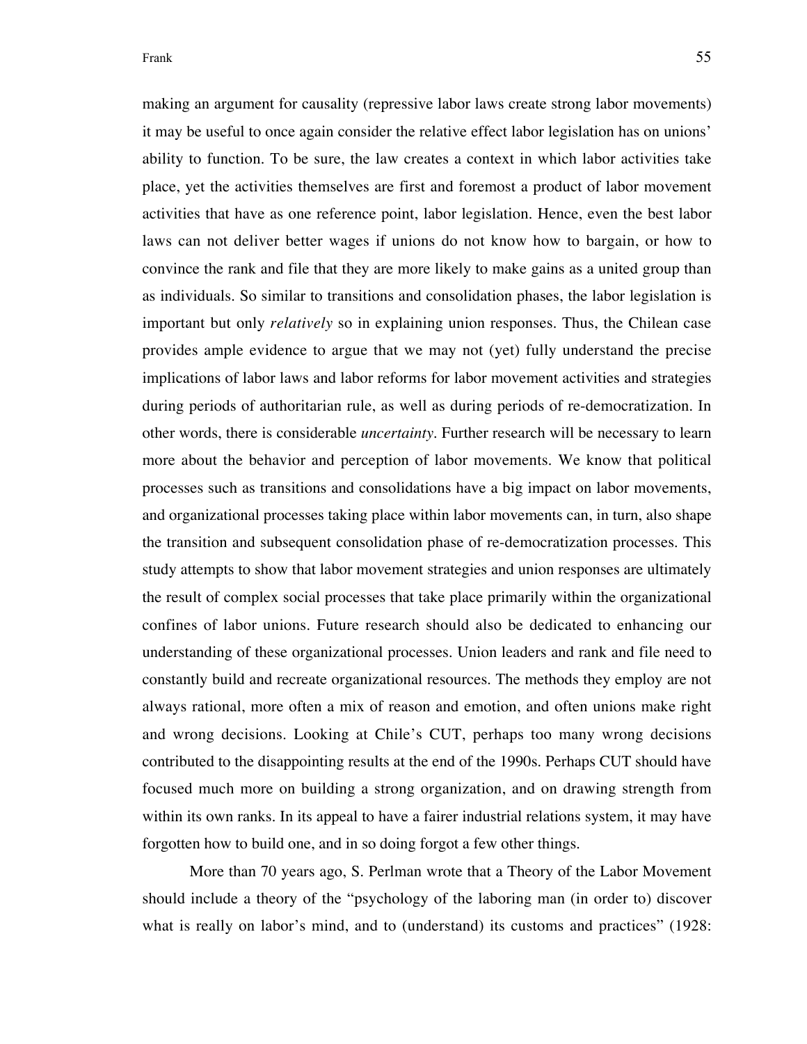making an argument for causality (repressive labor laws create strong labor movements) it may be useful to once again consider the relative effect labor legislation has on unions' ability to function. To be sure, the law creates a context in which labor activities take place, yet the activities themselves are first and foremost a product of labor movement activities that have as one reference point, labor legislation. Hence, even the best labor laws can not deliver better wages if unions do not know how to bargain, or how to convince the rank and file that they are more likely to make gains as a united group than as individuals. So similar to transitions and consolidation phases, the labor legislation is important but only *relatively* so in explaining union responses. Thus, the Chilean case provides ample evidence to argue that we may not (yet) fully understand the precise implications of labor laws and labor reforms for labor movement activities and strategies during periods of authoritarian rule, as well as during periods of re-democratization. In other words, there is considerable *uncertainty*. Further research will be necessary to learn more about the behavior and perception of labor movements. We know that political processes such as transitions and consolidations have a big impact on labor movements, and organizational processes taking place within labor movements can, in turn, also shape the transition and subsequent consolidation phase of re-democratization processes. This study attempts to show that labor movement strategies and union responses are ultimately the result of complex social processes that take place primarily within the organizational confines of labor unions. Future research should also be dedicated to enhancing our understanding of these organizational processes. Union leaders and rank and file need to constantly build and recreate organizational resources. The methods they employ are not always rational, more often a mix of reason and emotion, and often unions make right and wrong decisions. Looking at Chile's CUT, perhaps too many wrong decisions contributed to the disappointing results at the end of the 1990s. Perhaps CUT should have focused much more on building a strong organization, and on drawing strength from within its own ranks. In its appeal to have a fairer industrial relations system, it may have forgotten how to build one, and in so doing forgot a few other things.

More than 70 years ago, S. Perlman wrote that a Theory of the Labor Movement should include a theory of the "psychology of the laboring man (in order to) discover what is really on labor's mind, and to (understand) its customs and practices" (1928: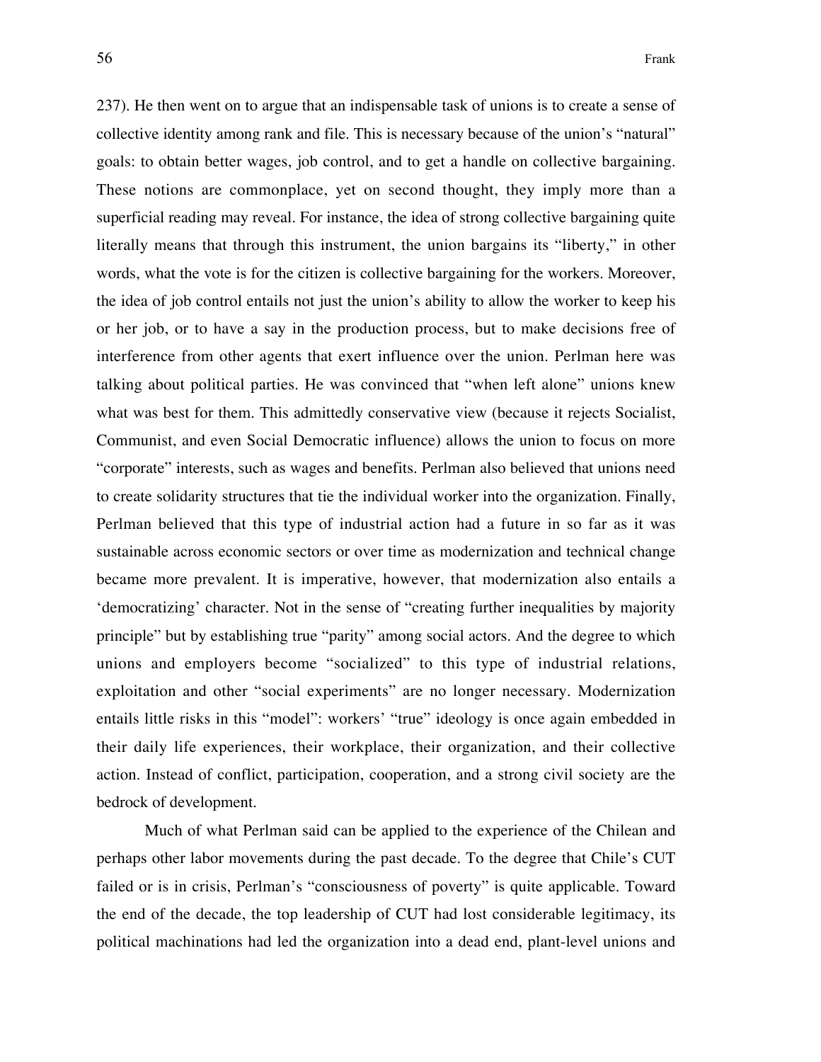237). He then went on to argue that an indispensable task of unions is to create a sense of collective identity among rank and file. This is necessary because of the union's "natural" goals: to obtain better wages, job control, and to get a handle on collective bargaining. These notions are commonplace, yet on second thought, they imply more than a superficial reading may reveal. For instance, the idea of strong collective bargaining quite literally means that through this instrument, the union bargains its "liberty," in other words, what the vote is for the citizen is collective bargaining for the workers. Moreover, the idea of job control entails not just the union's ability to allow the worker to keep his or her job, or to have a say in the production process, but to make decisions free of interference from other agents that exert influence over the union. Perlman here was talking about political parties. He was convinced that "when left alone" unions knew what was best for them. This admittedly conservative view (because it rejects Socialist, Communist, and even Social Democratic influence) allows the union to focus on more "corporate" interests, such as wages and benefits. Perlman also believed that unions need to create solidarity structures that tie the individual worker into the organization. Finally, Perlman believed that this type of industrial action had a future in so far as it was sustainable across economic sectors or over time as modernization and technical change became more prevalent. It is imperative, however, that modernization also entails a 'democratizing' character. Not in the sense of "creating further inequalities by majority principle" but by establishing true "parity" among social actors. And the degree to which unions and employers become "socialized" to this type of industrial relations, exploitation and other "social experiments" are no longer necessary. Modernization entails little risks in this "model": workers' "true" ideology is once again embedded in their daily life experiences, their workplace, their organization, and their collective action. Instead of conflict, participation, cooperation, and a strong civil society are the bedrock of development.

Much of what Perlman said can be applied to the experience of the Chilean and perhaps other labor movements during the past decade. To the degree that Chile's CUT failed or is in crisis, Perlman's "consciousness of poverty" is quite applicable. Toward the end of the decade, the top leadership of CUT had lost considerable legitimacy, its political machinations had led the organization into a dead end, plant-level unions and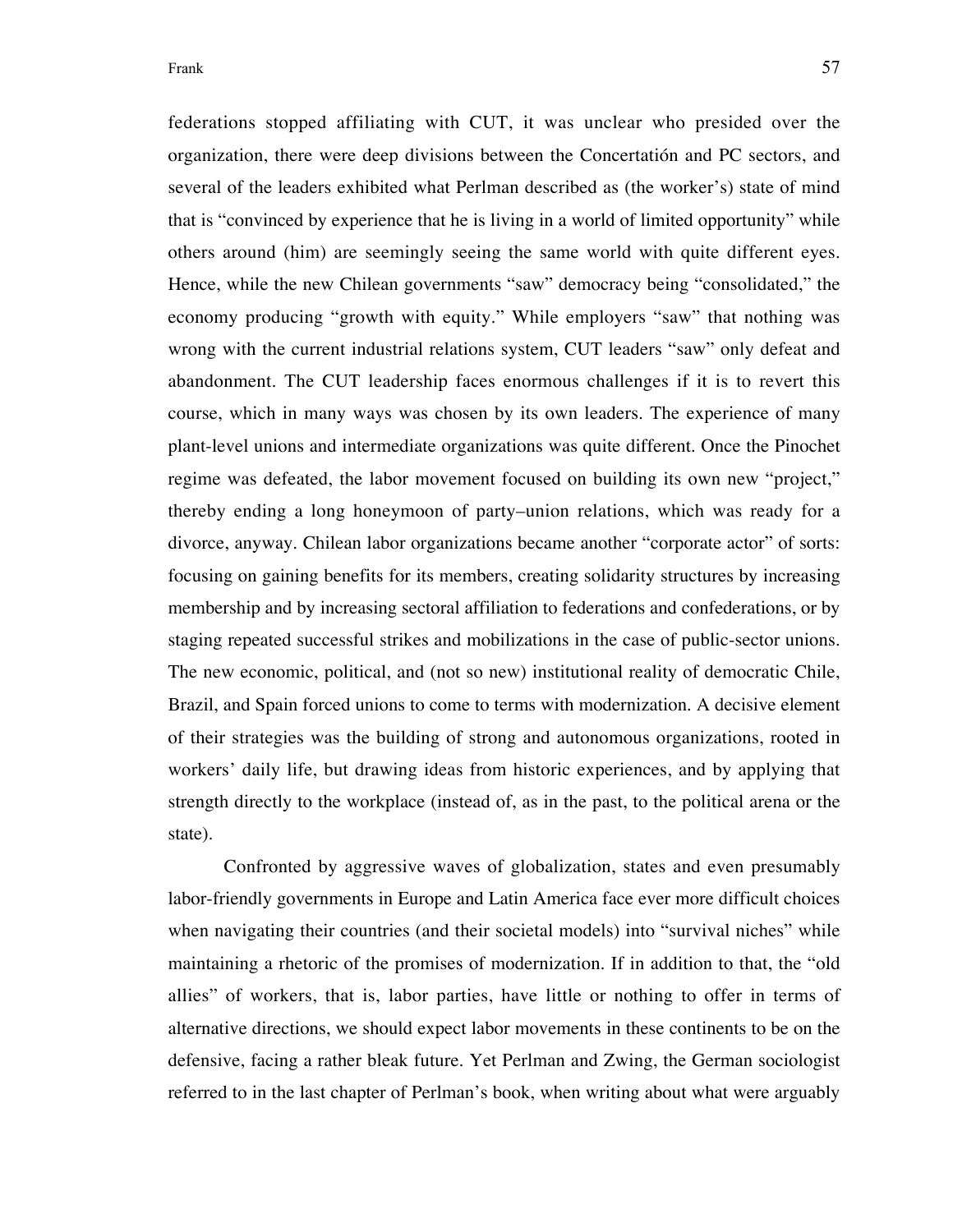federations stopped affiliating with CUT, it was unclear who presided over the organization, there were deep divisions between the Concertatión and PC sectors, and several of the leaders exhibited what Perlman described as (the worker's) state of mind that is "convinced by experience that he is living in a world of limited opportunity" while others around (him) are seemingly seeing the same world with quite different eyes. Hence, while the new Chilean governments "saw" democracy being "consolidated," the economy producing "growth with equity." While employers "saw" that nothing was wrong with the current industrial relations system, CUT leaders "saw" only defeat and abandonment. The CUT leadership faces enormous challenges if it is to revert this course, which in many ways was chosen by its own leaders. The experience of many plant-level unions and intermediate organizations was quite different. Once the Pinochet regime was defeated, the labor movement focused on building its own new "project," thereby ending a long honeymoon of party–union relations, which was ready for a divorce, anyway. Chilean labor organizations became another "corporate actor" of sorts: focusing on gaining benefits for its members, creating solidarity structures by increasing membership and by increasing sectoral affiliation to federations and confederations, or by staging repeated successful strikes and mobilizations in the case of public-sector unions. The new economic, political, and (not so new) institutional reality of democratic Chile, Brazil, and Spain forced unions to come to terms with modernization. A decisive element of their strategies was the building of strong and autonomous organizations, rooted in workers' daily life, but drawing ideas from historic experiences, and by applying that strength directly to the workplace (instead of, as in the past, to the political arena or the state).

Confronted by aggressive waves of globalization, states and even presumably labor-friendly governments in Europe and Latin America face ever more difficult choices when navigating their countries (and their societal models) into "survival niches" while maintaining a rhetoric of the promises of modernization. If in addition to that, the "old allies" of workers, that is, labor parties, have little or nothing to offer in terms of alternative directions, we should expect labor movements in these continents to be on the defensive, facing a rather bleak future. Yet Perlman and Zwing, the German sociologist referred to in the last chapter of Perlman's book, when writing about what were arguably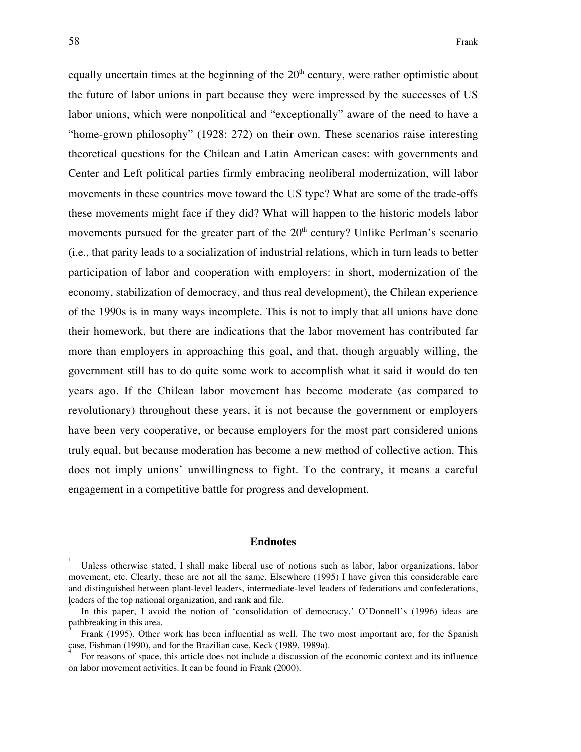equally uncertain times at the beginning of the 20th century, were rather optimistic about the future of labor unions in part because they were impressed by the successes of US labor unions, which were nonpolitical and "exceptionally" aware of the need to have a "home-grown philosophy" (1928: 272) on their own. These scenarios raise interesting theoretical questions for the Chilean and Latin American cases: with governments and Center and Left political parties firmly embracing neoliberal modernization, will labor movements in these countries move toward the US type? What are some of the trade-offs these movements might face if they did? What will happen to the historic models labor movements pursued for the greater part of the 20th century? Unlike Perlman's scenario (i.e., that parity leads to a socialization of industrial relations, which in turn leads to better participation of labor and cooperation with employers: in short, modernization of the economy, stabilization of democracy, and thus real development), the Chilean experience of the 1990s is in many ways incomplete. This is not to imply that all unions have done their homework, but there are indications that the labor movement has contributed far more than employers in approaching this goal, and that, though arguably willing, the government still has to do quite some work to accomplish what it said it would do ten years ago. If the Chilean labor movement has become moderate (as compared to revolutionary) throughout these years, it is not because the government or employers have been very cooperative, or because employers for the most part considered unions truly equal, but because moderation has become a new method of collective action. This does not imply unions' unwillingness to fight. To the contrary, it means a careful engagement in a competitive battle for progress and development.

## Endnotes

[1] Unless otherwise stated, I shall make liberal use of notions such as labor, labor organizations, labor movement, etc. Clearly, these are not all the same. Elsewhere (1995) I have given this considerable care and distinguished between plant-level leaders, intermediate-level leaders of federations and confederations, leaders of the top national organization, and rank and file.

[2] In this paper, I avoid the notion of 'consolidation of democracy.' O'Donnell's (1996) ideas are pathbreaking in this area.

[3] Frank (1995). Other work has been influential as well. The two most important are, for the Spanish case, Fishman (1990), and for the Brazilian case, Keck (1989, 1989a).

[4] For reasons of space, this article does not include a discussion of the economic context and its influence on labor movement activities. It can be found in Frank (2000).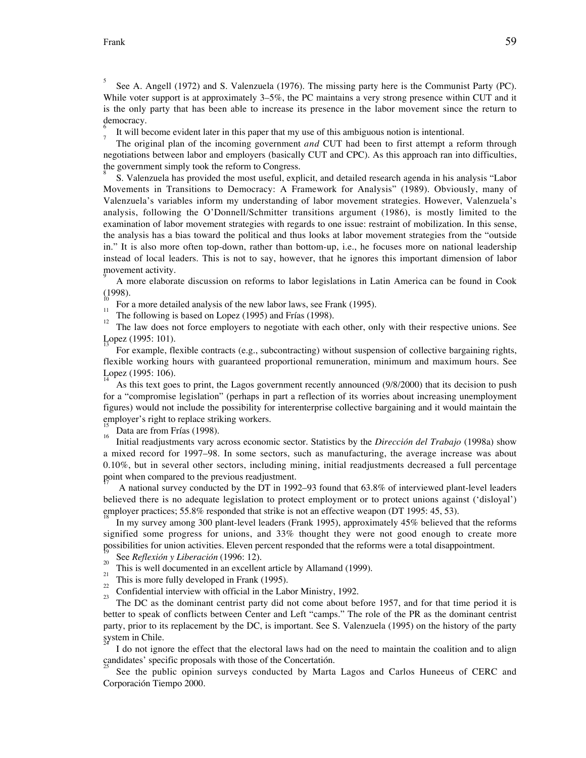[5] See A. Angell (1972) and S. Valenzuela (1976). The missing party here is the Communist Party (PC). While voter support is at approximately 3–5%, the PC maintains a very strong presence within CUT and it is the only party that has been able to increase its presence in the labor movement since the return to democracy.

[6] It will become evident later in this paper that my use of this ambiguous notion is intentional.

[7] The original plan of the incoming government *and* CUT had been to first attempt a reform through negotiations between labor and employers (basically CUT and CPC). As this approach ran into difficulties, the government simply took the reform to Congress.

[8] S. Valenzuela has provided the most useful, explicit, and detailed research agenda in his analysis "Labor Movements in Transitions to Democracy: A Framework for Analysis" (1989). Obviously, many of Valenzuela's variables inform my understanding of labor movement strategies. However, Valenzuela's analysis, following the O'Donnell/Schmitter transitions argument (1986), is mostly limited to the examination of labor movement strategies with regards to one issue: restraint of mobilization. In this sense, the analysis has a bias toward the political and thus looks at labor movement strategies from the "outside in." It is also more often top-down, rather than bottom-up, i.e., he focuses more on national leadership instead of local leaders. This is not to say, however, that he ignores this important dimension of labor movement activity.

[9] A more elaborate discussion on reforms to labor legislations in Latin America can be found in Cook (1998).

[10] For a more detailed analysis of the new labor laws, see Frank (1995).

[11] The following is based on Lopez (1995) and Frías (1998).

[12] The law does not force employers to negotiate with each other, only with their respective unions. See Lopez (1995: 101).

[13] For example, flexible contracts (e.g., subcontracting) without suspension of collective bargaining rights, flexible working hours with guaranteed proportional remuneration, minimum and maximum hours. See Lopez (1995: 106).

[14] As this text goes to print, the Lagos government recently announced (9/8/2000) that its decision to push for a "compromise legislation" (perhaps in part a reflection of its worries about increasing unemployment figures) would not include the possibility for interenterprise collective bargaining and it would maintain the employer's right to replace striking workers.

[15] Data are from Frías (1998).

[16] Initial readjustments vary across economic sector. Statistics by the *Dirección del Trabajo* (1998a) show a mixed record for 1997–98. In some sectors, such as manufacturing, the average increase was about 0.10%, but in several other sectors, including mining, initial readjustments decreased a full percentage point when compared to the previous readjustment.

[17] A national survey conducted by the DT in 1992–93 found that 63.8% of interviewed plant-level leaders believed there is no adequate legislation to protect employment or to protect unions against ('disloyal') employer practices; 55.8% responded that strike is not an effective weapon (DT 1995: 45, 53).

[18] In my survey among 300 plant-level leaders (Frank 1995), approximately 45% believed that the reforms signified some progress for unions, and 33% thought they were not good enough to create more possibilities for union activities. Eleven percent responded that the reforms were a total disappointment.

[19] See *Reflexión y Liberación* (1996: 12).

[20] This is well documented in an excellent article by Allamand (1999).

[21] This is more fully developed in Frank (1995).

[22] Confidential interview with official in the Labor Ministry, 1992.

[23] The DC as the dominant centrist party did not come about before 1957, and for that time period it is better to speak of conflicts between Center and Left "camps." The role of the PR as the dominant centrist party, prior to its replacement by the DC, is important. See S. Valenzuela (1995) on the history of the party system in Chile.

[24] I do not ignore the effect that the electoral laws had on the need to maintain the coalition and to align candidates' specific proposals with those of the Concertatión.

[25] See the public opinion surveys conducted by Marta Lagos and Carlos Huneeus of CERC and Corporación Tiempo 2000.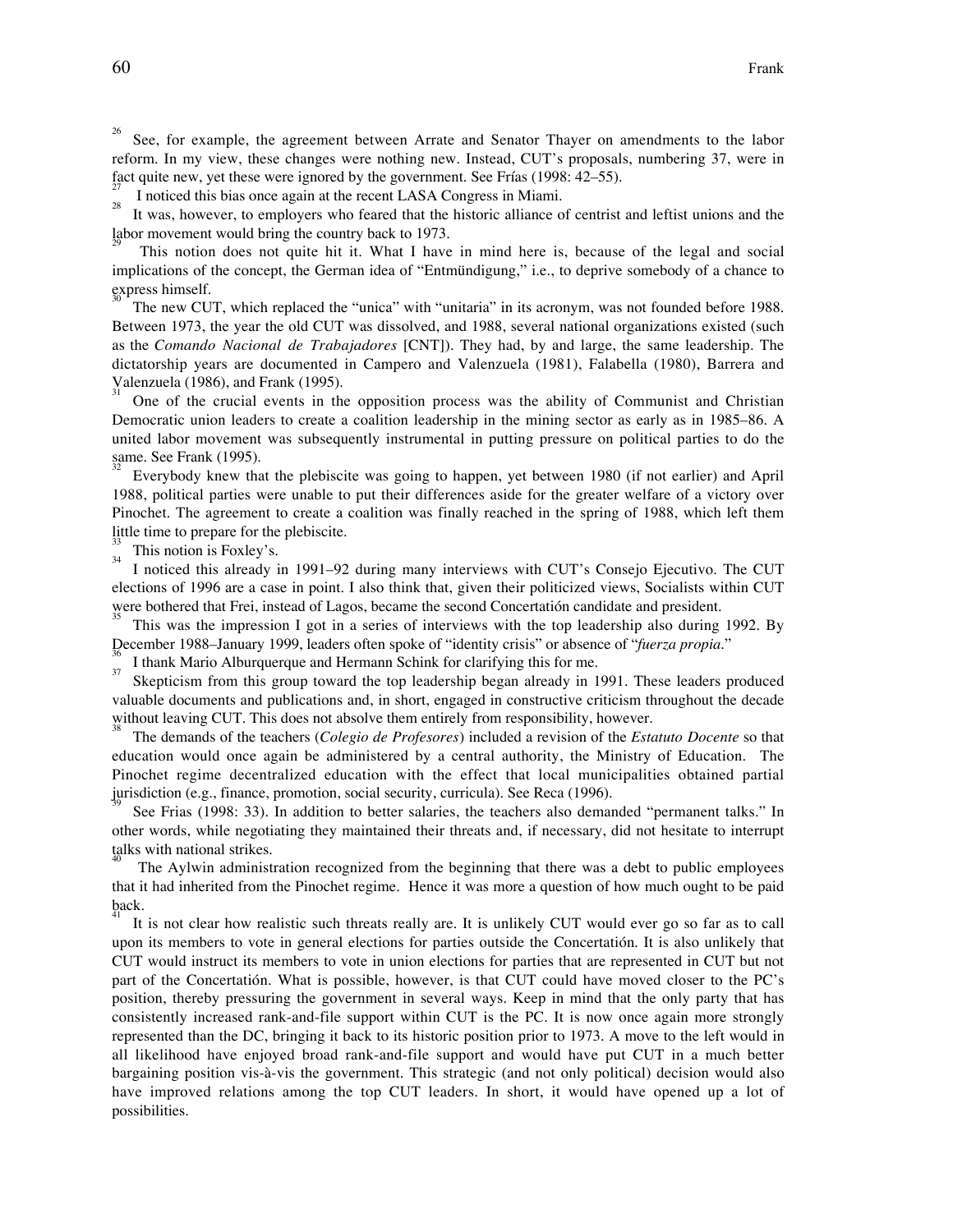[26] See, for example, the agreement between Arrate and Senator Thayer on amendments to the labor reform. In my view, these changes were nothing new. Instead, CUT's proposals, numbering 37, were in fact quite new, yet these were ignored by the government. See Frías (1998: 42–55).

[27] I noticed this bias once again at the recent LASA Congress in Miami.

[28] It was, however, to employers who feared that the historic alliance of centrist and leftist unions and the labor movement would bring the country back to 1973.

[29] This notion does not quite hit it. What I have in mind here is, because of the legal and social implications of the concept, the German idea of "Entmündigung," i.e., to deprive somebody of a chance to express himself.

[30] The new CUT, which replaced the "unica" with "unitaria" in its acronym, was not founded before 1988. Between 1973, the year the old CUT was dissolved, and 1988, several national organizations existed (such as the *Comando Nacional de Trabajadores* [CNT]). They had, by and large, the same leadership. The dictatorship years are documented in Campero and Valenzuela (1981), Falabella (1980), Barrera and Valenzuela (1986), and Frank (1995).

[31] One of the crucial events in the opposition process was the ability of Communist and Christian Democratic union leaders to create a coalition leadership in the mining sector as early as in 1985–86. A united labor movement was subsequently instrumental in putting pressure on political parties to do the same. See Frank (1995).

[32] Everybody knew that the plebiscite was going to happen, yet between 1980 (if not earlier) and April 1988, political parties were unable to put their differences aside for the greater welfare of a victory over Pinochet. The agreement to create a coalition was finally reached in the spring of 1988, which left them little time to prepare for the plebiscite.

[33] This notion is Foxley's.

[34] I noticed this already in 1991–92 during many interviews with CUT's Consejo Ejecutivo. The CUT elections of 1996 are a case in point. I also think that, given their politicized views, Socialists within CUT were bothered that Frei, instead of Lagos, became the second Concertatión candidate and president.

[35] This was the impression I got in a series of interviews with the top leadership also during 1992. By December 1988–January 1999, leaders often spoke of "identity crisis" or absence of "*fuerza propia*."

[36] I thank Mario Alburquerque and Hermann Schink for clarifying this for me.

[37] Skepticism from this group toward the top leadership began already in 1991. These leaders produced valuable documents and publications and, in short, engaged in constructive criticism throughout the decade without leaving CUT. This does not absolve them entirely from responsibility, however.

[38] The demands of the teachers (*Colegio de Profesores*) included a revision of the *Estatuto Docente* so that education would once again be administered by a central authority, the Ministry of Education. The Pinochet regime decentralized education with the effect that local municipalities obtained partial jurisdiction (e.g., finance, promotion, social security, curricula). See Reca (1996).

[39] See Frias (1998: 33). In addition to better salaries, the teachers also demanded "permanent talks." In other words, while negotiating they maintained their threats and, if necessary, did not hesitate to interrupt talks with national strikes.

[40] The Aylwin administration recognized from the beginning that there was a debt to public employees that it had inherited from the Pinochet regime. Hence it was more a question of how much ought to be paid back.

[41] It is not clear how realistic such threats really are. It is unlikely CUT would ever go so far as to call upon its members to vote in general elections for parties outside the Concertatión. It is also unlikely that CUT would instruct its members to vote in union elections for parties that are represented in CUT but not part of the Concertatión. What is possible, however, is that CUT could have moved closer to the PC's position, thereby pressuring the government in several ways. Keep in mind that the only party that has consistently increased rank-and-file support within CUT is the PC. It is now once again more strongly represented than the DC, bringing it back to its historic position prior to 1973. A move to the left would in all likelihood have enjoyed broad rank-and-file support and would have put CUT in a much better bargaining position vis-à-vis the government. This strategic (and not only political) decision would also have improved relations among the top CUT leaders. In short, it would have opened up a lot of possibilities.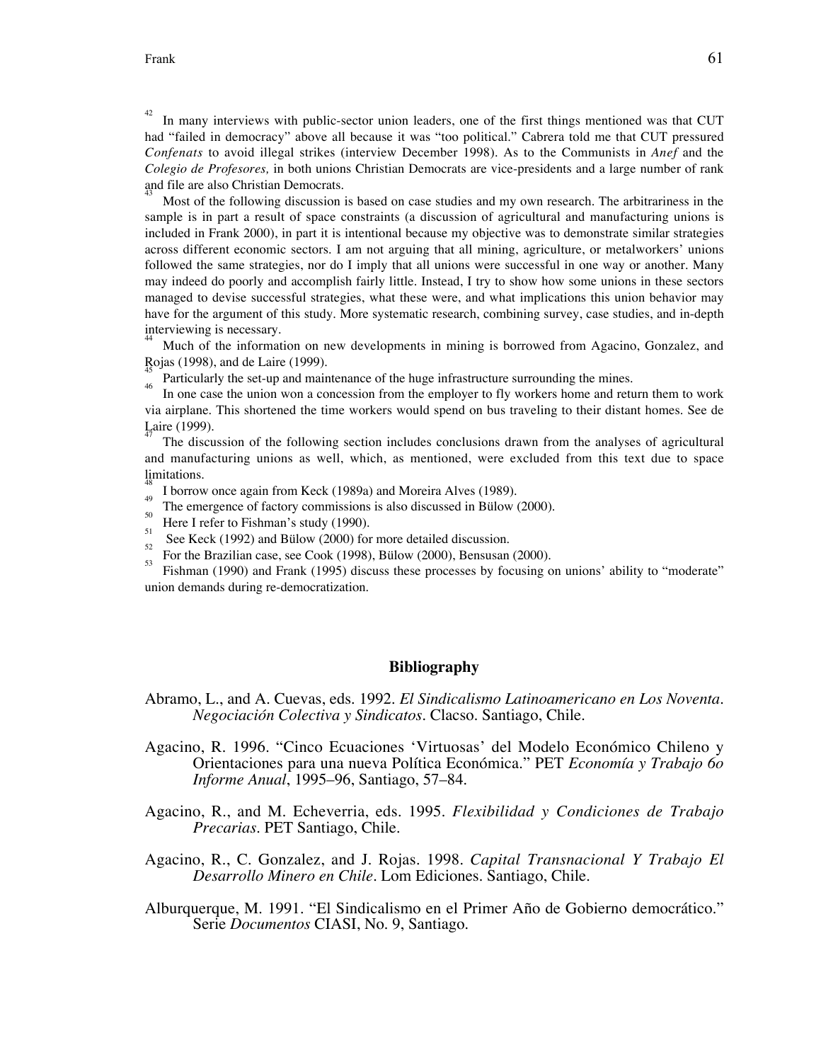[42] In many interviews with public-sector union leaders, one of the first things mentioned was that CUT had "failed in democracy" above all because it was "too political." Cabrera told me that CUT pressured *Confenats* to avoid illegal strikes (interview December 1998). As to the Communists in *Anef* and the *Colegio de Profesores,* in both unions Christian Democrats are vice-presidents and a large number of rank and file are also Christian Democrats.

[43] Most of the following discussion is based on case studies and my own research. The arbitrariness in the sample is in part a result of space constraints (a discussion of agricultural and manufacturing unions is included in Frank 2000), in part it is intentional because my objective was to demonstrate similar strategies across different economic sectors. I am not arguing that all mining, agriculture, or metalworkers' unions followed the same strategies, nor do I imply that all unions were successful in one way or another. Many may indeed do poorly and accomplish fairly little. Instead, I try to show how some unions in these sectors managed to devise successful strategies, what these were, and what implications this union behavior may have for the argument of this study. More systematic research, combining survey, case studies, and in-depth interviewing is necessary.

[44] Much of the information on new developments in mining is borrowed from Agacino, Gonzalez, and Rojas (1998), and de Laire (1999).

[45] Particularly the set-up and maintenance of the huge infrastructure surrounding the mines.

[46] In one case the union won a concession from the employer to fly workers home and return them to work via airplane. This shortened the time workers would spend on bus traveling to their distant homes. See de Laire (1999).

[47] The discussion of the following section includes conclusions drawn from the analyses of agricultural and manufacturing unions as well, which, as mentioned, were excluded from this text due to space limitations.

[48] I borrow once again from Keck (1989a) and Moreira Alves (1989).

[49] The emergence of factory commissions is also discussed in Bülow (2000).

[50] Here I refer to Fishman's study (1990).

[51] See Keck (1992) and Bülow (2000) for more detailed discussion.

[52] For the Brazilian case, see Cook (1998), Bülow (2000), Bensusan (2000).

[53] Fishman (1990) and Frank (1995) discuss these processes by focusing on unions' ability to "moderate" union demands during re-democratization.

## Bibliography

Abramo, L., and A. Cuevas, eds. 1992. *El Sindicalismo Latinoamericano en Los Noventa. Negociación Colectiva y Sindicatos*. Clacso. Santiago, Chile.

Agacino, R. 1996. "Cinco Ecuaciones 'Virtuosas' del Modelo Económico Chileno y Orientaciones para una nueva Política Económica." PET *Economía y Trabajo 6o Informe Anual*, 1995–96, Santiago, 57–84.

Agacino, R., and M. Echeverria, eds. 1995. *Flexibilidad y Condiciones de Trabajo Precarias*. PET Santiago, Chile.

Agacino, R., C. Gonzalez, and J. Rojas. 1998. *Capital Transnacional Y Trabajo El Desarrollo Minero en Chile*. Lom Ediciones. Santiago, Chile.

Alburquerque, M. 1991. "El Sindicalismo en el Primer Año de Gobierno democrático." Serie *Documentos* CIASI, No. 9, Santiago.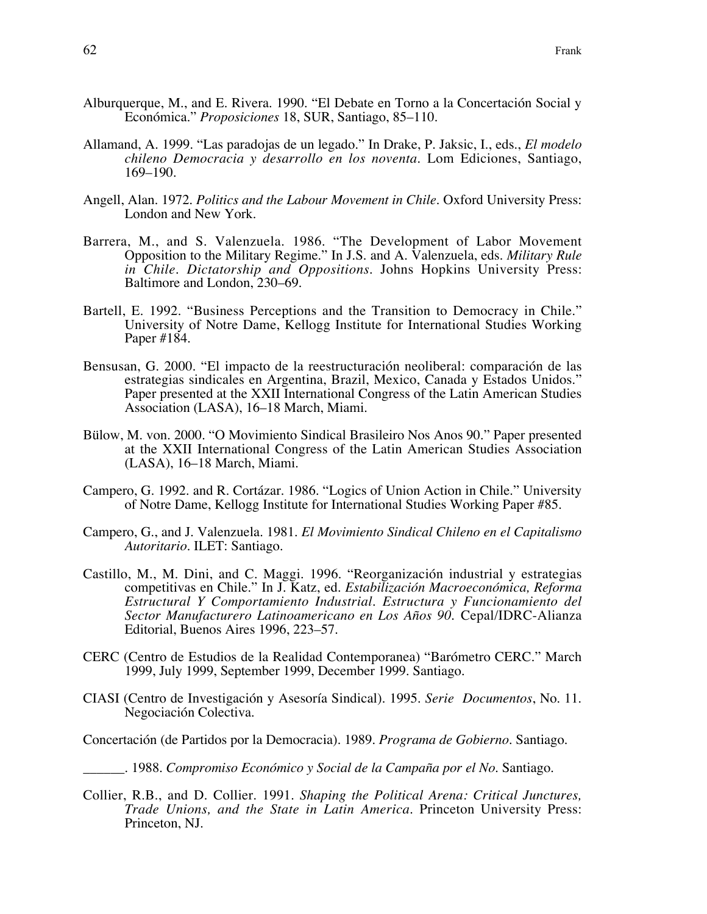Alburquerque, M., and E. Rivera. 1990. "El Debate en Torno a la Concertación Social y Económica." *Proposiciones* 18, SUR, Santiago, 85–110.

Allamand, A. 1999. "Las paradojas de un legado." In Drake, P. Jaksic, I., eds., *El modelo chileno Democracia y desarrollo en los noventa*. Lom Ediciones, Santiago, 169–190.

Angell, Alan. 1972. *Politics and the Labour Movement in Chile*. Oxford University Press: London and New York.

Barrera, M., and S. Valenzuela. 1986. "The Development of Labor Movement Opposition to the Military Regime." In J.S. and A. Valenzuela, eds. *Military Rule in Chile. Dictatorship and Oppositions*. Johns Hopkins University Press: Baltimore and London, 230–69.

Bartell, E. 1992. "Business Perceptions and the Transition to Democracy in Chile." University of Notre Dame, Kellogg Institute for International Studies Working Paper #184.

Bensusan, G. 2000. "El impacto de la reestructuración neoliberal: comparación de las estrategias sindicales en Argentina, Brazil, Mexico, Canada y Estados Unidos." Paper presented at the XXII International Congress of the Latin American Studies Association (LASA), 16–18 March, Miami.

Bülow, M. von. 2000. "O Movimiento Sindical Brasileiro Nos Anos 90." Paper presented at the XXII International Congress of the Latin American Studies Association (LASA), 16–18 March, Miami.

Campero, G. 1992. and R. Cortázar. 1986. "Logics of Union Action in Chile." University of Notre Dame, Kellogg Institute for International Studies Working Paper #85.

Campero, G., and J. Valenzuela. 1981. *El Movimiento Sindical Chileno en el Capitalismo Autoritario*. ILET: Santiago.

Castillo, M., M. Dini, and C. Maggi. 1996. "Reorganización industrial y estrategias competitivas en Chile." In J. Katz, ed. *Estabilización Macroeconómica, Reforma Estructural Y Comportamiento Industrial. Estructura y Funcionamiento del Sector Manufacturero Latinoamericano en Los Años 90.* Cepal/IDRC-Alianza Editorial, Buenos Aires 1996, 223–57.

CERC (Centro de Estudios de la Realidad Contemporanea) "Barómetro CERC." March 1999, July 1999, September 1999, December 1999. Santiago.

CIASI (Centro de Investigación y Asesoría Sindical). 1995. *Serie Documentos*, No. 11. Negociación Colectiva.

Concertación (de Partidos por la Democracia). 1989. *Programa de Gobierno*. Santiago.

______. 1988. *Compromiso Económico y Social de la Campaña por el No*. Santiago.

Collier, R.B., and D. Collier. 1991. *Shaping the Political Arena: Critical Junctures, Trade Unions, and the State in Latin America*. Princeton University Press: Princeton, NJ.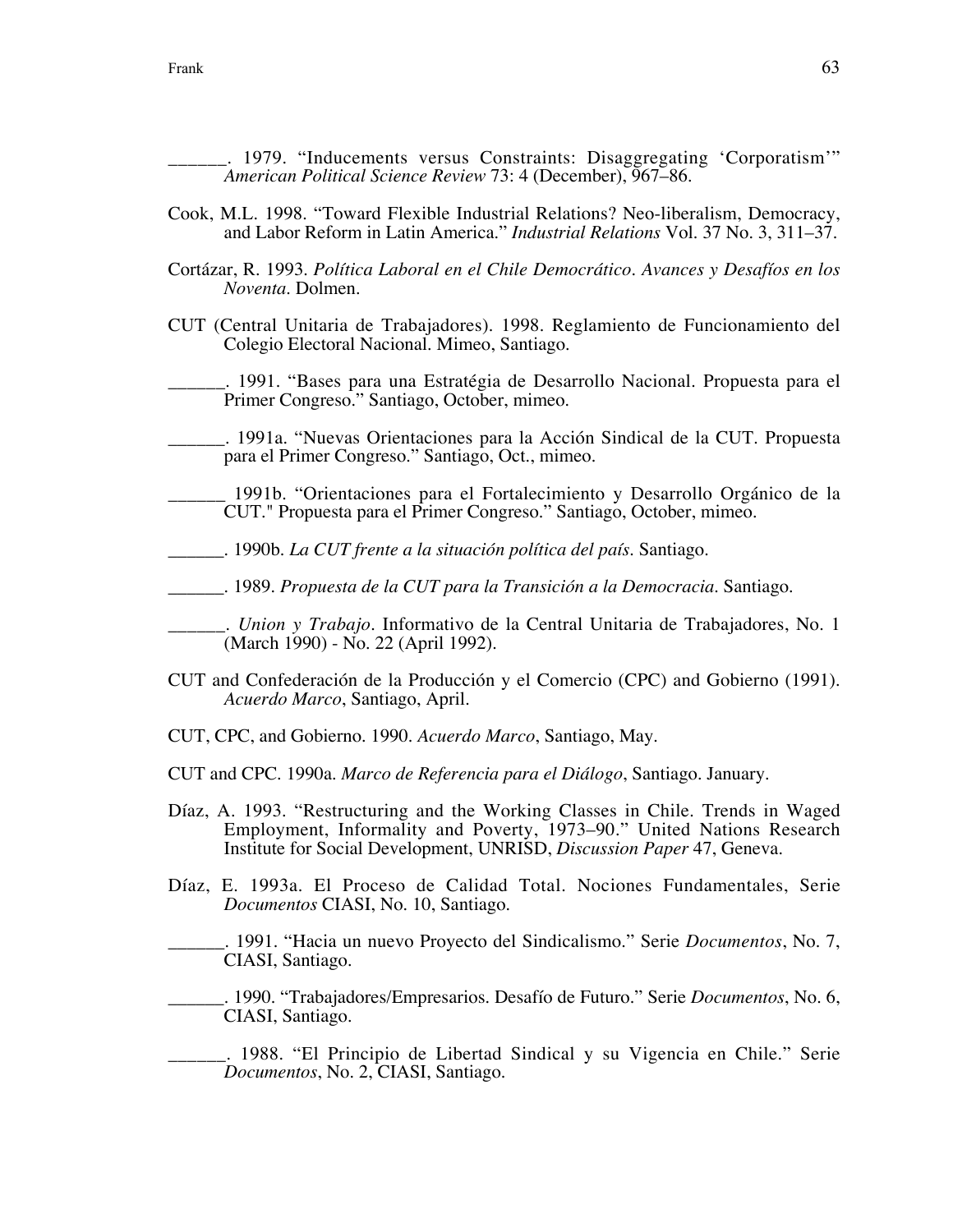______. 1979. "Inducements versus Constraints: Disaggregating 'Corporatism'" *American Political Science Review* 73: 4 (December), 967–86.

Cook, M.L. 1998. "Toward Flexible Industrial Relations? Neo-liberalism, Democracy, and Labor Reform in Latin America." *Industrial Relations* Vol. 37 No. 3, 311–37.

Cortázar, R. 1993. *Política Laboral en el Chile Democrático. Avances y Desafíos en los Noventa*. Dolmen.

CUT (Central Unitaria de Trabajadores). 1998. Reglamiento de Funcionamiento del Colegio Electoral Nacional. Mimeo, Santiago.

______. 1991. "Bases para una Estratégia de Desarrollo Nacional. Propuesta para el Primer Congreso." Santiago, October, mimeo.

______. 1991a. "Nuevas Orientaciones para la Acción Sindical de la CUT. Propuesta para el Primer Congreso." Santiago, Oct., mimeo.

______ 1991b. "Orientaciones para el Fortalecimiento y Desarrollo Orgánico de la CUT." Propuesta para el Primer Congreso." Santiago, October, mimeo.

______. 1990b. *La CUT frente a la situación política del país*. Santiago.

______. 1989. *Propuesta de la CUT para la Transición a la Democracia*. Santiago.

______. *Union y Trabajo*. Informativo de la Central Unitaria de Trabajadores, No. 1 (March 1990) - No. 22 (April 1992).

CUT and Confederación de la Producción y el Comercio (CPC) and Gobierno (1991). *Acuerdo Marco*, Santiago, April.

CUT, CPC, and Gobierno. 1990. *Acuerdo Marco*, Santiago, May.

CUT and CPC. 1990a. *Marco de Referencia para el Diálogo*, Santiago. January.

Díaz, A. 1993. "Restructuring and the Working Classes in Chile. Trends in Waged Employment, Informality and Poverty, 1973–90." United Nations Research Institute for Social Development, UNRISD, *Discussion Paper* 47, Geneva.

Díaz, E. 1993a. El Proceso de Calidad Total. Nociones Fundamentales, Serie *Documentos* CIASI, No. 10, Santiago.

______. 1991. "Hacia un nuevo Proyecto del Sindicalismo." Serie *Documentos*, No. 7, CIASI, Santiago.

______. 1990. "Trabajadores/Empresarios. Desafío de Futuro." Serie *Documentos*, No. 6, CIASI, Santiago.

______. 1988. "El Principio de Libertad Sindical y su Vigencia en Chile." Serie *Documentos*, No. 2, CIASI, Santiago.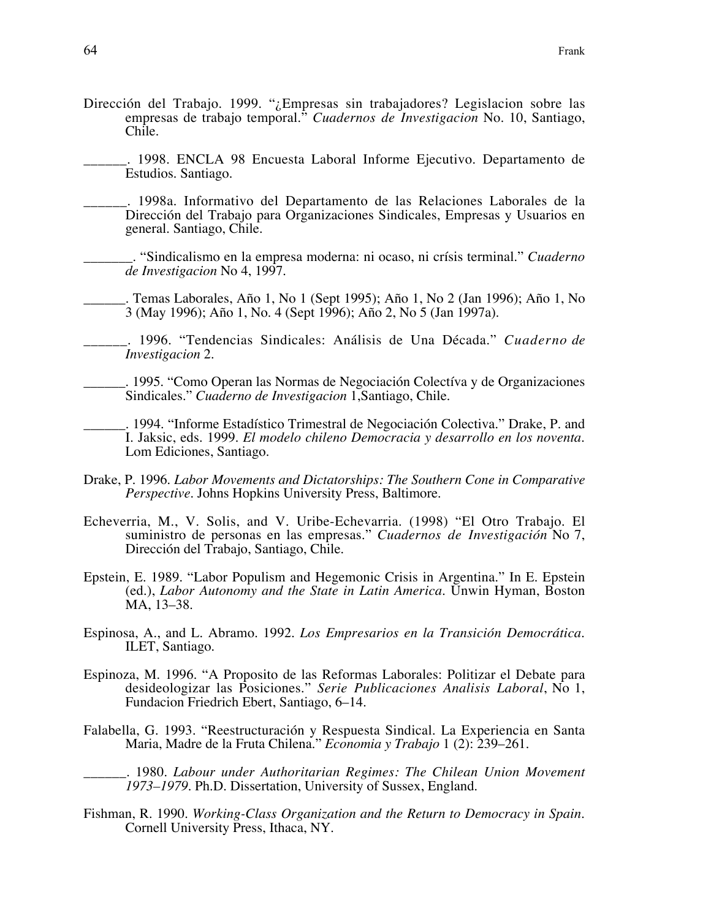Dirección del Trabajo. 1999. "¿Empresas sin trabajadores? Legislacion sobre las empresas de trabajo temporal." *Cuadernos de Investigacion* No. 10, Santiago, Chile.

______. 1998. ENCLA 98 Encuesta Laboral Informe Ejecutivo. Departamento de Estudios. Santiago.

______. 1998a. Informativo del Departamento de las Relaciones Laborales de la Dirección del Trabajo para Organizaciones Sindicales, Empresas y Usuarios en general. Santiago, Chile.

_______. "Sindicalismo en la empresa moderna: ni ocaso, ni crísis terminal." *Cuaderno de Investigacion* No 4, 1997.

______. Temas Laborales, Año 1, No 1 (Sept 1995); Año 1, No 2 (Jan 1996); Año 1, No 3 (May 1996); Año 1, No. 4 (Sept 1996); Año 2, No 5 (Jan 1997a).

______. 1996. "Tendencias Sindicales: Análisis de Una Década." *Cuaderno de Investigacion* 2.

______. 1995. "Como Operan las Normas de Negociación Colectíva y de Organizaciones Sindicales." *Cuaderno de Investigacion* 1,Santiago, Chile.

______. 1994. "Informe Estadístico Trimestral de Negociación Colectiva." Drake, P. and I. Jaksic, eds. 1999. *El modelo chileno Democracia y desarrollo en los noventa*. Lom Ediciones, Santiago.

Drake, P. 1996. *Labor Movements and Dictatorships: The Southern Cone in Comparative Perspective*. Johns Hopkins University Press, Baltimore.

Echeverria, M., V. Solis, and V. Uribe-Echevarria. (1998) "El Otro Trabajo. El suministro de personas en las empresas." *Cuadernos de Investigación* No 7, Dirección del Trabajo, Santiago, Chile.

Epstein, E. 1989. "Labor Populism and Hegemonic Crisis in Argentina." In E. Epstein (ed.), *Labor Autonomy and the State in Latin America*. Unwin Hyman, Boston MA, 13–38.

Espinosa, A., and L. Abramo. 1992. *Los Empresarios en la Transición Democrática*. ILET, Santiago.

Espinoza, M. 1996. "A Proposito de las Reformas Laborales: Politizar el Debate para desideologizar las Posiciones." *Serie Publicaciones Analisis Laboral*, No 1, Fundacion Friedrich Ebert, Santiago, 6–14.

Falabella, G. 1993. "Reestructuración y Respuesta Sindical. La Experiencia en Santa Maria, Madre de la Fruta Chilena." *Economia y Trabajo* 1 (2): 239–261.

______. 1980. *Labour under Authoritarian Regimes: The Chilean Union Movement 1973–1979*. Ph.D. Dissertation, University of Sussex, England.

Fishman, R. 1990. *Working-Class Organization and the Return to Democracy in Spain*. Cornell University Press, Ithaca, NY.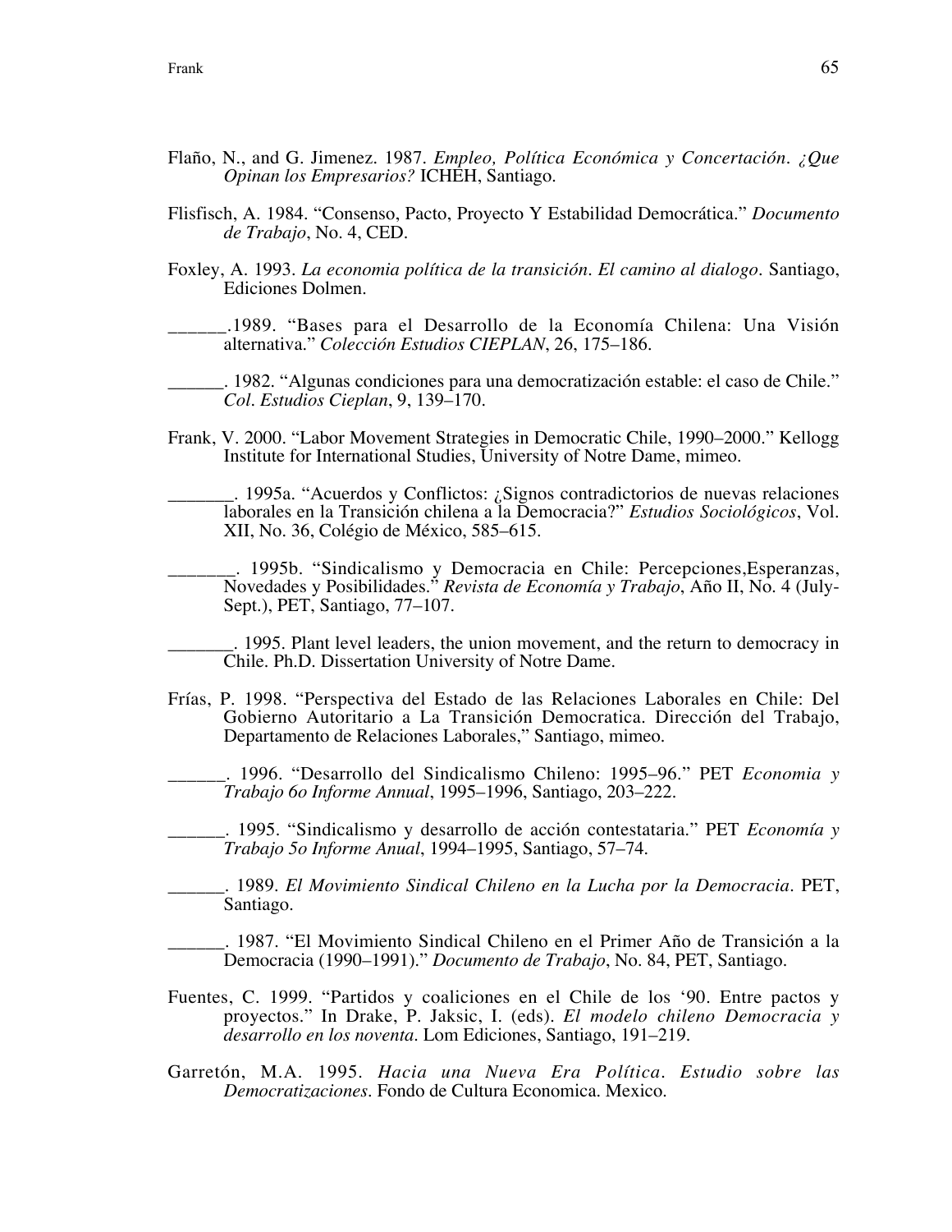Flaño, N., and G. Jimenez. 1987. *Empleo, Política Económica y Concertación. ¿Que Opinan los Empresarios?* ICHEH, Santiago.

Flisfisch, A. 1984. "Consenso, Pacto, Proyecto Y Estabilidad Democrática." *Documento de Trabajo*, No. 4, CED.

Foxley, A. 1993. *La economia política de la transición. El camino al dialogo.* Santiago, Ediciones Dolmen.

______.1989. "Bases para el Desarrollo de la Economía Chilena: Una Visión alternativa." *Colección Estudios CIEPLAN*, 26, 175–186.

______. 1982. "Algunas condiciones para una democratización estable: el caso de Chile." *Col. Estudios Cieplan*, 9, 139–170.

Frank, V. 2000. "Labor Movement Strategies in Democratic Chile, 1990–2000." Kellogg Institute for International Studies, University of Notre Dame, mimeo.

_______. 1995a. "Acuerdos y Conflictos: ¿Signos contradictorios de nuevas relaciones laborales en la Transición chilena a la Democracia?" *Estudios Sociológicos*, Vol. XII, No. 36, Colégio de México, 585–615.

_______. 1995b. "Sindicalismo y Democracia en Chile: Percepciones,Esperanzas, Novedades y Posibilidades." *Revista de Economía y Trabajo*, Año II, No. 4 (July-Sept.), PET, Santiago, 77–107.

_______. 1995. Plant level leaders, the union movement, and the return to democracy in Chile. Ph.D. Dissertation University of Notre Dame.

Frías, P. 1998. "Perspectiva del Estado de las Relaciones Laborales en Chile: Del Gobierno Autoritario a La Transición Democrática. Dirección del Trabajo, Departamento de Relaciones Laborales," Santiago, mimeo.

______. 1996. "Desarrollo del Sindicalismo Chileno: 1995–96." PET *Economia y Trabajo 6o Informe Annual*, 1995–1996, Santiago, 203–222.

______. 1995. "Sindicalismo y desarrollo de acción contestataria." PET *Economía y Trabajo 5o Informe Anual*, 1994–1995, Santiago, 57–74.

______. 1989. *El Movimiento Sindical Chileno en la Lucha por la Democracia*. PET, Santiago.

______. 1987. "El Movimiento Sindical Chileno en el Primer Año de Transición a la Democracia (1990–1991)." *Documento de Trabajo*, No. 84, PET, Santiago.

Fuentes, C. 1999. "Partidos y coaliciones en el Chile de los '90. Entre pactos y proyectos." In Drake, P. Jaksic, I. (eds). *El modelo chileno Democracia y desarrollo en los noventa*. Lom Ediciones, Santiago, 191–219.

Garretón, M.A. 1995. *Hacia una Nueva Era Política. Estudio sobre las Democratizaciones*. Fondo de Cultura Economica. Mexico.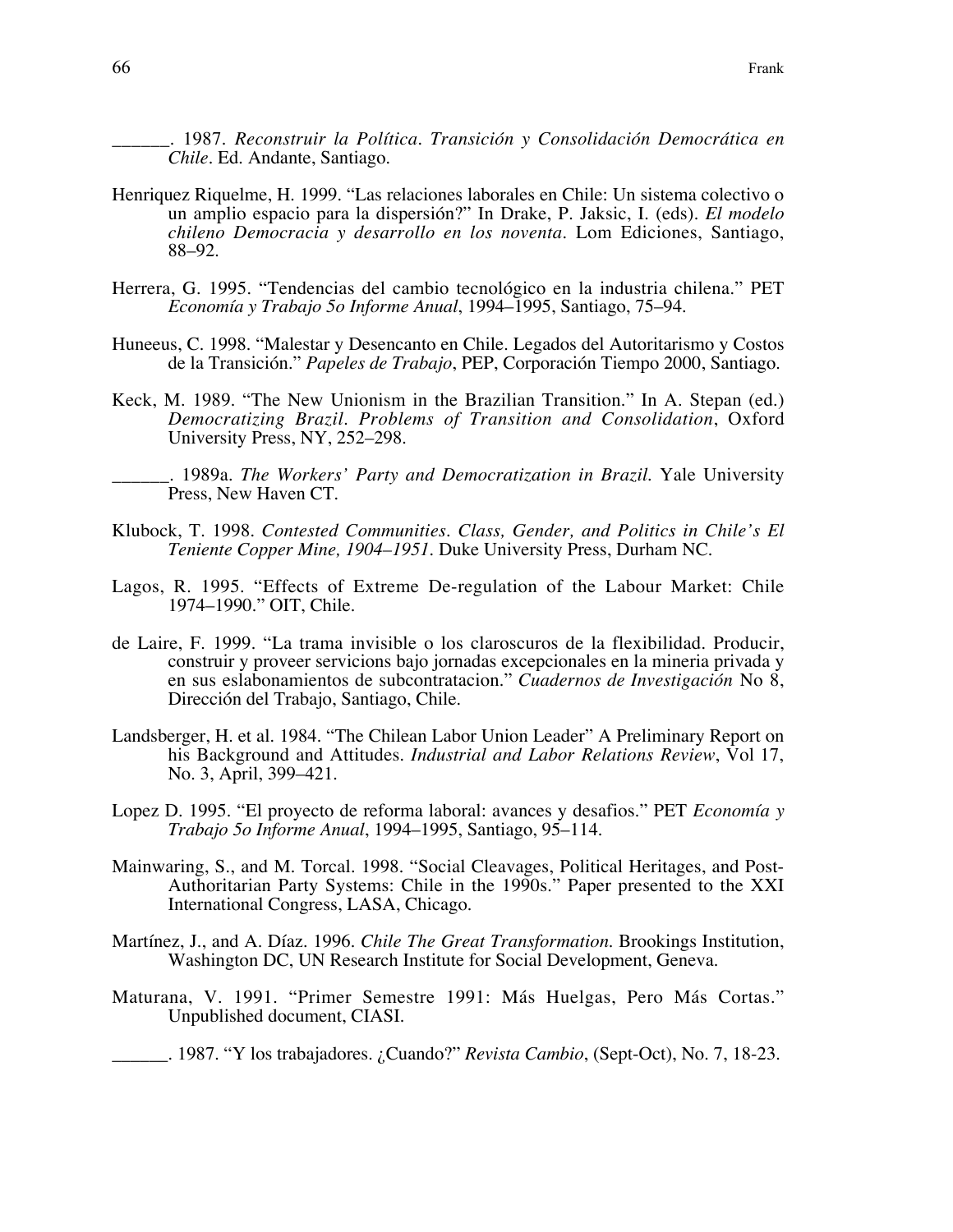______. 1987. *Reconstruir la Política. Transición y Consolidación Democrática en Chile*. Ed. Andante, Santiago.

Henriquez Riquelme, H. 1999. "Las relaciones laborales en Chile: Un sistema colectivo o un amplio espacio para la dispersión?" In Drake, P. Jaksic, I. (eds). *El modelo chileno Democracia y desarrollo en los noventa*. Lom Ediciones, Santiago, 88–92.

Herrera, G. 1995. "Tendencias del cambio tecnológico en la industria chilena." PET *Economía y Trabajo 5o Informe Anual*, 1994–1995, Santiago, 75–94.

Huneeus, C. 1998. "Malestar y Desencanto en Chile. Legados del Autoritarismo y Costos de la Transición." *Papeles de Trabajo*, PEP, Corporación Tiempo 2000, Santiago.

Keck, M. 1989. "The New Unionism in the Brazilian Transition." In A. Stepan (ed.) *Democratizing Brazil. Problems of Transition and Consolidation*, Oxford University Press, NY, 252–298.

______. 1989a. *The Workers' Party and Democratization in Brazil.* Yale University Press, New Haven CT.

Klubock, T. 1998. *Contested Communities. Class, Gender, and Politics in Chile's El Teniente Copper Mine, 1904–1951.* Duke University Press, Durham NC.

Lagos, R. 1995. "Effects of Extreme De-regulation of the Labour Market: Chile 1974–1990." OIT, Chile.

de Laire, F. 1999. "La trama invisible o los claroscuros de la flexibilidad. Producir, construir y proveer servicions bajo jornadas excepcionales en la mineria privada y en sus eslabonamientos de subcontratacion." *Cuadernos de Investigación* No 8, Dirección del Trabajo, Santiago, Chile.

Landsberger, H. et al. 1984. "The Chilean Labor Union Leader" A Preliminary Report on his Background and Attitudes. *Industrial and Labor Relations Review*, Vol 17, No. 3, April, 399–421.

Lopez D. 1995. "El proyecto de reforma laboral: avances y desafios." PET *Economía y Trabajo 5o Informe Anual*, 1994–1995, Santiago, 95–114.

Mainwaring, S., and M. Torcal. 1998. "Social Cleavages, Political Heritages, and Post-Authoritarian Party Systems: Chile in the 1990s." Paper presented to the XXI International Congress, LASA, Chicago.

Martínez, J., and A. Díaz. 1996. *Chile The Great Transformation.* Brookings Institution, Washington DC, UN Research Institute for Social Development, Geneva.

Maturana, V. 1991. "Primer Semestre 1991: Más Huelgas, Pero Más Cortas." Unpublished document, CIASI.

______. 1987. "Y los trabajadores. ¿Cuando?" *Revista Cambio*, (Sept-Oct), No. 7, 18-23.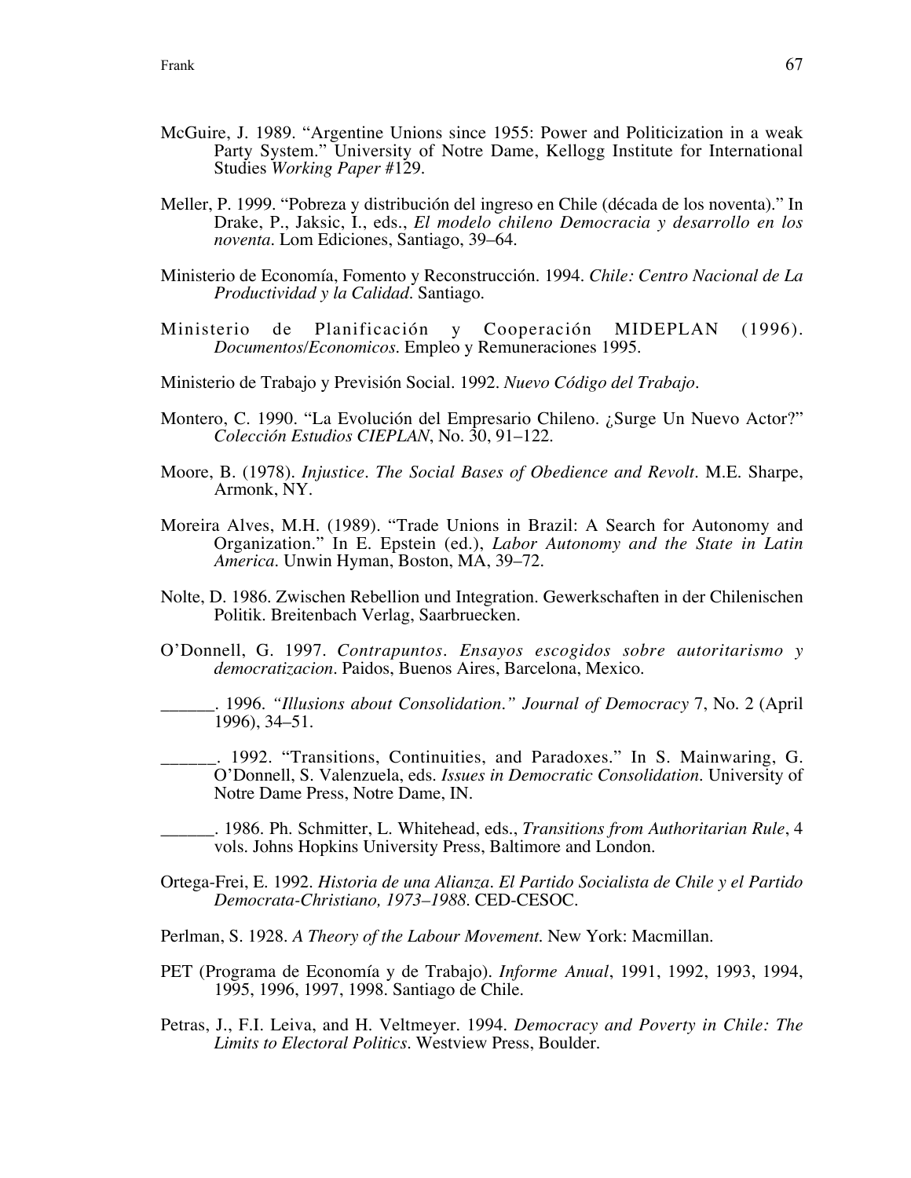McGuire, J. 1989. “Argentine Unions since 1955: Power and Politicization in a weak Party System.” University of Notre Dame, Kellogg Institute for International Studies *Working Paper* #129.

Meller, P. 1999. “Pobreza y distribución del ingreso en Chile (década de los noventa).” In Drake, P., Jaksic, I., eds., *El modelo chileno Democracia y desarrollo en los noventa*. Lom Ediciones, Santiago, 39–64.

Ministerio de Economía, Fomento y Reconstrucción. 1994. *Chile: Centro Nacional de La Productividad y la Calidad*. Santiago.

Ministerio de Planificación y Cooperación MIDEPLAN (1996). *Documentos/Economicos*. Empleo y Remuneraciones 1995.

Ministerio de Trabajo y Previsión Social. 1992. *Nuevo Código del Trabajo*.

Montero, C. 1990. “La Evolución del Empresario Chileno. ¿Surge Un Nuevo Actor?” *Colección Estudios CIEPLAN*, No. 30, 91–122.

Moore, B. (1978). *Injustice. The Social Bases of Obedience and Revolt*. M.E. Sharpe, Armonk, NY.

Moreira Alves, M.H. (1989). “Trade Unions in Brazil: A Search for Autonomy and Organization.” In E. Epstein (ed.), *Labor Autonomy and the State in Latin America*. Unwin Hyman, Boston, MA, 39–72.

Nolte, D. 1986. Zwischen Rebellion und Integration. Gewerkschaften in der Chilenischen Politik. Breitenbach Verlag, Saarbruecken.

O’Donnell, G. 1997. *Contrapuntos. Ensayos escogidos sobre autoritarismo y democratizacion*. Paidos, Buenos Aires, Barcelona, Mexico.

______. 1996. *“Illusions about Consolidation.” Journal of Democracy* 7, No. 2 (April 1996), 34–51.

______. 1992. “Transitions, Continuities, and Paradoxes.” In S. Mainwaring, G. O’Donnell, S. Valenzuela, eds. *Issues in Democratic Consolidation*. University of Notre Dame Press, Notre Dame, IN.

______. 1986. Ph. Schmitter, L. Whitehead, eds., *Transitions from Authoritarian Rule*, 4 vols. Johns Hopkins University Press, Baltimore and London.

Ortega-Frei, E. 1992. *Historia de una Alianza. El Partido Socialista de Chile y el Partido Democrata-Christiano, 1973–1988*. CED-CESOC.

Perlman, S. 1928. *A Theory of the Labour Movement*. New York: Macmillan.

PET (Programa de Economía y de Trabajo). *Informe Anual*, 1991, 1992, 1993, 1994, 1995, 1996, 1997, 1998. Santiago de Chile.

Petras, J., F.I. Leiva, and H. Veltmeyer. 1994. *Democracy and Poverty in Chile: The Limits to Electoral Politics*. Westview Press, Boulder.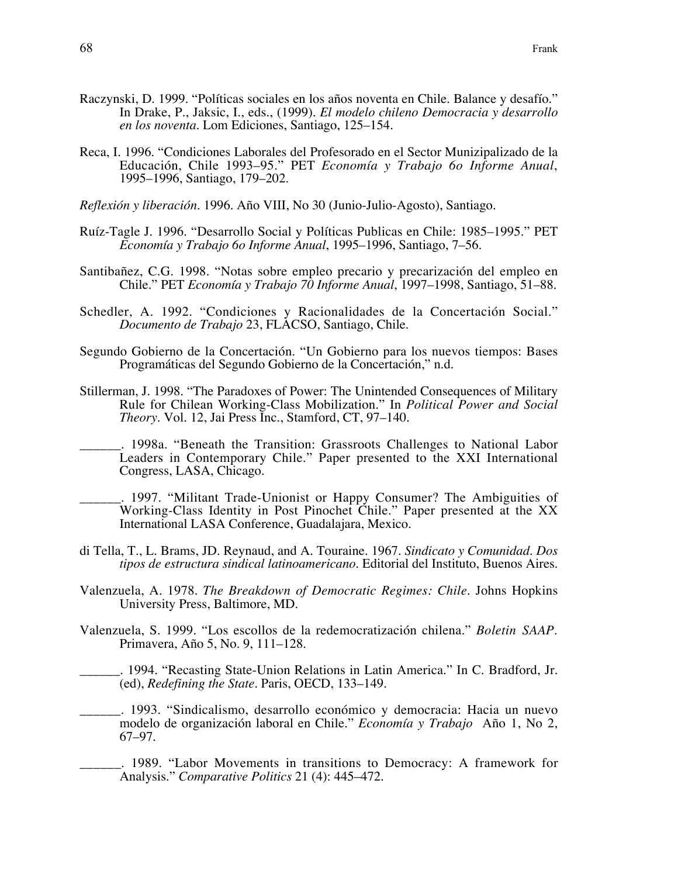Raczynski, D. 1999. "Políticas sociales en los años noventa en Chile. Balance y desafío." In Drake, P., Jaksic, I., eds., (1999). *El modelo chileno Democracia y desarrollo en los noventa*. Lom Ediciones, Santiago, 125–154.

Reca, I. 1996. "Condiciones Laborales del Profesorado en el Sector Munizipalizado de la Educación, Chile 1993–95." PET *Economía y Trabajo 6o Informe Anual*, 1995–1996, Santiago, 179–202.

*Reflexión y liberación*. 1996. Año VIII, No 30 (Junio-Julio-Agosto), Santiago.

Ruíz-Tagle J. 1996. "Desarrollo Social y Políticas Publicas en Chile: 1985–1995." PET *Economía y Trabajo 6o Informe Anual*, 1995–1996, Santiago, 7–56.

Santibañez, C.G. 1998. "Notas sobre empleo precario y precarización del empleo en Chile." PET *Economía y Trabajo 70 Informe Anual*, 1997–1998, Santiago, 51–88.

Schedler, A. 1992. "Condiciones y Racionalidades de la Concertación Social." *Documento de Trabajo* 23, FLACSO, Santiago, Chile.

Segundo Gobierno de la Concertación. "Un Gobierno para los nuevos tiempos: Bases Programáticas del Segundo Gobierno de la Concertación," n.d.

Stillerman, J. 1998. "The Paradoxes of Power: The Unintended Consequences of Military Rule for Chilean Working-Class Mobilization." In *Political Power and Social Theory*. Vol. 12, Jai Press Inc., Stamford, CT, 97–140.

______. 1998a. "Beneath the Transition: Grassroots Challenges to National Labor Leaders in Contemporary Chile." Paper presented to the XXI International Congress, LASA, Chicago.

______. 1997. "Militant Trade-Unionist or Happy Consumer? The Ambiguities of Working-Class Identity in Post Pinochet Chile." Paper presented at the XX International LASA Conference, Guadalajara, Mexico.

di Tella, T., L. Brams, JD. Reynaud, and A. Touraine. 1967. *Sindicato y Comunidad. Dos tipos de estructura sindical latinoamericano*. Editorial del Instituto, Buenos Aires.

Valenzuela, A. 1978. *The Breakdown of Democratic Regimes: Chile*. Johns Hopkins University Press, Baltimore, MD.

Valenzuela, S. 1999. "Los escollos de la redemocratización chilena." *Boletin SAAP*. Primavera, Año 5, No. 9, 111–128.

______. 1994. "Recasting State-Union Relations in Latin America." In C. Bradford, Jr. (ed), *Redefining the State*. Paris, OECD, 133–149.

______. 1993. "Sindicalismo, desarrollo económico y democracia: Hacia un nuevo modelo de organización laboral en Chile." *Economía y Trabajo* Año 1, No 2, 67–97.

______. 1989. "Labor Movements in transitions to Democracy: A framework for Analysis." *Comparative Politics* 21 (4): 445–472.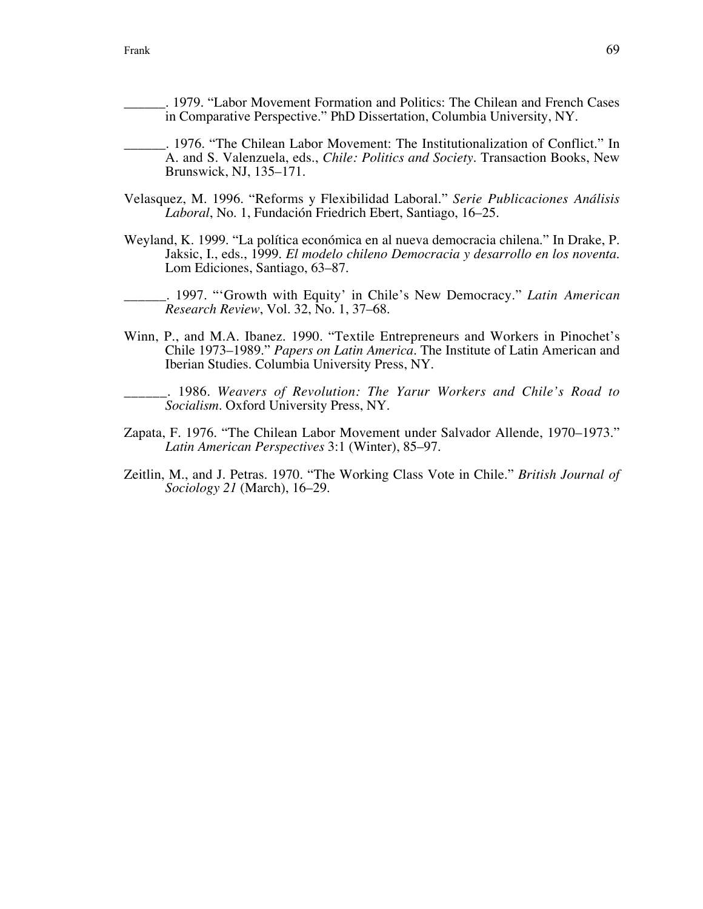______. 1979. "Labor Movement Formation and Politics: The Chilean and French Cases in Comparative Perspective." PhD Dissertation, Columbia University, NY.

______. 1976. "The Chilean Labor Movement: The Institutionalization of Conflict." In A. and S. Valenzuela, eds., *Chile: Politics and Society*. Transaction Books, New Brunswick, NJ, 135–171.

Velasquez, M. 1996. "Reforms y Flexibilidad Laboral." *Serie Publicaciones Análisis Laboral*, No. 1, Fundación Friedrich Ebert, Santiago, 16–25.

Weyland, K. 1999. "La política económica en al nueva democracia chilena." In Drake, P. Jaksic, I., eds., 1999. *El modelo chileno Democracia y desarrollo en los noventa.* Lom Ediciones, Santiago, 63–87.

______. 1997. "'Growth with Equity' in Chile's New Democracy." *Latin American Research Review*, Vol. 32, No. 1, 37–68.

Winn, P., and M.A. Ibanez. 1990. "Textile Entrepreneurs and Workers in Pinochet's Chile 1973–1989." *Papers on Latin America*. The Institute of Latin American and Iberian Studies. Columbia University Press, NY.

______. 1986. *Weavers of Revolution: The Yarur Workers and Chile's Road to Socialism*. Oxford University Press, NY.

Zapata, F. 1976. "The Chilean Labor Movement under Salvador Allende, 1970–1973." *Latin American Perspectives* 3:1 (Winter), 85–97.

Zeitlin, M., and J. Petras. 1970. "The Working Class Vote in Chile." *British Journal of Sociology 21* (March), 16–29.